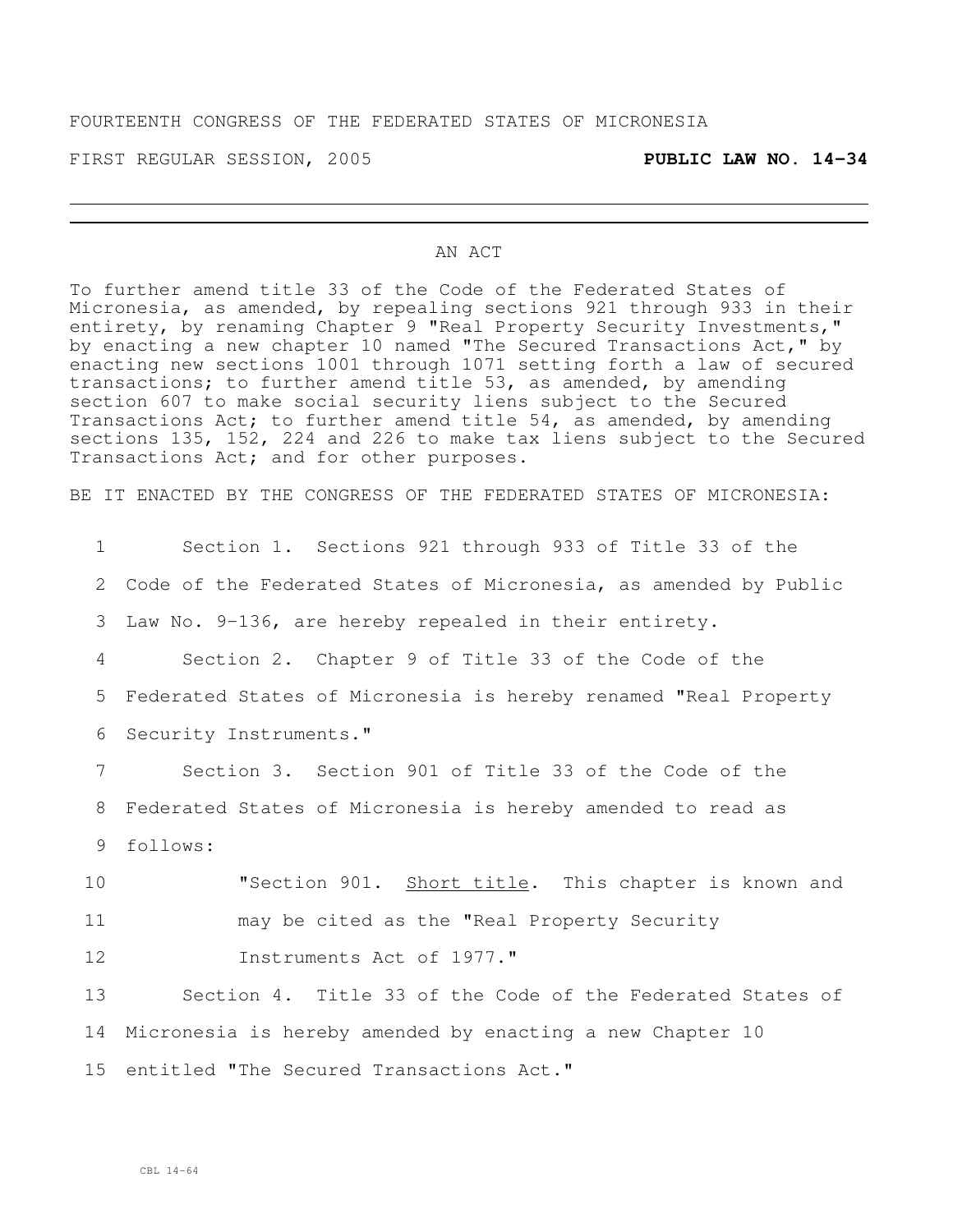FOURTEENTH CONGRESS OF THE FEDERATED STATES OF MICRONESIA

FIRST REGULAR SESSION, 2005 **PUBLIC LAW NO. 14-34**

---

AN ACT

To further amend title 33 of the Code of the Federated States of Micronesia, as amended, by repealing sections 921 through 933 in their entirety, by renaming Chapter 9 "Real Property Security Investments," by enacting a new chapter 10 named "The Secured Transactions Act," by enacting new sections 1001 through 1071 setting forth a law of secured transactions; to further amend title 53, as amended, by amending section 607 to make social security liens subject to the Secured Transactions Act; to further amend title 54, as amended, by amending sections 135, 152, 224 and 226 to make tax liens subject to the Secured Transactions Act; and for other purposes.

BE IT ENACTED BY THE CONGRESS OF THE FEDERATED STATES OF MICRONESIA:

1 Section 1. Sections 921 through 933 of Title 33 of the
2 Code of the Federated States of Micronesia, as amended by Public
3 Law No. 9-136, are hereby repealed in their entirety.
4 Section 2. Chapter 9 of Title 33 of the Code of the
5 Federated States of Micronesia is hereby renamed "Real Property
6 Security Instruments."
7 Section 3. Section 901 of Title 33 of the Code of the
8 Federated States of Micronesia is hereby amended to read as
9 follows:
10 "Section 901. Short title. This chapter is known and
11 may be cited as the "Real Property Security
12 Instruments Act of 1977."
13 Section 4. Title 33 of the Code of the Federated States of
14 Micronesia is hereby amended by enacting a new Chapter 10
15 entitled "The Secured Transactions Act."

CBL 14-64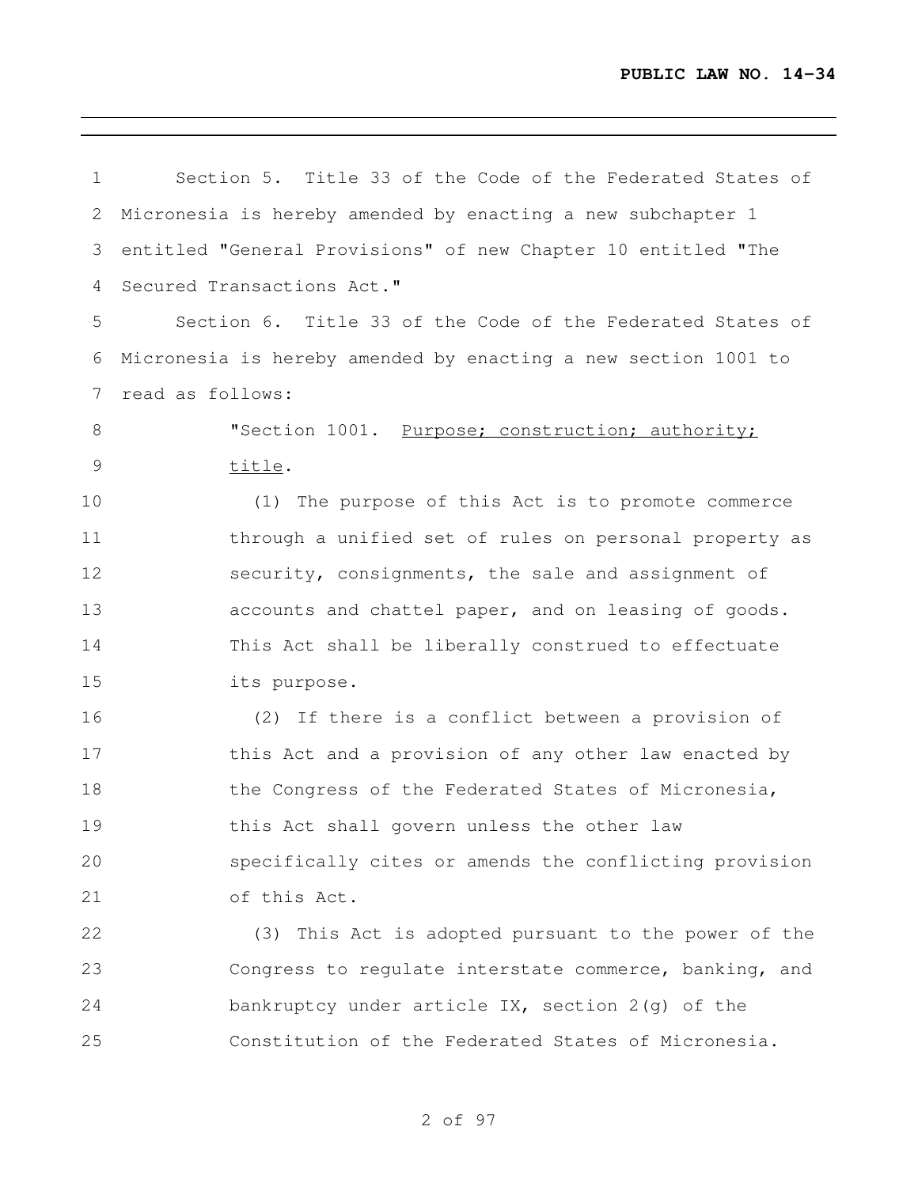Section 5. Title 33 of the Code of the Federated States of Micronesia is hereby amended by enacting a new subchapter 1 entitled "General Provisions" of new Chapter 10 entitled "The Secured Transactions Act."

Section 6. Title 33 of the Code of the Federated States of Micronesia is hereby amended by enacting a new section 1001 to read as follows:

"Section 1001. Purpose; construction; authority; title.

(1) The purpose of this Act is to promote commerce through a unified set of rules on personal property as security, consignments, the sale and assignment of accounts and chattel paper, and on leasing of goods. This Act shall be liberally construed to effectuate its purpose.

(2) If there is a conflict between a provision of this Act and a provision of any other law enacted by the Congress of the Federated States of Micronesia, this Act shall govern unless the other law specifically cites or amends the conflicting provision of this Act.

(3) This Act is adopted pursuant to the power of the Congress to regulate interstate commerce, banking, and bankruptcy under article IX, section 2(g) of the Constitution of the Federated States of Micronesia.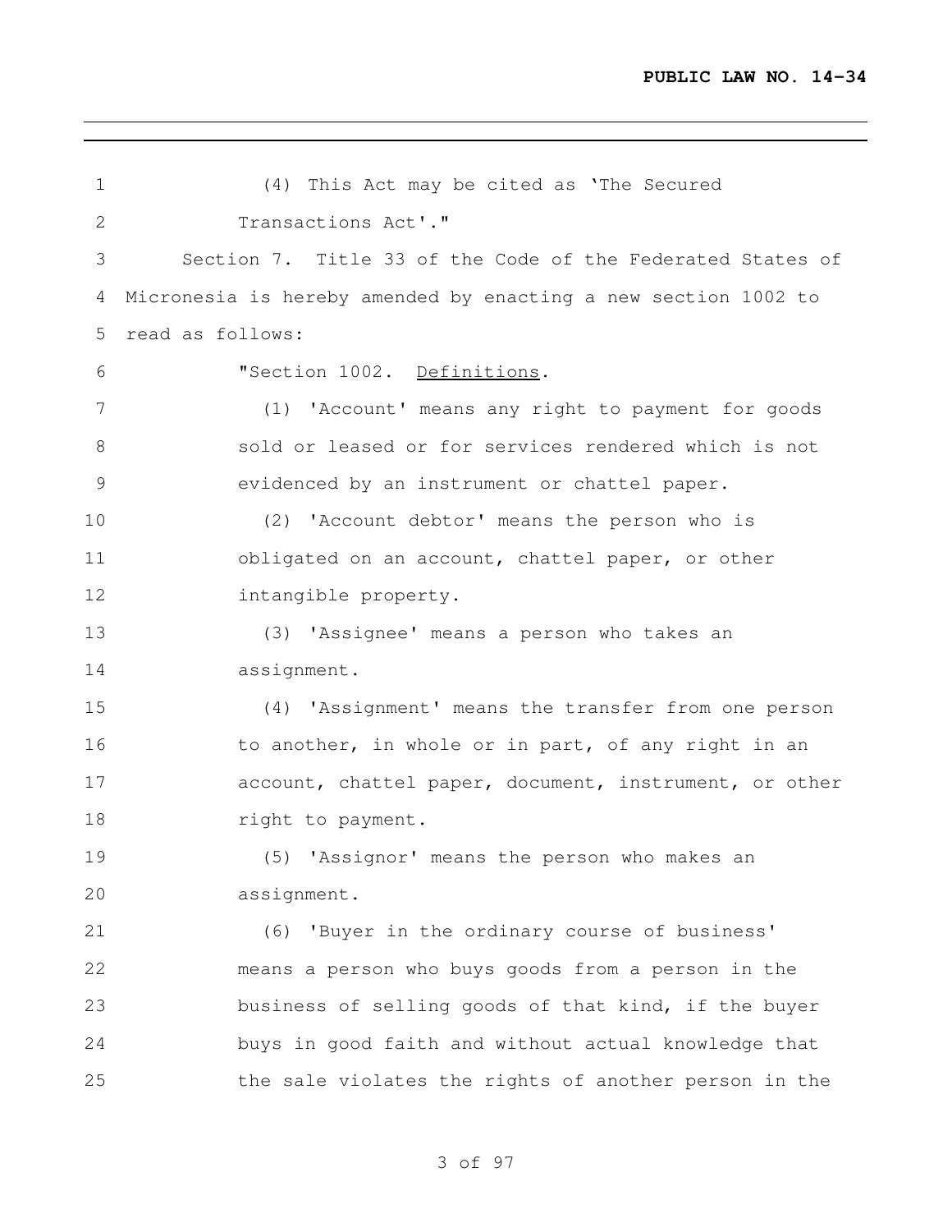(4) This Act may be cited as 'The Secured Transactions Act'."

Section 7. Title 33 of the Code of the Federated States of Micronesia is hereby amended by enacting a new section 1002 to read as follows:

"Section 1002. Definitions.

(1) 'Account' means any right to payment for goods sold or leased or for services rendered which is not evidenced by an instrument or chattel paper.

(2) 'Account debtor' means the person who is obligated on an account, chattel paper, or other intangible property.

(3) 'Assignee' means a person who takes an assignment.

(4) 'Assignment' means the transfer from one person to another, in whole or in part, of any right in an account, chattel paper, document, instrument, or other right to payment.

(5) 'Assignor' means the person who makes an assignment.

(6) 'Buyer in the ordinary course of business' means a person who buys goods from a person in the business of selling goods of that kind, if the buyer buys in good faith and without actual knowledge that the sale violates the rights of another person in the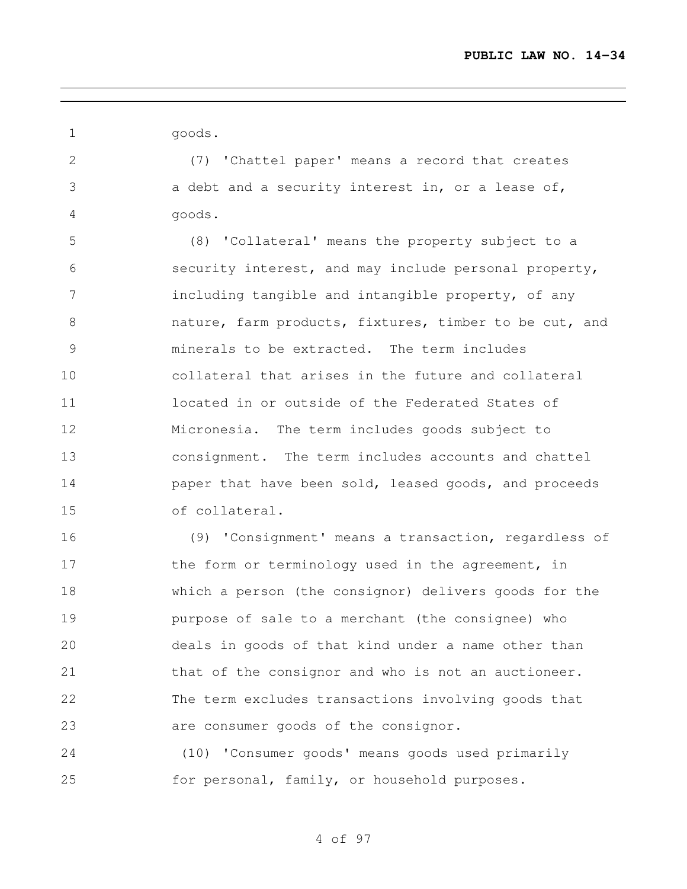goods.

(7) 'Chattel paper' means a record that creates a debt and a security interest in, or a lease of, goods.

(8) 'Collateral' means the property subject to a security interest, and may include personal property, including tangible and intangible property, of any nature, farm products, fixtures, timber to be cut, and minerals to be extracted. The term includes collateral that arises in the future and collateral located in or outside of the Federated States of Micronesia. The term includes goods subject to consignment. The term includes accounts and chattel paper that have been sold, leased goods, and proceeds of collateral.

(9) 'Consignment' means a transaction, regardless of the form or terminology used in the agreement, in which a person (the consignor) delivers goods for the purpose of sale to a merchant (the consignee) who deals in goods of that kind under a name other than that of the consignor and who is not an auctioneer. The term excludes transactions involving goods that are consumer goods of the consignor.

(10) 'Consumer goods' means goods used primarily for personal, family, or household purposes.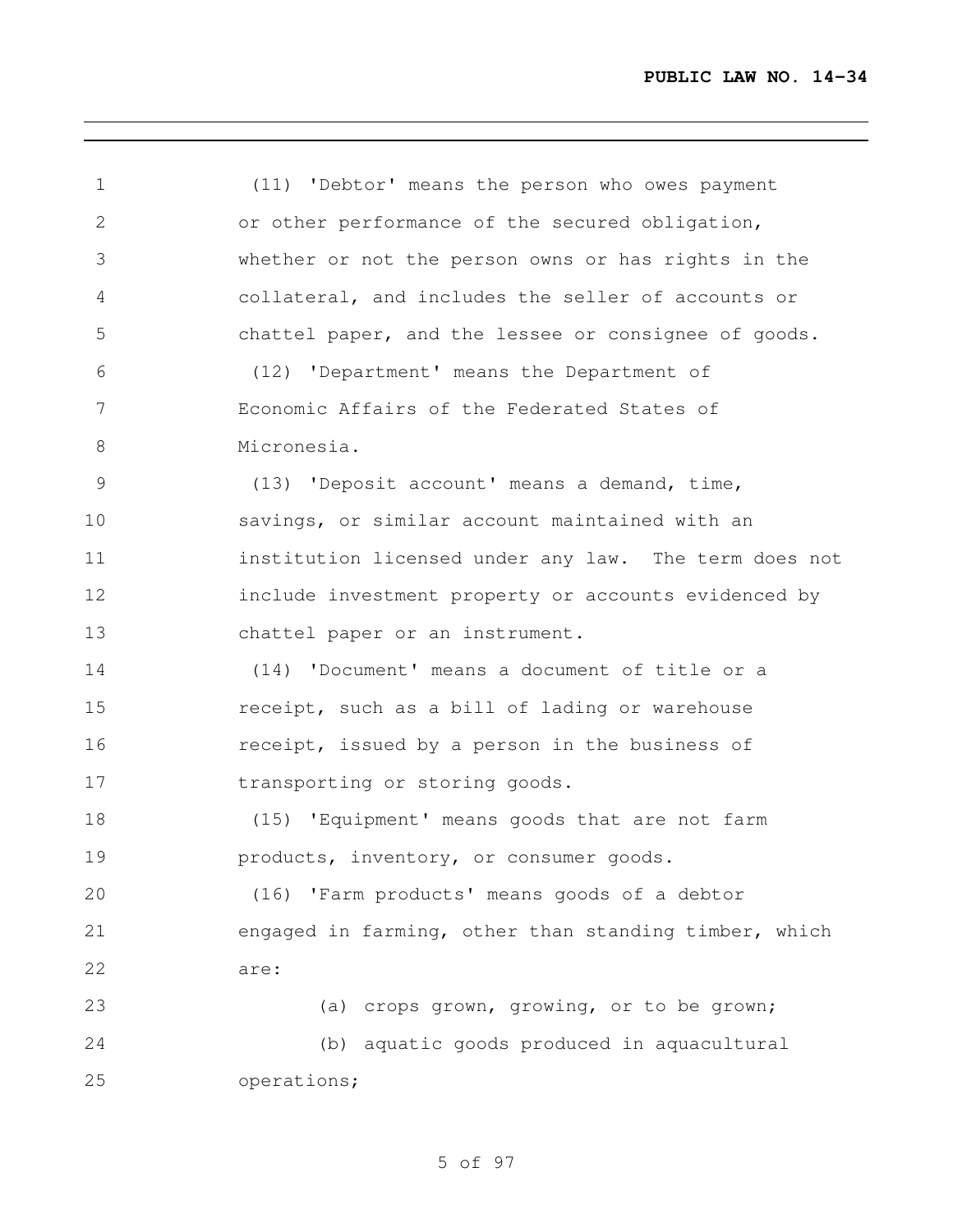(11) 'Debtor' means the person who owes payment or other performance of the secured obligation, whether or not the person owns or has rights in the collateral, and includes the seller of accounts or chattel paper, and the lessee or consignee of goods.

(12) 'Department' means the Department of Economic Affairs of the Federated States of Micronesia.

(13) 'Deposit account' means a demand, time, savings, or similar account maintained with an institution licensed under any law. The term does not include investment property or accounts evidenced by chattel paper or an instrument.

(14) 'Document' means a document of title or a receipt, such as a bill of lading or warehouse receipt, issued by a person in the business of transporting or storing goods.

(15) 'Equipment' means goods that are not farm products, inventory, or consumer goods.

(16) 'Farm products' means goods of a debtor engaged in farming, other than standing timber, which are:

(a) crops grown, growing, or to be grown;

(b) aquatic goods produced in aquacultural operations;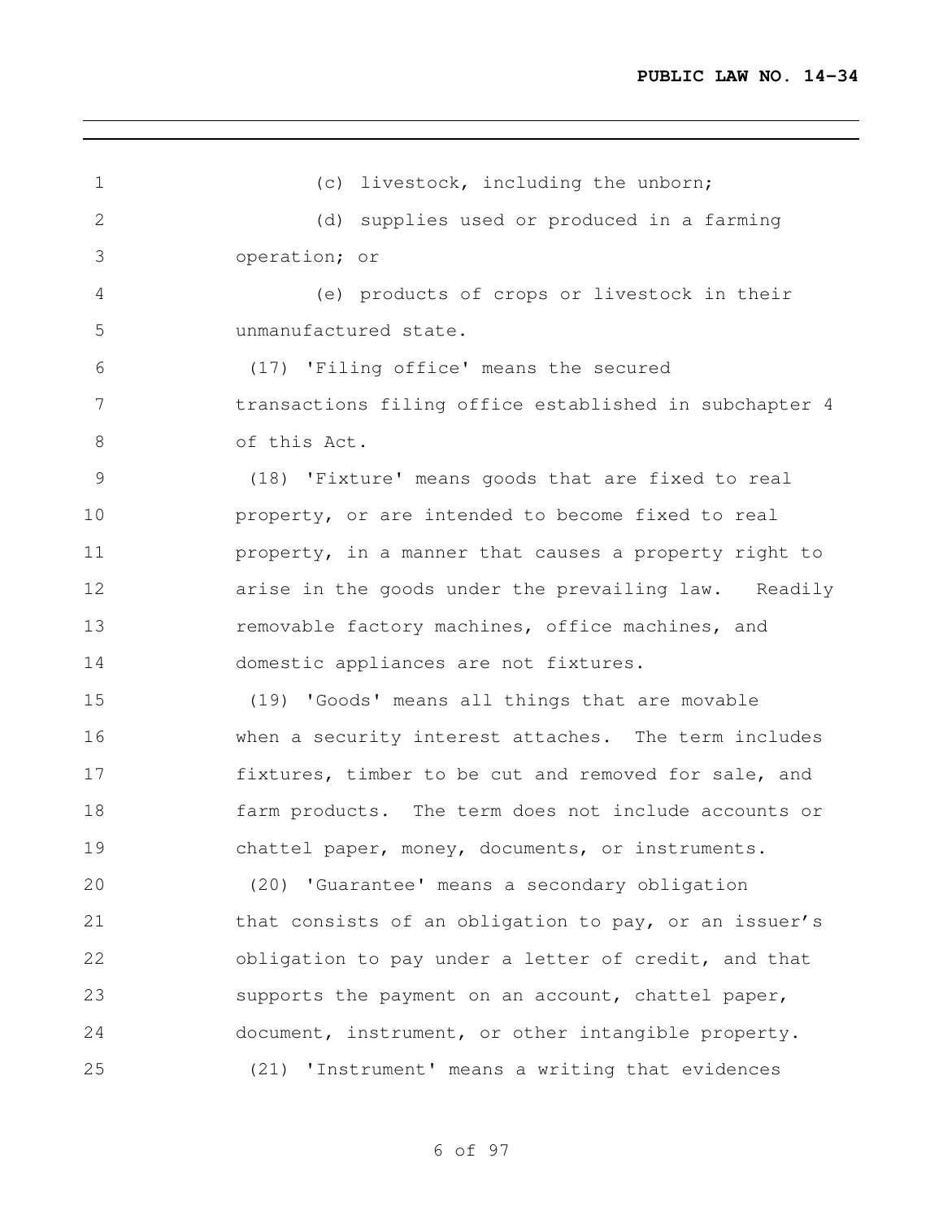(c) livestock, including the unborn;

(d) supplies used or produced in a farming operation; or

(e) products of crops or livestock in their unmanufactured state.

(17) 'Filing office' means the secured transactions filing office established in subchapter 4 of this Act.

(18) 'Fixture' means goods that are fixed to real property, or are intended to become fixed to real property, in a manner that causes a property right to arise in the goods under the prevailing law. Readily removable factory machines, office machines, and domestic appliances are not fixtures.

(19) 'Goods' means all things that are movable when a security interest attaches. The term includes fixtures, timber to be cut and removed for sale, and farm products. The term does not include accounts or chattel paper, money, documents, or instruments.

(20) 'Guarantee' means a secondary obligation that consists of an obligation to pay, or an issuer's obligation to pay under a letter of credit, and that supports the payment on an account, chattel paper, document, instrument, or other intangible property.

(21) 'Instrument' means a writing that evidences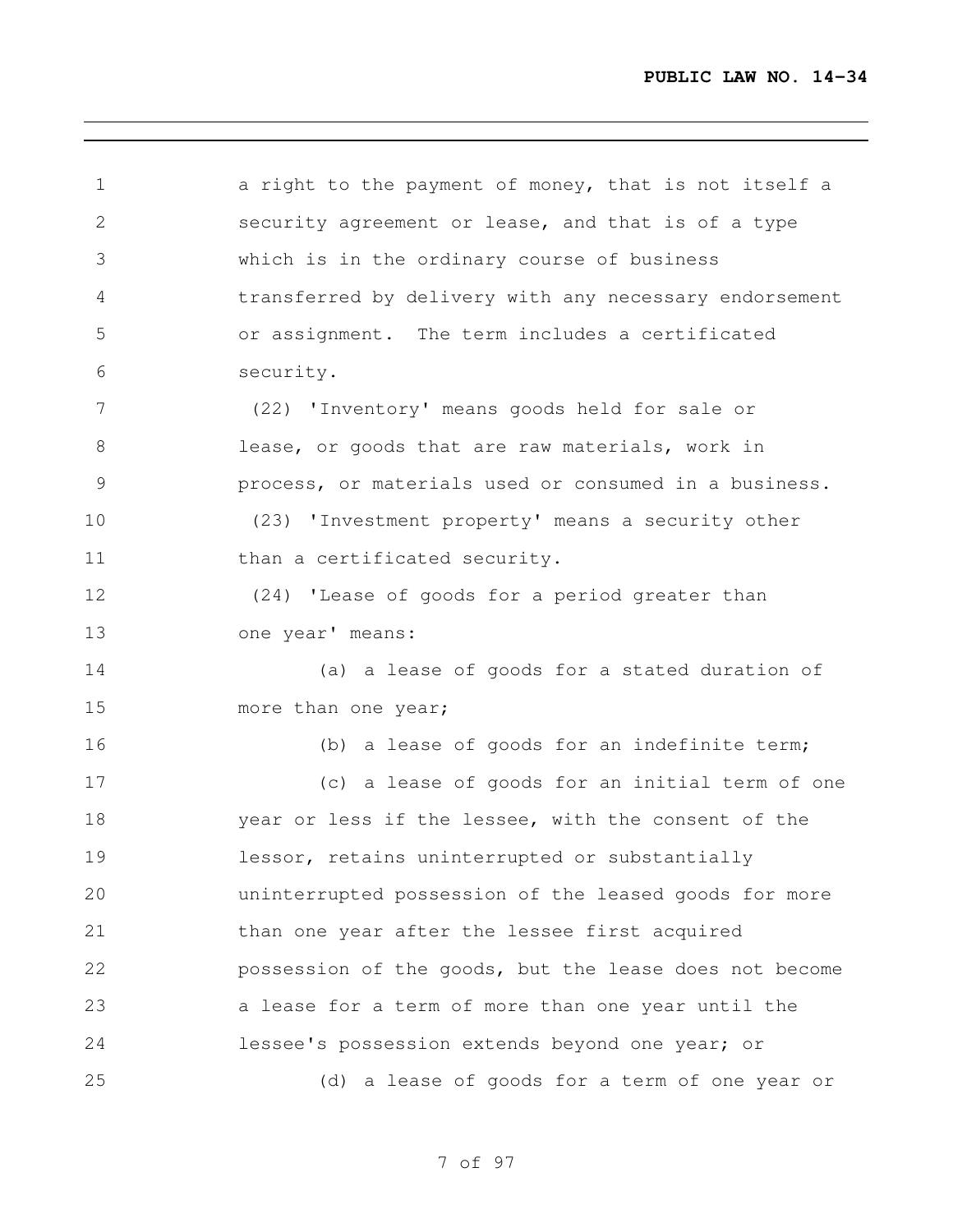a right to the payment of money, that is not itself a security agreement or lease, and that is of a type which is in the ordinary course of business transferred by delivery with any necessary endorsement or assignment. The term includes a certificated security.

(22) 'Inventory' means goods held for sale or lease, or goods that are raw materials, work in process, or materials used or consumed in a business.

(23) 'Investment property' means a security other than a certificated security.

(24) 'Lease of goods for a period greater than one year' means:

(a) a lease of goods for a stated duration of more than one year;

(b) a lease of goods for an indefinite term;

(c) a lease of goods for an initial term of one year or less if the lessee, with the consent of the lessor, retains uninterrupted or substantially uninterrupted possession of the leased goods for more than one year after the lessee first acquired possession of the goods, but the lease does not become a lease for a term of more than one year until the lessee's possession extends beyond one year; or

(d) a lease of goods for a term of one year or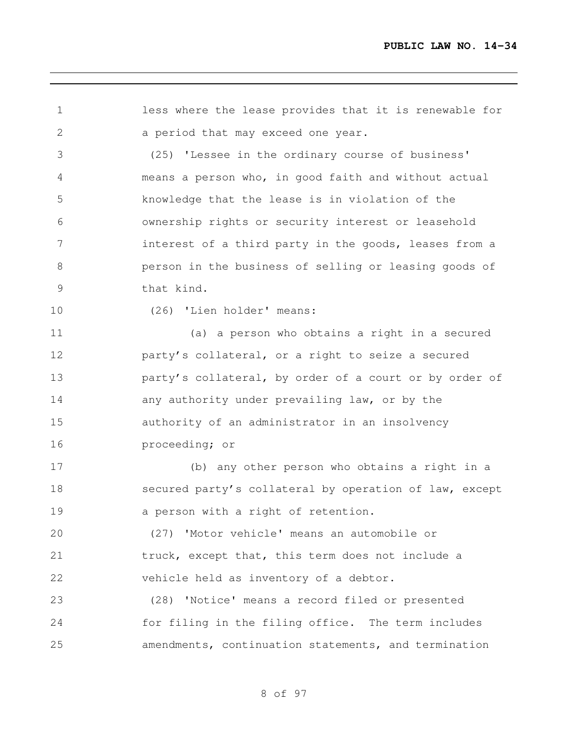less where the lease provides that it is renewable for a period that may exceed one year.

(25) 'Lessee in the ordinary course of business' means a person who, in good faith and without actual knowledge that the lease is in violation of the ownership rights or security interest or leasehold interest of a third party in the goods, leases from a person in the business of selling or leasing goods of that kind.

(26) 'Lien holder' means:

(a) a person who obtains a right in a secured party's collateral, or a right to seize a secured party's collateral, by order of a court or by order of any authority under prevailing law, or by the authority of an administrator in an insolvency proceeding; or

(b) any other person who obtains a right in a secured party's collateral by operation of law, except a person with a right of retention.

(27) 'Motor vehicle' means an automobile or truck, except that, this term does not include a vehicle held as inventory of a debtor.

(28) 'Notice' means a record filed or presented for filing in the filing office. The term includes amendments, continuation statements, and termination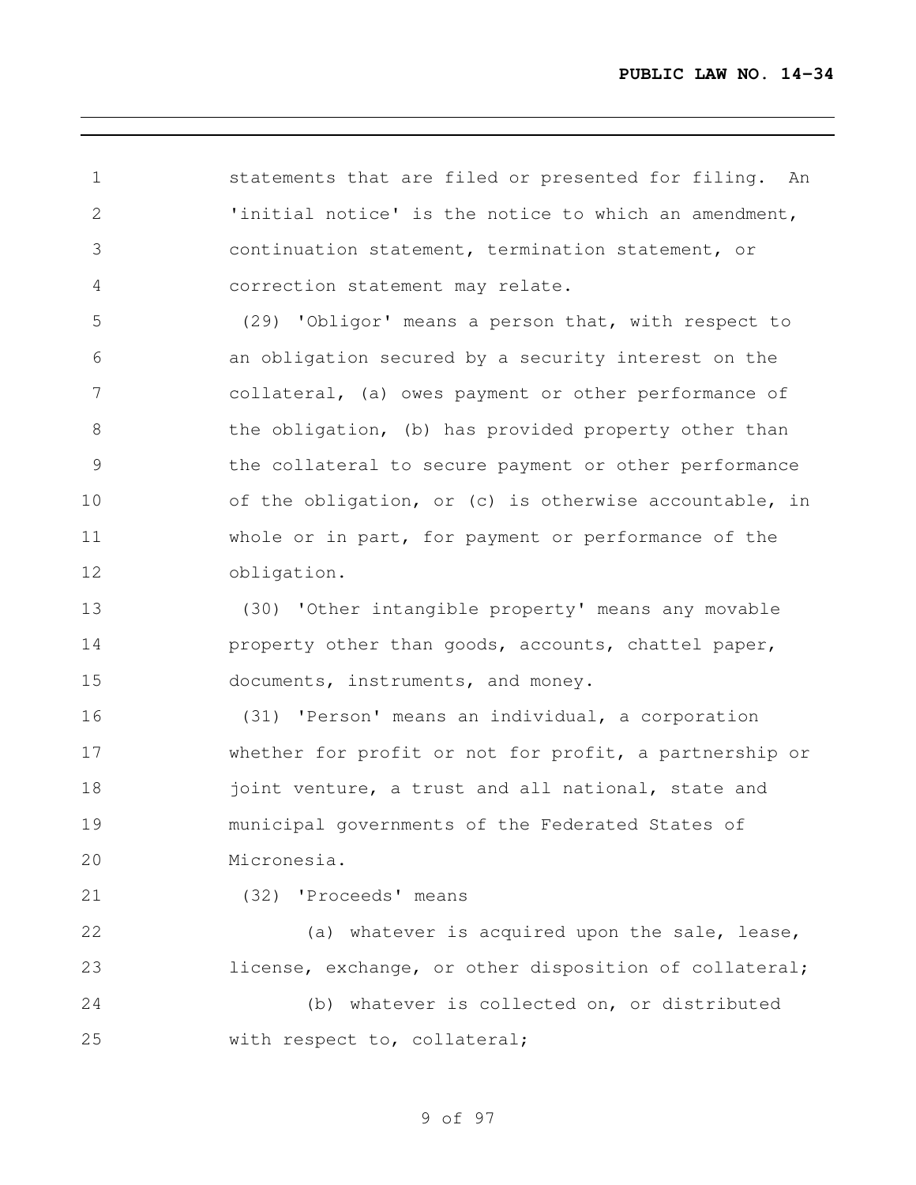statements that are filed or presented for filing. An 'initial notice' is the notice to which an amendment, continuation statement, termination statement, or correction statement may relate.

(29) 'Obligor' means a person that, with respect to an obligation secured by a security interest on the collateral, (a) owes payment or other performance of the obligation, (b) has provided property other than the collateral to secure payment or other performance of the obligation, or (c) is otherwise accountable, in whole or in part, for payment or performance of the obligation.

(30) 'Other intangible property' means any movable property other than goods, accounts, chattel paper, documents, instruments, and money.

(31) 'Person' means an individual, a corporation whether for profit or not for profit, a partnership or joint venture, a trust and all national, state and municipal governments of the Federated States of Micronesia.

(32) 'Proceeds' means

(a) whatever is acquired upon the sale, lease, license, exchange, or other disposition of collateral;

(b) whatever is collected on, or distributed with respect to, collateral;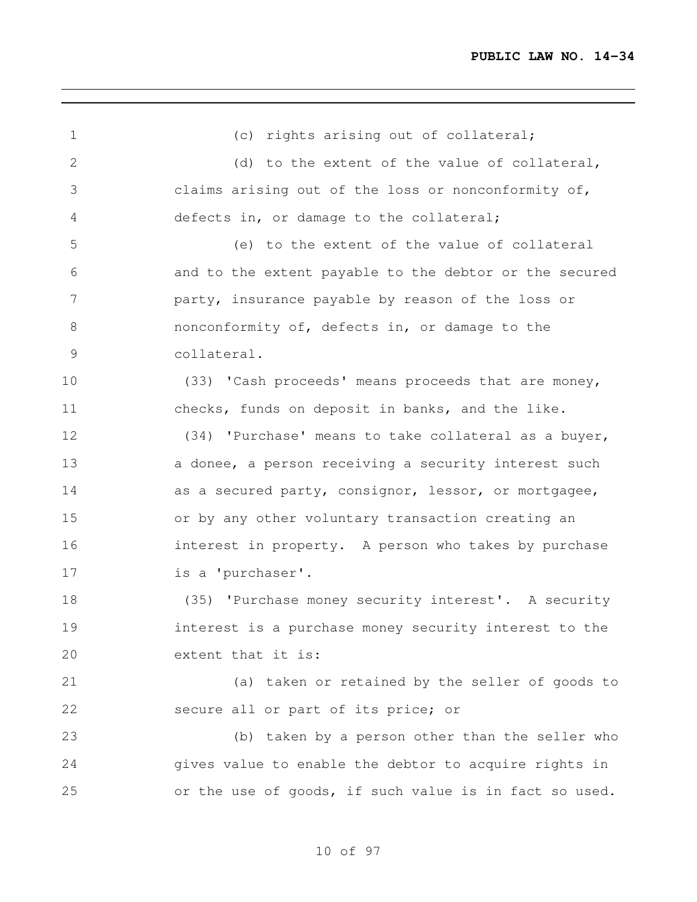(c) rights arising out of collateral;

(d) to the extent of the value of collateral, claims arising out of the loss or nonconformity of, defects in, or damage to the collateral;

(e) to the extent of the value of collateral and to the extent payable to the debtor or the secured party, insurance payable by reason of the loss or nonconformity of, defects in, or damage to the collateral.

(33) 'Cash proceeds' means proceeds that are money, checks, funds on deposit in banks, and the like.

(34) 'Purchase' means to take collateral as a buyer, a donee, a person receiving a security interest such as a secured party, consignor, lessor, or mortgagee, or by any other voluntary transaction creating an interest in property. A person who takes by purchase is a 'purchaser'.

(35) 'Purchase money security interest'. A security interest is a purchase money security interest to the extent that it is:

(a) taken or retained by the seller of goods to secure all or part of its price; or

(b) taken by a person other than the seller who gives value to enable the debtor to acquire rights in or the use of goods, if such value is in fact so used.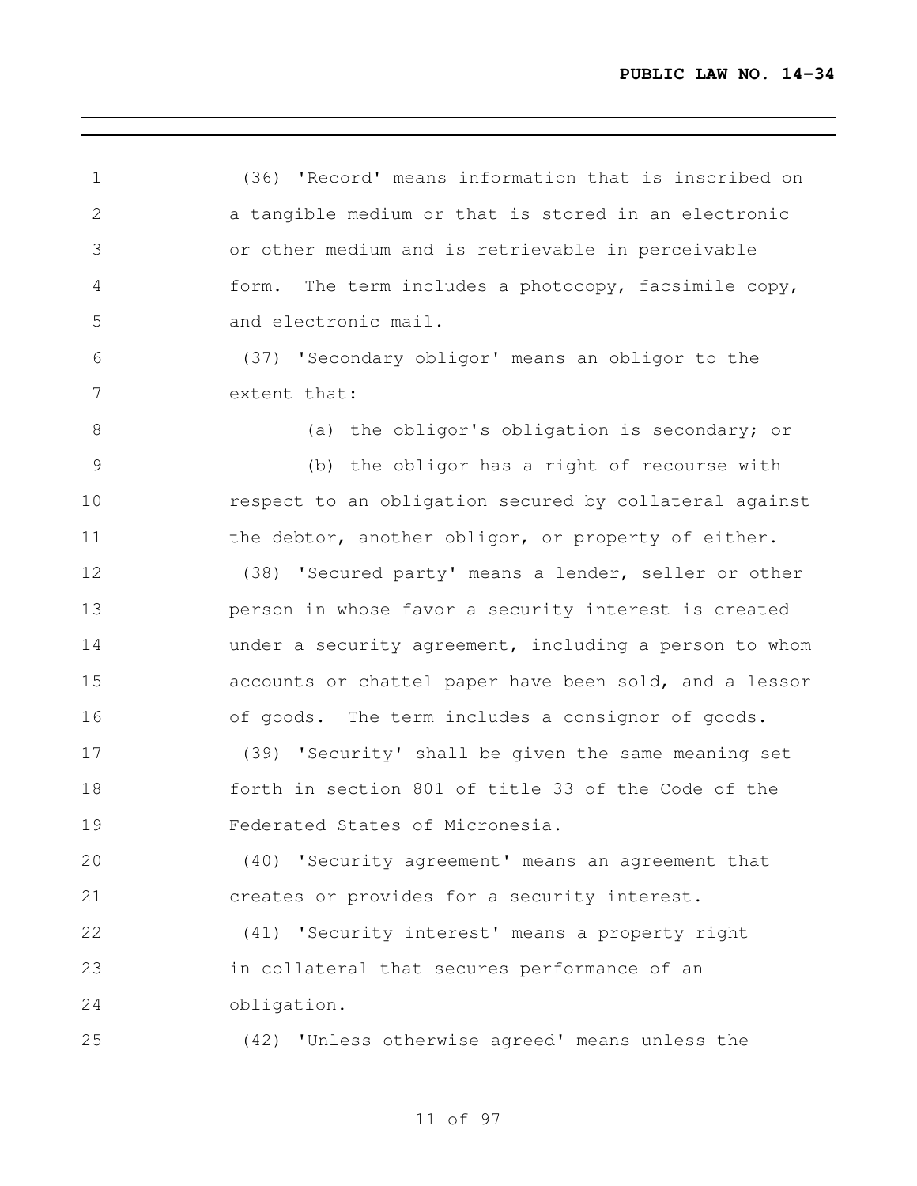(36) 'Record' means information that is inscribed on a tangible medium or that is stored in an electronic or other medium and is retrievable in perceivable form. The term includes a photocopy, facsimile copy, and electronic mail.

(37) 'Secondary obligor' means an obligor to the extent that:

(a) the obligor's obligation is secondary; or

(b) the obligor has a right of recourse with respect to an obligation secured by collateral against the debtor, another obligor, or property of either.

(38) 'Secured party' means a lender, seller or other person in whose favor a security interest is created under a security agreement, including a person to whom accounts or chattel paper have been sold, and a lessor of goods. The term includes a consignor of goods.

(39) 'Security' shall be given the same meaning set forth in section 801 of title 33 of the Code of the Federated States of Micronesia.

(40) 'Security agreement' means an agreement that creates or provides for a security interest.

(41) 'Security interest' means a property right in collateral that secures performance of an obligation.

(42) 'Unless otherwise agreed' means unless the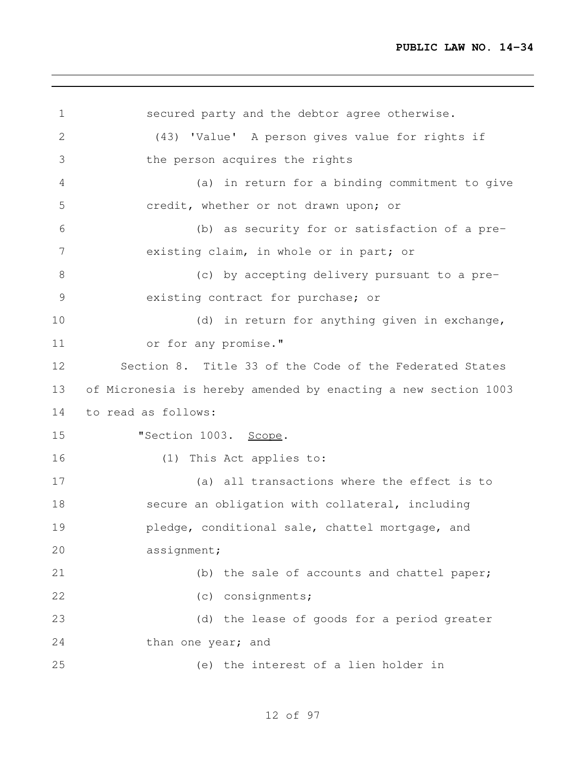secured party and the debtor agree otherwise.

(43) 'Value' A person gives value for rights if the person acquires the rights

(a) in return for a binding commitment to give credit, whether or not drawn upon; or

(b) as security for or satisfaction of a pre-existing claim, in whole or in part; or

(c) by accepting delivery pursuant to a pre-existing contract for purchase; or

(d) in return for anything given in exchange, or for any promise."

Section 8. Title 33 of the Code of the Federated States of Micronesia is hereby amended by enacting a new section 1003 to read as follows:

"Section 1003. Scope.

(1) This Act applies to:

(a) all transactions where the effect is to secure an obligation with collateral, including pledge, conditional sale, chattel mortgage, and assignment;

(b) the sale of accounts and chattel paper;

(c) consignments;

(d) the lease of goods for a period greater than one year; and

(e) the interest of a lien holder in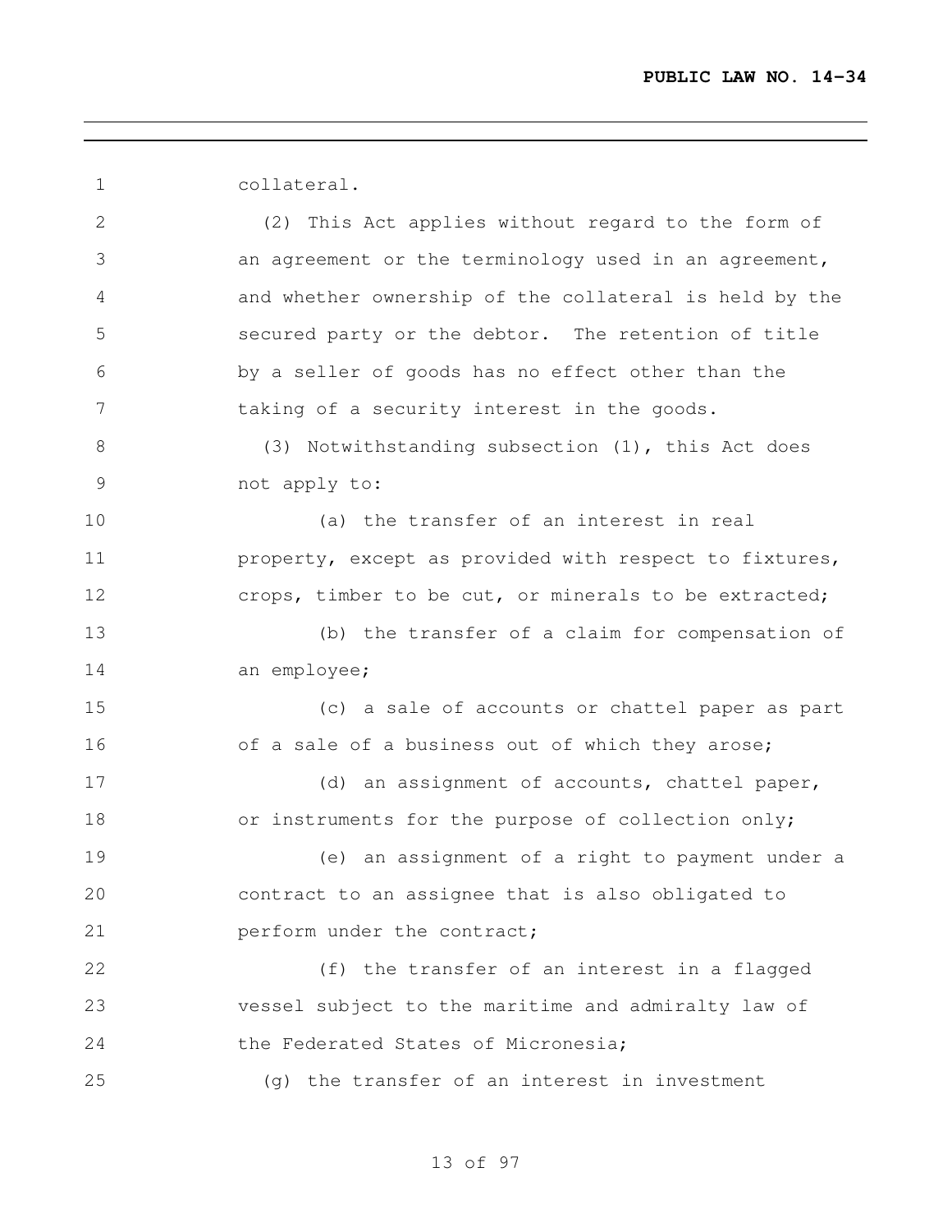collateral.

(2) This Act applies without regard to the form of an agreement or the terminology used in an agreement, and whether ownership of the collateral is held by the secured party or the debtor. The retention of title by a seller of goods has no effect other than the taking of a security interest in the goods.

(3) Notwithstanding subsection (1), this Act does not apply to:

(a) the transfer of an interest in real property, except as provided with respect to fixtures, crops, timber to be cut, or minerals to be extracted;

(b) the transfer of a claim for compensation of an employee;

(c) a sale of accounts or chattel paper as part of a sale of a business out of which they arose;

(d) an assignment of accounts, chattel paper, or instruments for the purpose of collection only;

(e) an assignment of a right to payment under a contract to an assignee that is also obligated to perform under the contract;

(f) the transfer of an interest in a flagged vessel subject to the maritime and admiralty law of the Federated States of Micronesia;

(g) the transfer of an interest in investment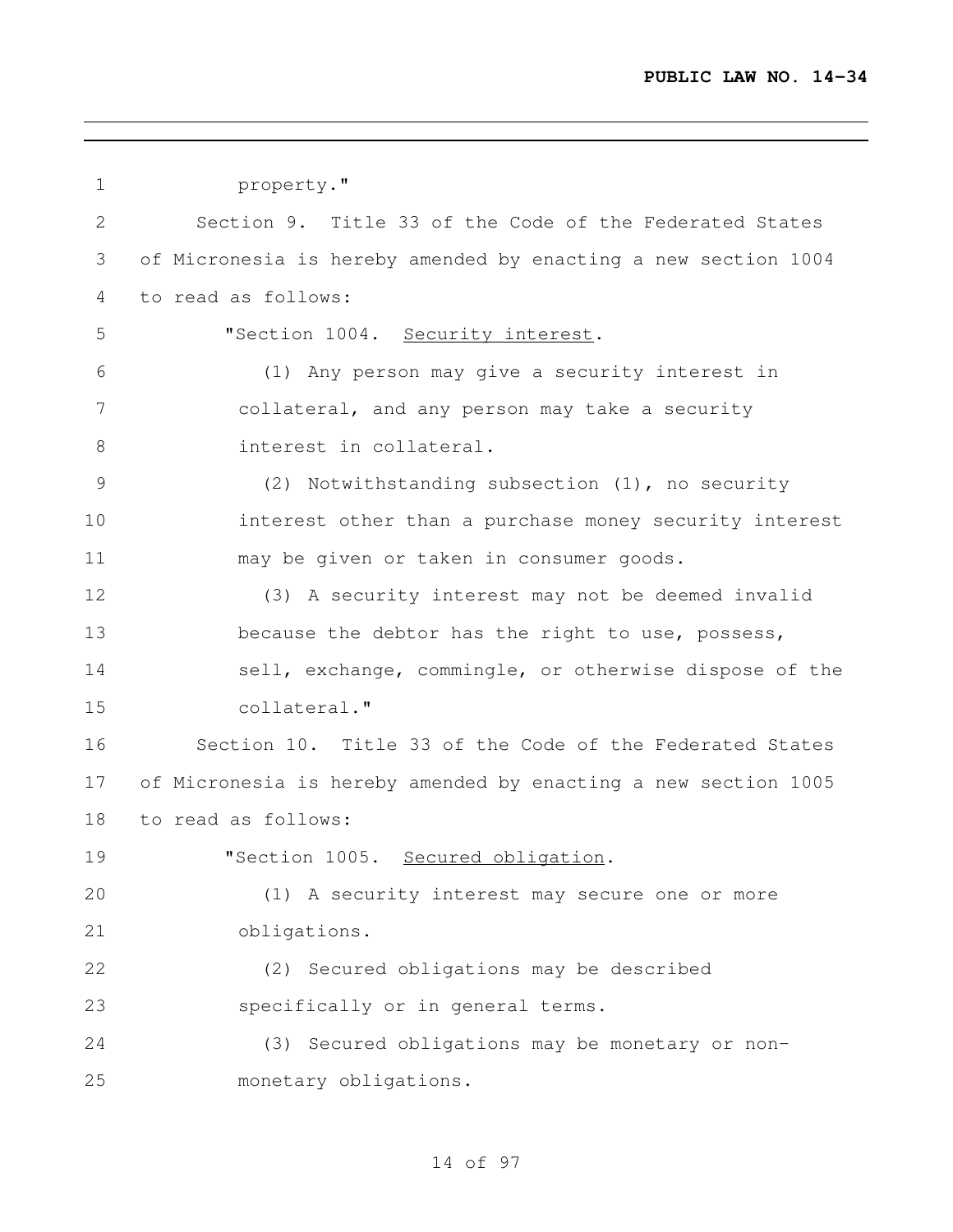property."

Section 9. Title 33 of the Code of the Federated States of Micronesia is hereby amended by enacting a new section 1004 to read as follows:

"Section 1004. Security interest.

(1) Any person may give a security interest in collateral, and any person may take a security interest in collateral.

(2) Notwithstanding subsection (1), no security interest other than a purchase money security interest may be given or taken in consumer goods.

(3) A security interest may not be deemed invalid because the debtor has the right to use, possess, sell, exchange, commingle, or otherwise dispose of the collateral."

Section 10. Title 33 of the Code of the Federated States of Micronesia is hereby amended by enacting a new section 1005 to read as follows:

"Section 1005. Secured obligation.

(1) A security interest may secure one or more obligations.

(2) Secured obligations may be described specifically or in general terms.

(3) Secured obligations may be monetary or non-monetary obligations.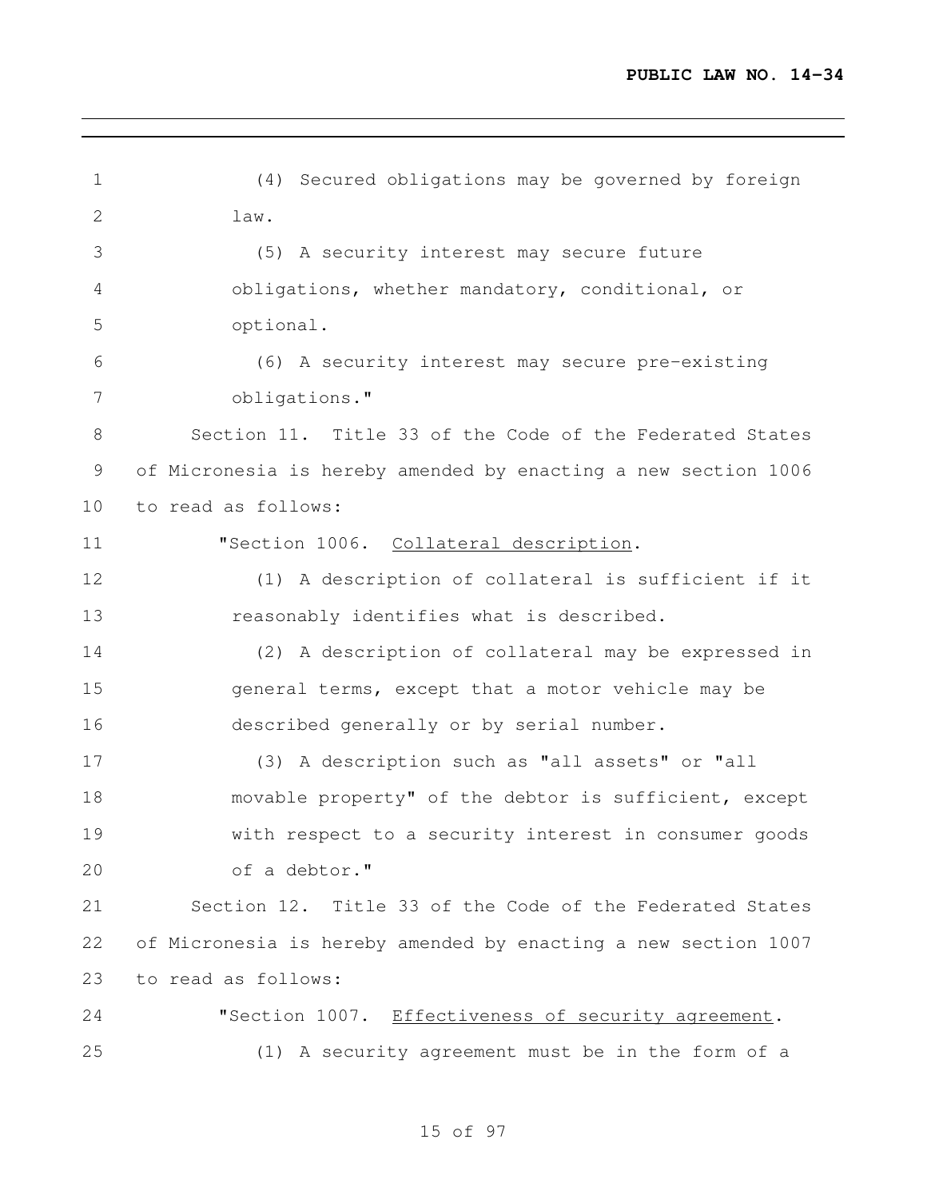(4) Secured obligations may be governed by foreign law.

(5) A security interest may secure future obligations, whether mandatory, conditional, or optional.

(6) A security interest may secure pre-existing obligations."

Section 11. Title 33 of the Code of the Federated States of Micronesia is hereby amended by enacting a new section 1006 to read as follows:

"Section 1006. Collateral description.

(1) A description of collateral is sufficient if it reasonably identifies what is described.

(2) A description of collateral may be expressed in general terms, except that a motor vehicle may be described generally or by serial number.

(3) A description such as "all assets" or "all movable property" of the debtor is sufficient, except with respect to a security interest in consumer goods of a debtor."

Section 12. Title 33 of the Code of the Federated States of Micronesia is hereby amended by enacting a new section 1007 to read as follows:

"Section 1007. Effectiveness of security agreement.

(1) A security agreement must be in the form of a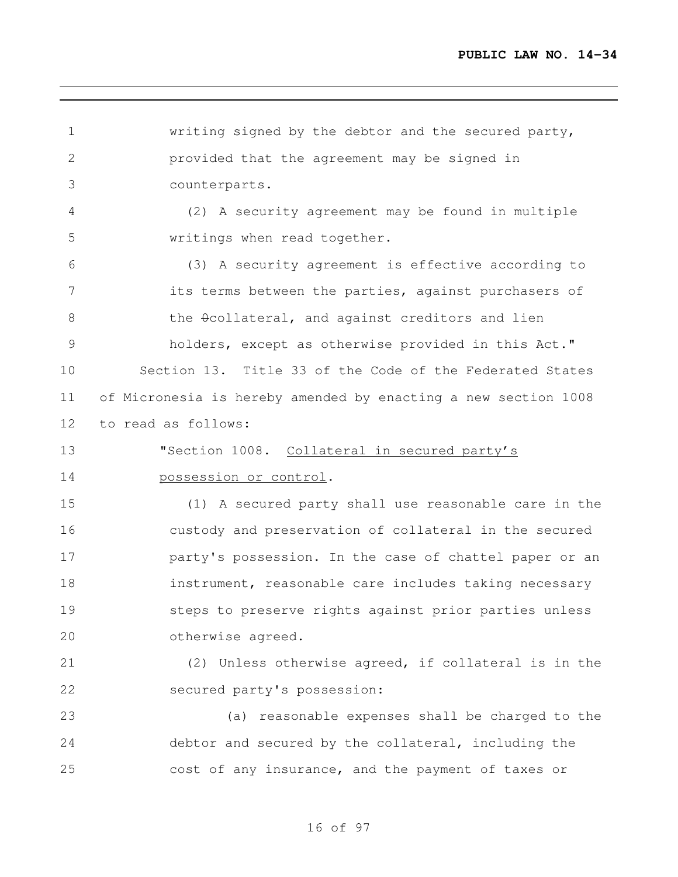writing signed by the debtor and the secured party, provided that the agreement may be signed in counterparts.

(2) A security agreement may be found in multiple writings when read together.

(3) A security agreement is effective according to its terms between the parties, against purchasers of the θcollateral, and against creditors and lien holders, except as otherwise provided in this Act."

Section 13. Title 33 of the Code of the Federated States of Micronesia is hereby amended by enacting a new section 1008 to read as follows:

"Section 1008. Collateral in secured party's possession or control.

(1) A secured party shall use reasonable care in the custody and preservation of collateral in the secured party's possession. In the case of chattel paper or an instrument, reasonable care includes taking necessary steps to preserve rights against prior parties unless otherwise agreed.

(2) Unless otherwise agreed, if collateral is in the secured party's possession:

(a) reasonable expenses shall be charged to the debtor and secured by the collateral, including the cost of any insurance, and the payment of taxes or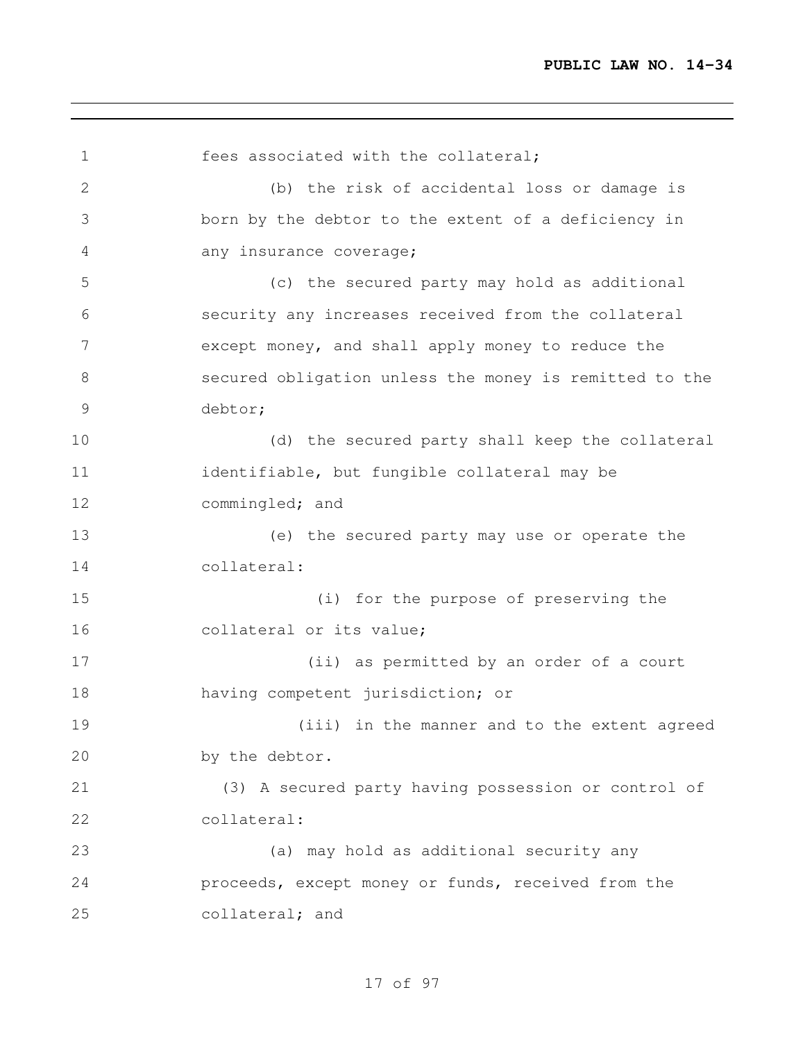fees associated with the collateral;

(b) the risk of accidental loss or damage is born by the debtor to the extent of a deficiency in any insurance coverage;

(c) the secured party may hold as additional security any increases received from the collateral except money, and shall apply money to reduce the secured obligation unless the money is remitted to the debtor;

(d) the secured party shall keep the collateral identifiable, but fungible collateral may be commingled; and

(e) the secured party may use or operate the collateral:

(i) for the purpose of preserving the collateral or its value;

(ii) as permitted by an order of a court having competent jurisdiction; or

(iii) in the manner and to the extent agreed by the debtor.

(3) A secured party having possession or control of collateral:

(a) may hold as additional security any proceeds, except money or funds, received from the collateral; and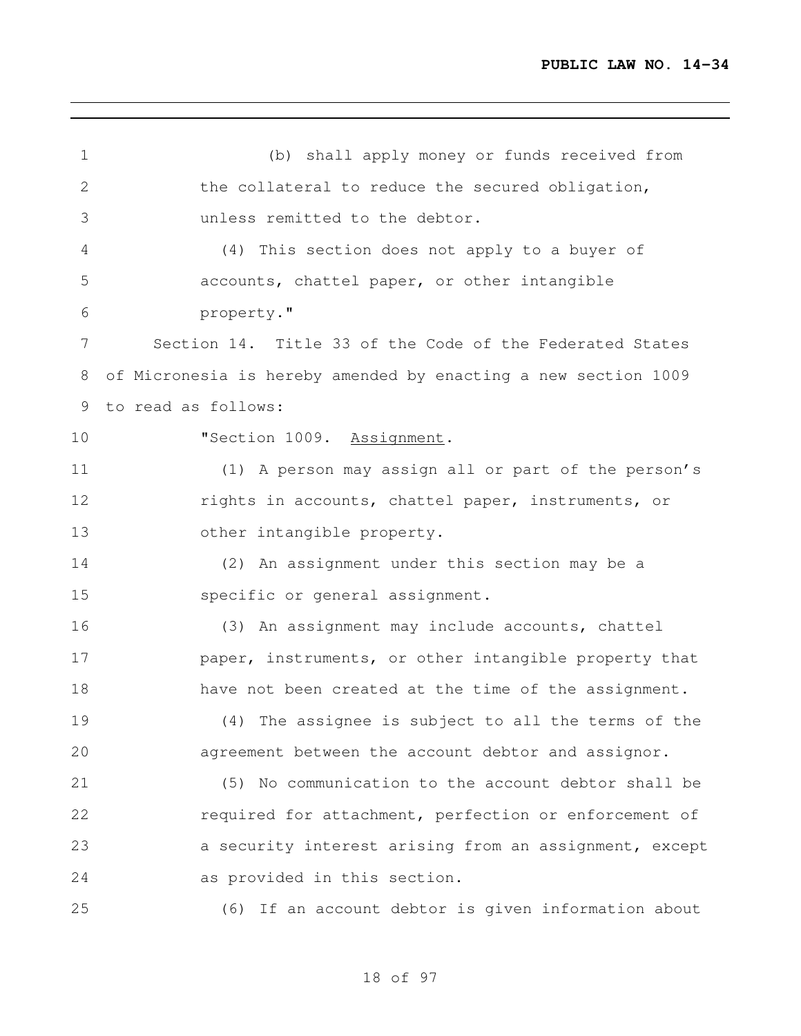(b) shall apply money or funds received from the collateral to reduce the secured obligation, unless remitted to the debtor.

(4) This section does not apply to a buyer of accounts, chattel paper, or other intangible property."

Section 14. Title 33 of the Code of the Federated States of Micronesia is hereby amended by enacting a new section 1009 to read as follows:

"Section 1009. Assignment.

(1) A person may assign all or part of the person's rights in accounts, chattel paper, instruments, or other intangible property.

(2) An assignment under this section may be a specific or general assignment.

(3) An assignment may include accounts, chattel paper, instruments, or other intangible property that have not been created at the time of the assignment.

(4) The assignee is subject to all the terms of the agreement between the account debtor and assignor.

(5) No communication to the account debtor shall be required for attachment, perfection or enforcement of a security interest arising from an assignment, except as provided in this section.

(6) If an account debtor is given information about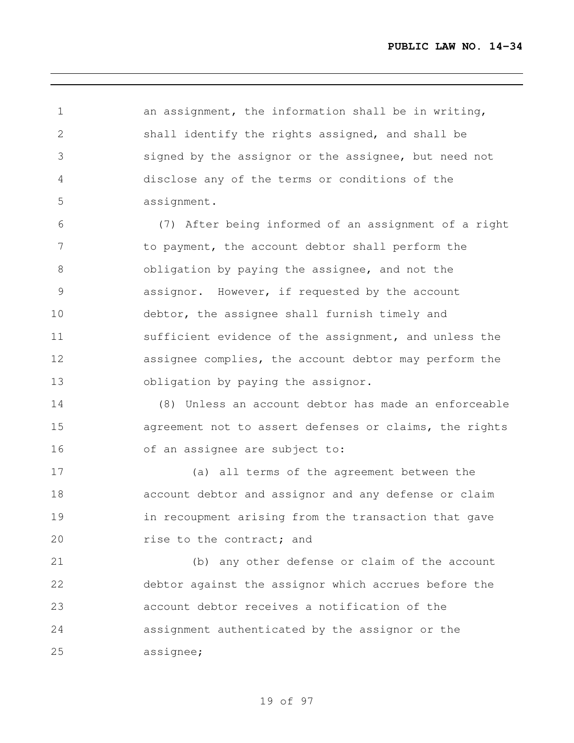an assignment, the information shall be in writing, shall identify the rights assigned, and shall be signed by the assignor or the assignee, but need not disclose any of the terms or conditions of the assignment.

(7) After being informed of an assignment of a right to payment, the account debtor shall perform the obligation by paying the assignee, and not the assignor. However, if requested by the account debtor, the assignee shall furnish timely and sufficient evidence of the assignment, and unless the assignee complies, the account debtor may perform the obligation by paying the assignor.

(8) Unless an account debtor has made an enforceable agreement not to assert defenses or claims, the rights of an assignee are subject to:

(a) all terms of the agreement between the account debtor and assignor and any defense or claim in recoupment arising from the transaction that gave rise to the contract; and

(b) any other defense or claim of the account debtor against the assignor which accrues before the account debtor receives a notification of the assignment authenticated by the assignor or the assignee;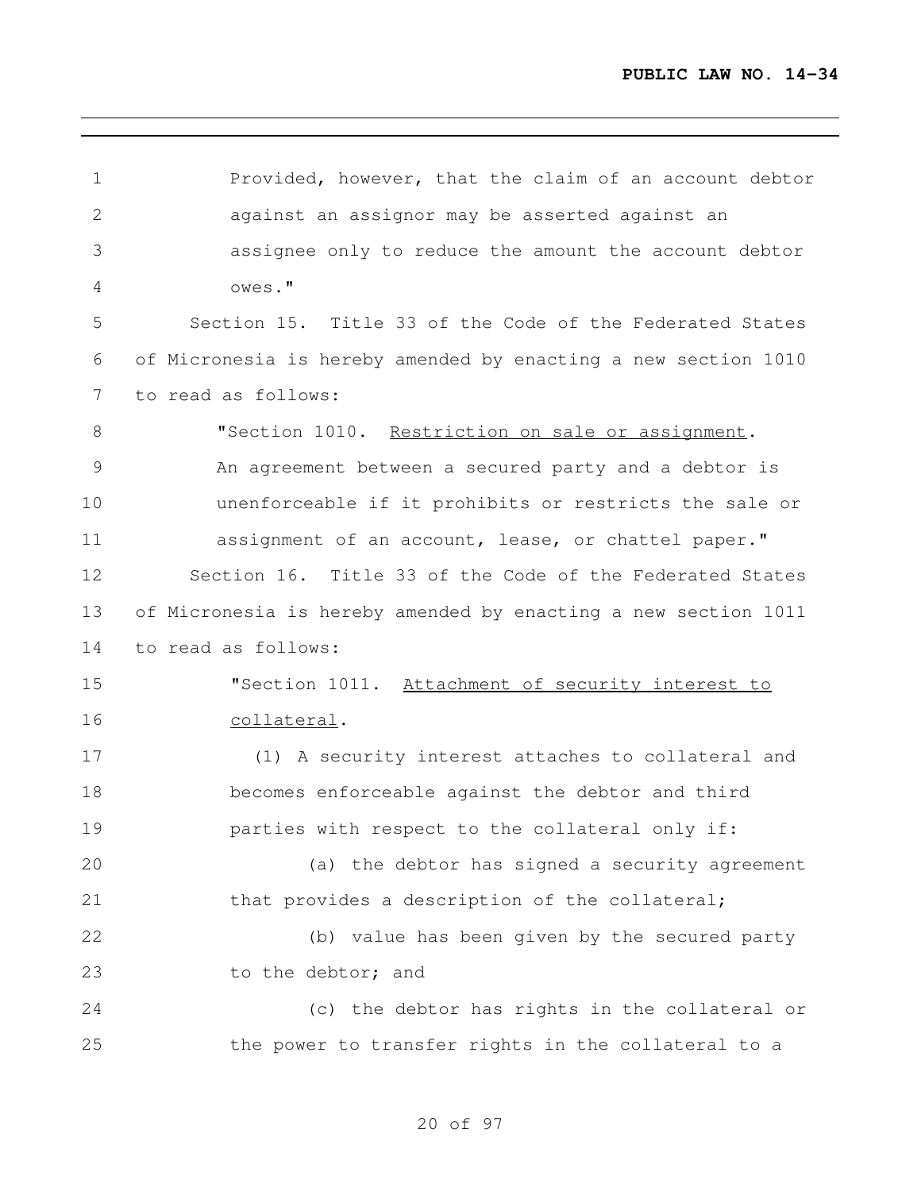Provided, however, that the claim of an account debtor against an assignor may be asserted against an assignee only to reduce the amount the account debtor owes."

Section 15. Title 33 of the Code of the Federated States of Micronesia is hereby amended by enacting a new section 1010 to read as follows:

"Section 1010. Restriction on sale or assignment. An agreement between a secured party and a debtor is unenforceable if it prohibits or restricts the sale or assignment of an account, lease, or chattel paper."

Section 16. Title 33 of the Code of the Federated States of Micronesia is hereby amended by enacting a new section 1011 to read as follows:

"Section 1011. Attachment of security interest to collateral.

(1) A security interest attaches to collateral and becomes enforceable against the debtor and third parties with respect to the collateral only if:

(a) the debtor has signed a security agreement that provides a description of the collateral;

(b) value has been given by the secured party to the debtor; and

(c) the debtor has rights in the collateral or the power to transfer rights in the collateral to a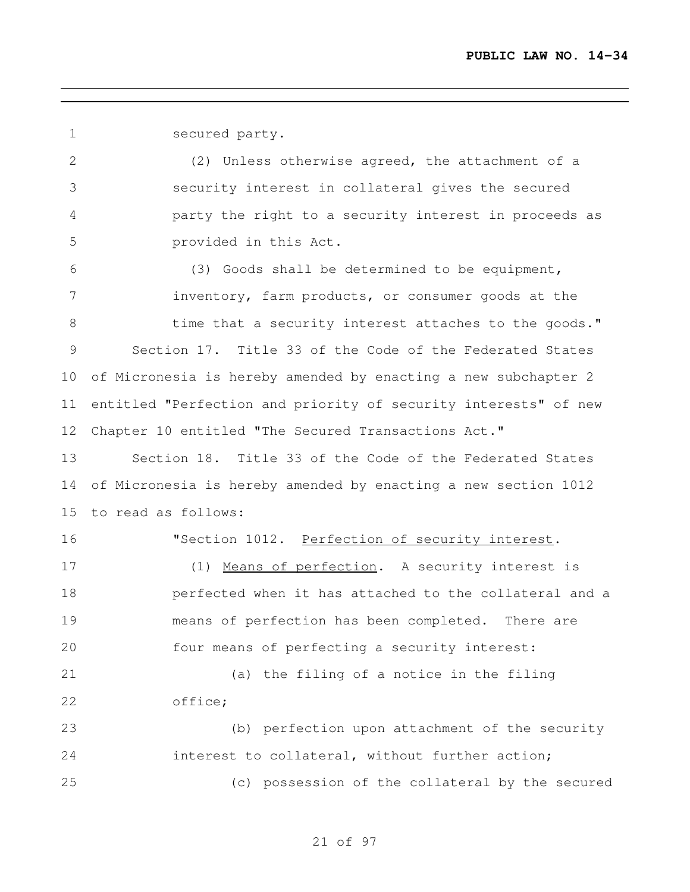secured party.

(2) Unless otherwise agreed, the attachment of a security interest in collateral gives the secured party the right to a security interest in proceeds as provided in this Act.

(3) Goods shall be determined to be equipment, inventory, farm products, or consumer goods at the time that a security interest attaches to the goods."

Section 17. Title 33 of the Code of the Federated States of Micronesia is hereby amended by enacting a new subchapter 2 entitled "Perfection and priority of security interests" of new Chapter 10 entitled "The Secured Transactions Act."

Section 18. Title 33 of the Code of the Federated States of Micronesia is hereby amended by enacting a new section 1012 to read as follows:

"Section 1012. Perfection of security interest.

(1) Means of perfection. A security interest is perfected when it has attached to the collateral and a means of perfection has been completed. There are four means of perfecting a security interest:

(a) the filing of a notice in the filing office;

(b) perfection upon attachment of the security interest to collateral, without further action;

(c) possession of the collateral by the secured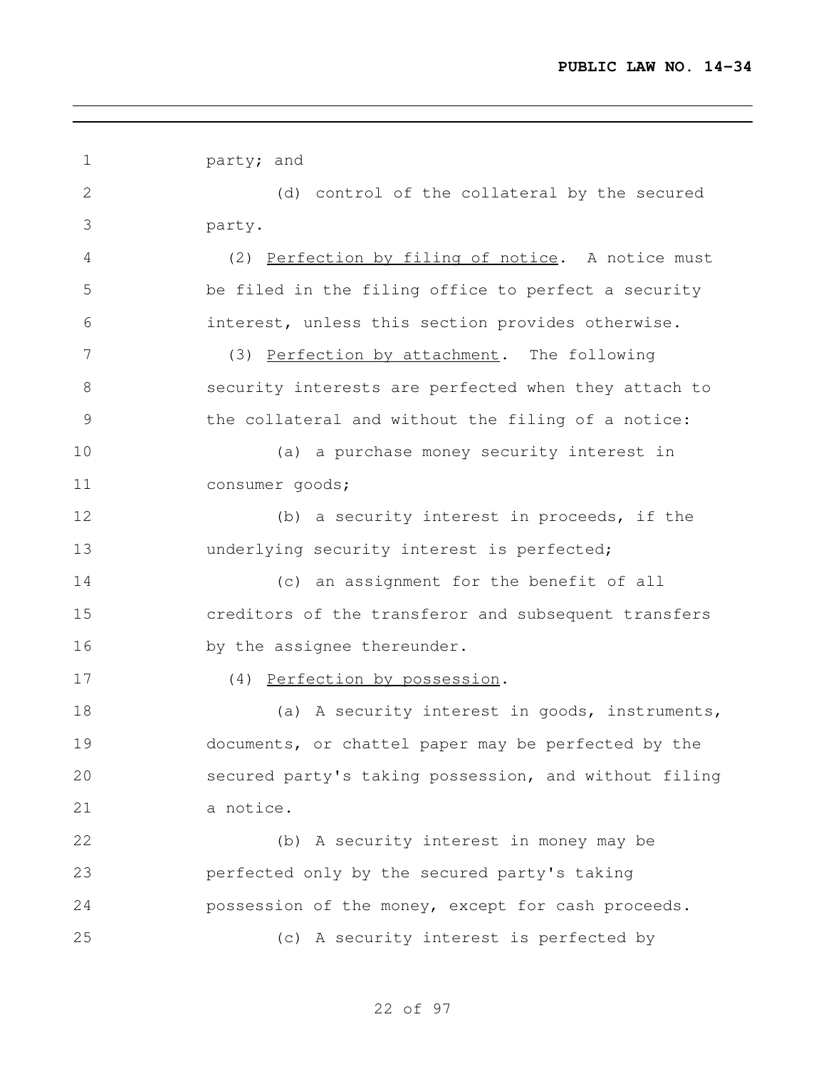party; and

(d) control of the collateral by the secured party.

(2) Perfection by filing of notice. A notice must be filed in the filing office to perfect a security interest, unless this section provides otherwise.

(3) Perfection by attachment. The following security interests are perfected when they attach to the collateral and without the filing of a notice:

(a) a purchase money security interest in consumer goods;

(b) a security interest in proceeds, if the underlying security interest is perfected;

(c) an assignment for the benefit of all creditors of the transferor and subsequent transfers by the assignee thereunder.

(4) Perfection by possession.

(a) A security interest in goods, instruments, documents, or chattel paper may be perfected by the secured party's taking possession, and without filing a notice.

(b) A security interest in money may be perfected only by the secured party's taking possession of the money, except for cash proceeds.

(c) A security interest is perfected by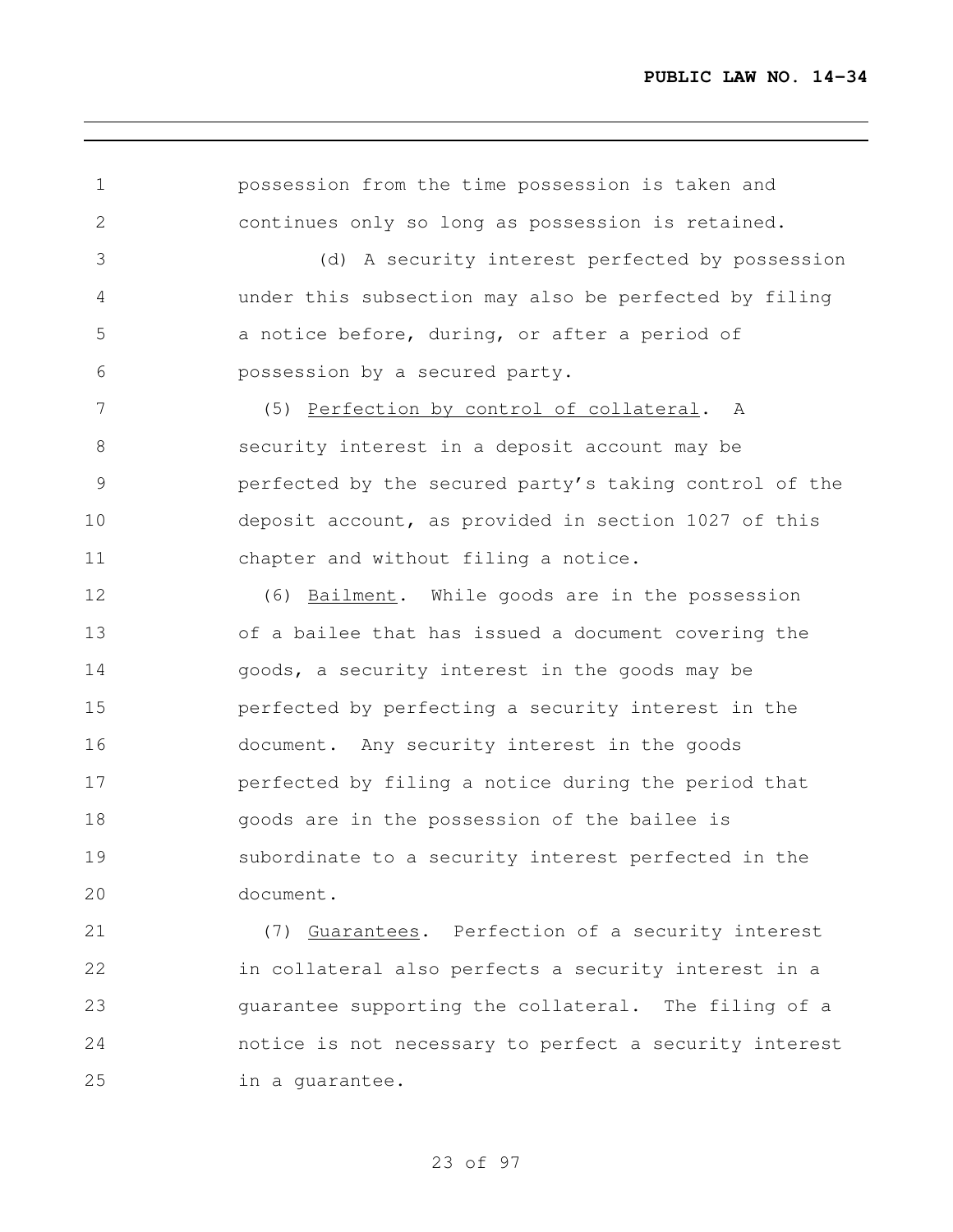possession from the time possession is taken and continues only so long as possession is retained.

(d) A security interest perfected by possession under this subsection may also be perfected by filing a notice before, during, or after a period of possession by a secured party.

(5) Perfection by control of collateral. A security interest in a deposit account may be perfected by the secured party's taking control of the deposit account, as provided in section 1027 of this chapter and without filing a notice.

(6) Bailment. While goods are in the possession of a bailee that has issued a document covering the goods, a security interest in the goods may be perfected by perfecting a security interest in the document. Any security interest in the goods perfected by filing a notice during the period that goods are in the possession of the bailee is subordinate to a security interest perfected in the document.

(7) Guarantees. Perfection of a security interest in collateral also perfects a security interest in a guarantee supporting the collateral. The filing of a notice is not necessary to perfect a security interest in a guarantee.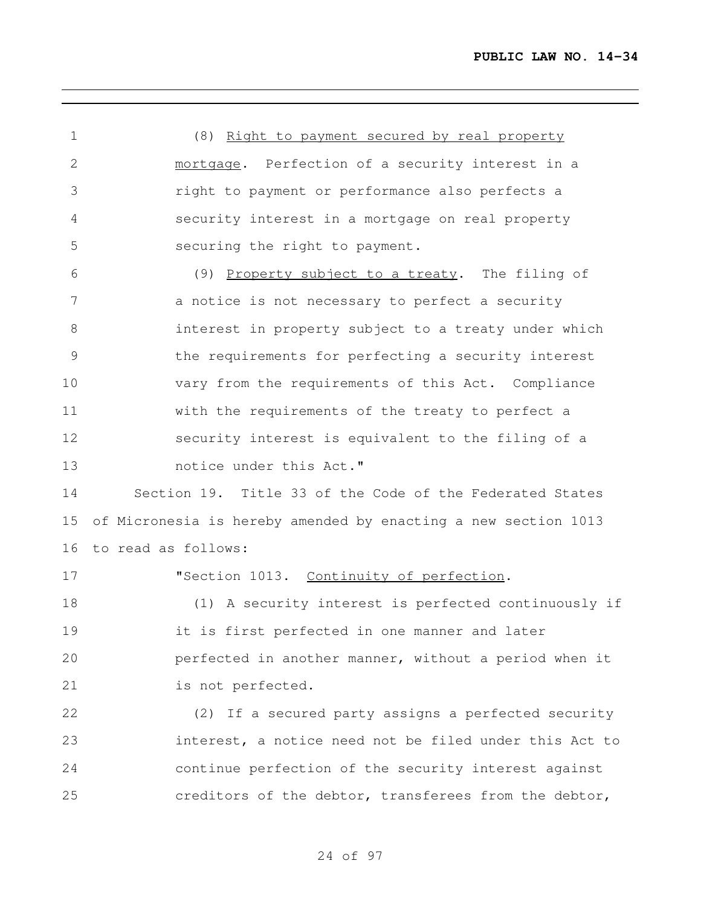(8) Right to payment secured by real property mortgage. Perfection of a security interest in a right to payment or performance also perfects a security interest in a mortgage on real property securing the right to payment.

(9) Property subject to a treaty. The filing of a notice is not necessary to perfect a security interest in property subject to a treaty under which the requirements for perfecting a security interest vary from the requirements of this Act. Compliance with the requirements of the treaty to perfect a security interest is equivalent to the filing of a notice under this Act."

Section 19. Title 33 of the Code of the Federated States of Micronesia is hereby amended by enacting a new section 1013 to read as follows:

"Section 1013. Continuity of perfection.

(1) A security interest is perfected continuously if it is first perfected in one manner and later perfected in another manner, without a period when it is not perfected.

(2) If a secured party assigns a perfected security interest, a notice need not be filed under this Act to continue perfection of the security interest against creditors of the debtor, transferees from the debtor,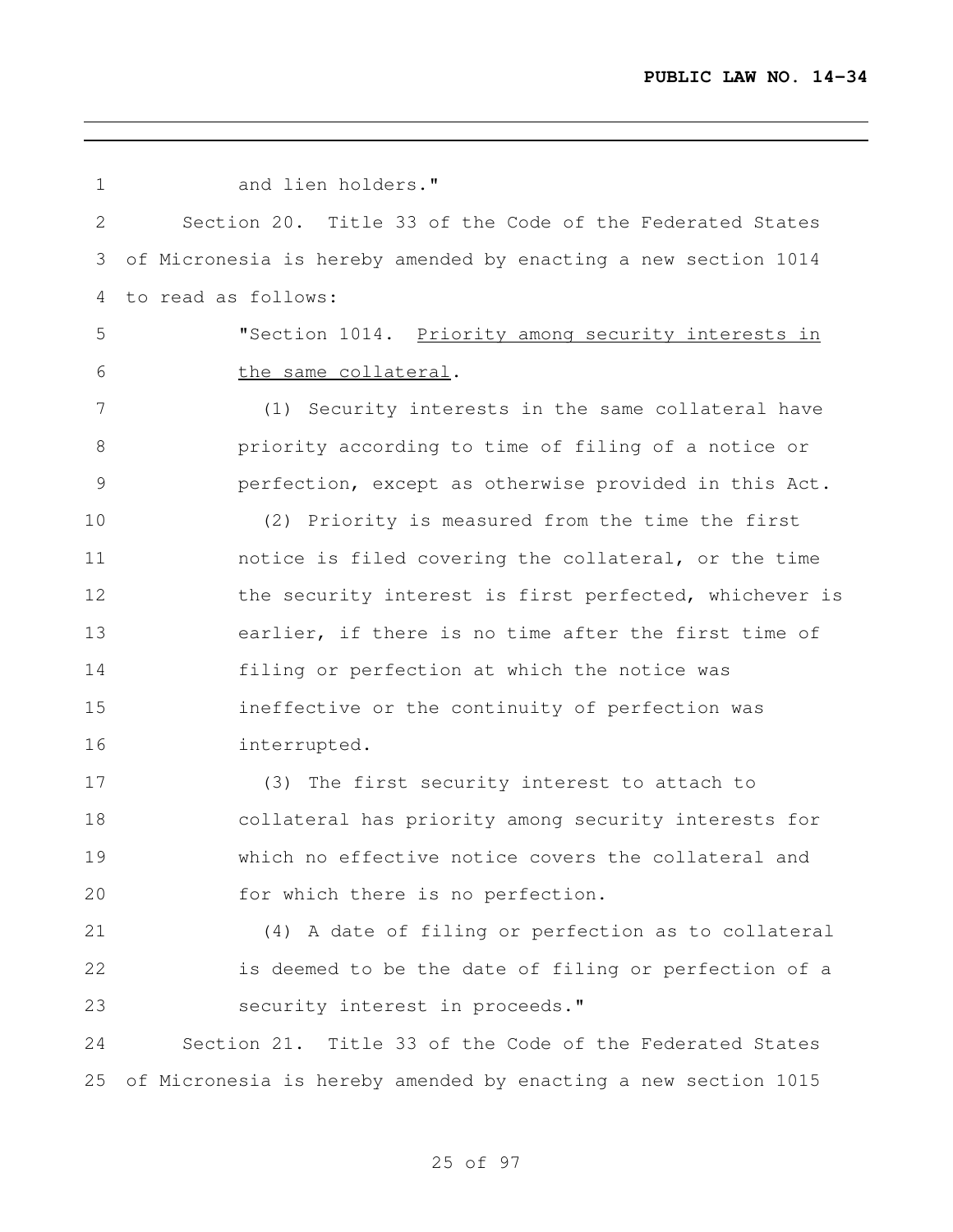and lien holders."

Section 20. Title 33 of the Code of the Federated States of Micronesia is hereby amended by enacting a new section 1014 to read as follows:

"Section 1014. Priority among security interests in the same collateral.

(1) Security interests in the same collateral have priority according to time of filing of a notice or perfection, except as otherwise provided in this Act.

(2) Priority is measured from the time the first notice is filed covering the collateral, or the time the security interest is first perfected, whichever is earlier, if there is no time after the first time of filing or perfection at which the notice was ineffective or the continuity of perfection was interrupted.

(3) The first security interest to attach to collateral has priority among security interests for which no effective notice covers the collateral and for which there is no perfection.

(4) A date of filing or perfection as to collateral is deemed to be the date of filing or perfection of a security interest in proceeds."

Section 21. Title 33 of the Code of the Federated States of Micronesia is hereby amended by enacting a new section 1015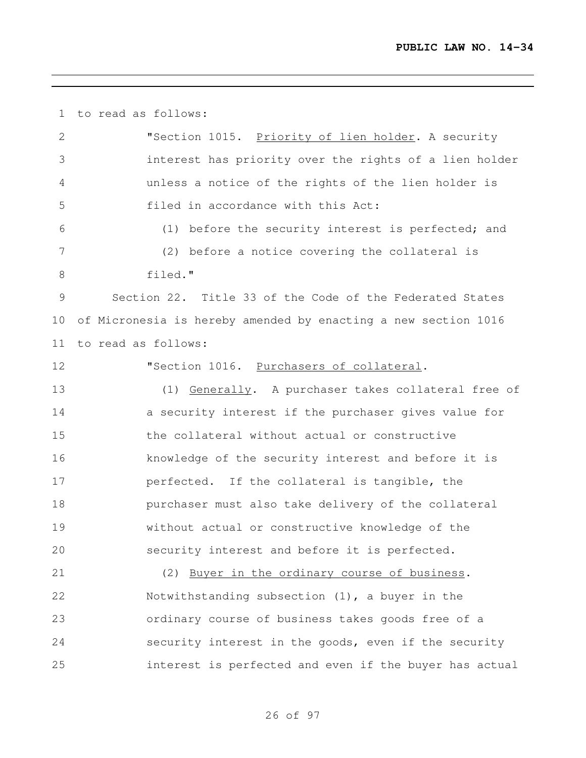to read as follows:

"Section 1015. Priority of lien holder. A security interest has priority over the rights of a lien holder unless a notice of the rights of the lien holder is filed in accordance with this Act:

(1) before the security interest is perfected; and

(2) before a notice covering the collateral is filed."

Section 22. Title 33 of the Code of the Federated States of Micronesia is hereby amended by enacting a new section 1016 to read as follows:

"Section 1016. Purchasers of collateral.

(1) Generally. A purchaser takes collateral free of a security interest if the purchaser gives value for the collateral without actual or constructive knowledge of the security interest and before it is perfected. If the collateral is tangible, the purchaser must also take delivery of the collateral without actual or constructive knowledge of the security interest and before it is perfected.

(2) Buyer in the ordinary course of business. Notwithstanding subsection (1), a buyer in the ordinary course of business takes goods free of a security interest in the goods, even if the security interest is perfected and even if the buyer has actual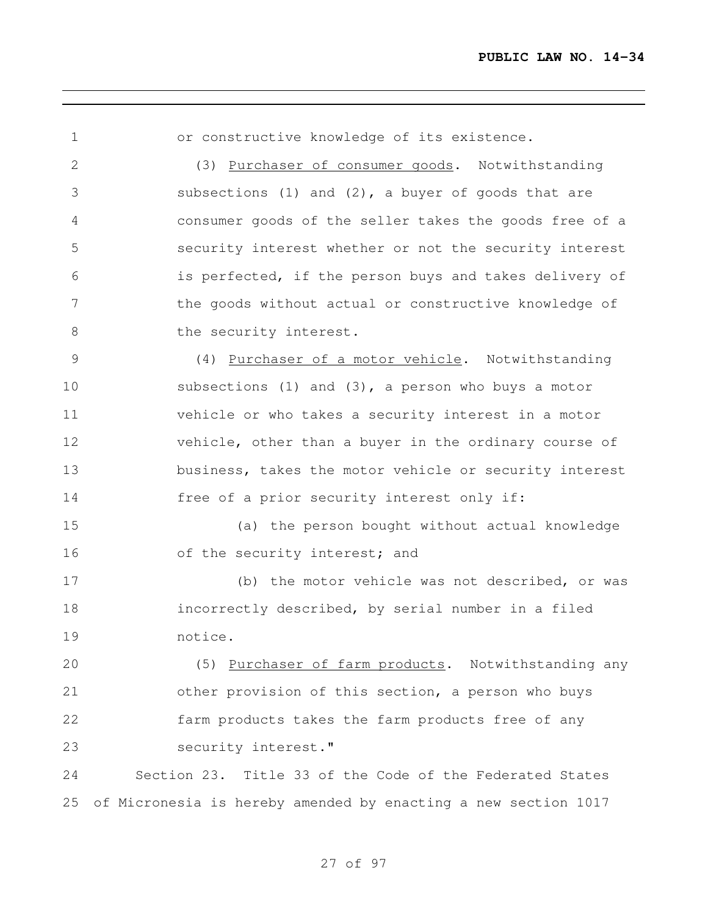or constructive knowledge of its existence.

(3) Purchaser of consumer goods. Notwithstanding subsections (1) and (2), a buyer of goods that are consumer goods of the seller takes the goods free of a security interest whether or not the security interest is perfected, if the person buys and takes delivery of the goods without actual or constructive knowledge of the security interest.

(4) Purchaser of a motor vehicle. Notwithstanding subsections (1) and (3), a person who buys a motor vehicle or who takes a security interest in a motor vehicle, other than a buyer in the ordinary course of business, takes the motor vehicle or security interest free of a prior security interest only if:

(a) the person bought without actual knowledge of the security interest; and

(b) the motor vehicle was not described, or was incorrectly described, by serial number in a filed notice.

(5) Purchaser of farm products. Notwithstanding any other provision of this section, a person who buys farm products takes the farm products free of any security interest."

Section 23. Title 33 of the Code of the Federated States of Micronesia is hereby amended by enacting a new section 1017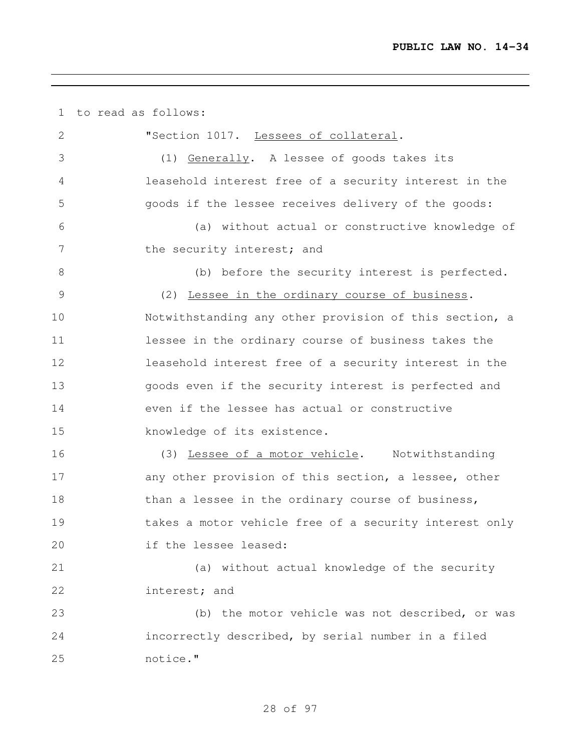to read as follows:

"Section 1017. Lessees of collateral.

(1) Generally. A lessee of goods takes its leasehold interest free of a security interest in the goods if the lessee receives delivery of the goods:

(a) without actual or constructive knowledge of the security interest; and

(b) before the security interest is perfected.

(2) Lessee in the ordinary course of business. Notwithstanding any other provision of this section, a lessee in the ordinary course of business takes the leasehold interest free of a security interest in the goods even if the security interest is perfected and even if the lessee has actual or constructive knowledge of its existence.

(3) Lessee of a motor vehicle. Notwithstanding any other provision of this section, a lessee, other than a lessee in the ordinary course of business, takes a motor vehicle free of a security interest only if the lessee leased:

(a) without actual knowledge of the security interest; and

(b) the motor vehicle was not described, or was incorrectly described, by serial number in a filed notice."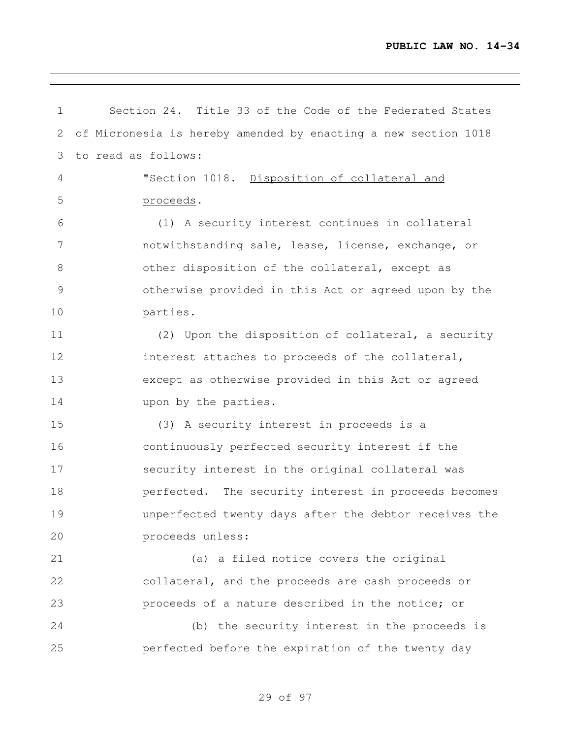Section 24. Title 33 of the Code of the Federated States of Micronesia is hereby amended by enacting a new section 1018 to read as follows:

"Section 1018. Disposition of collateral and proceeds.

(1) A security interest continues in collateral notwithstanding sale, lease, license, exchange, or other disposition of the collateral, except as otherwise provided in this Act or agreed upon by the parties.

(2) Upon the disposition of collateral, a security interest attaches to proceeds of the collateral, except as otherwise provided in this Act or agreed upon by the parties.

(3) A security interest in proceeds is a continuously perfected security interest if the security interest in the original collateral was perfected. The security interest in proceeds becomes unperfected twenty days after the debtor receives the proceeds unless:

(a) a filed notice covers the original collateral, and the proceeds are cash proceeds or proceeds of a nature described in the notice; or

(b) the security interest in the proceeds is perfected before the expiration of the twenty day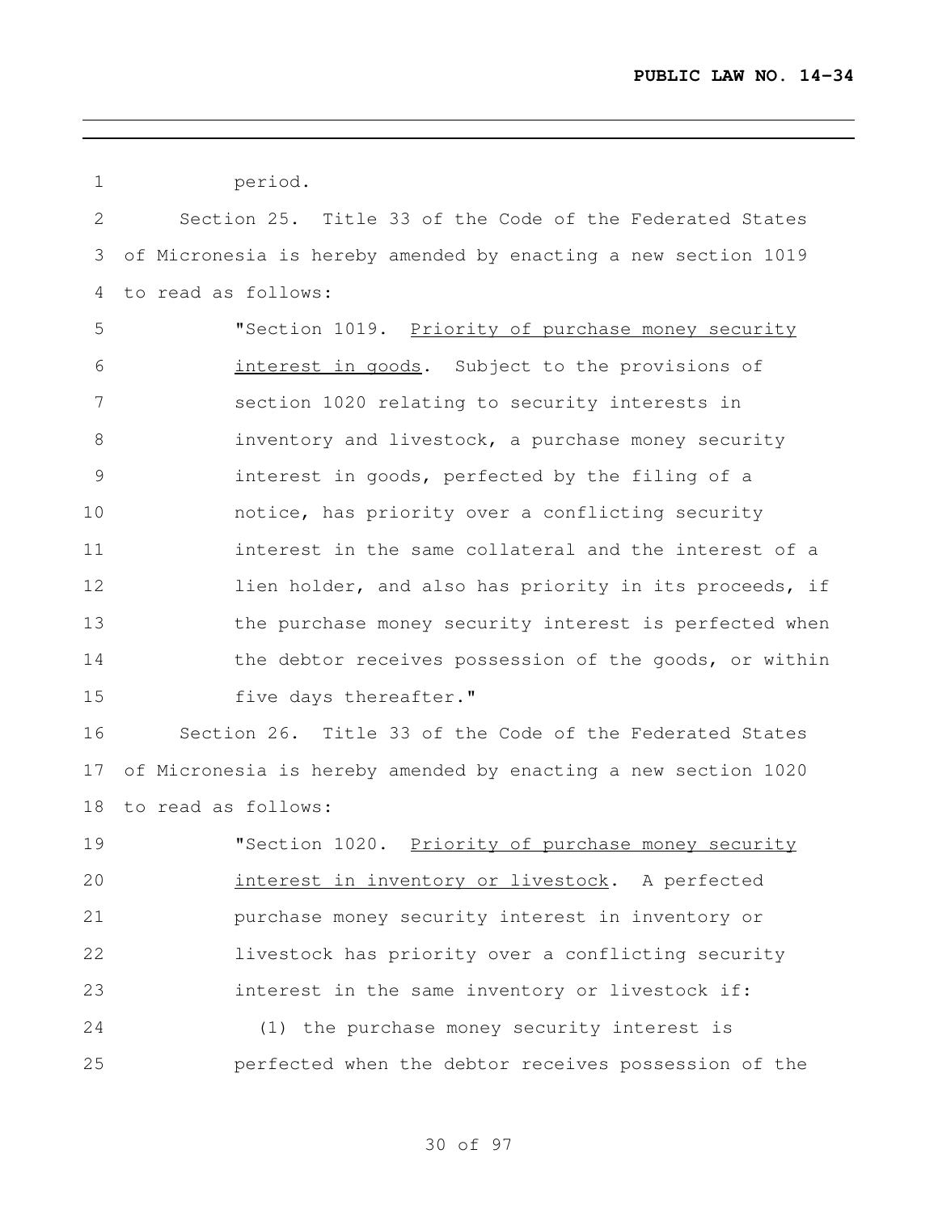period.

Section 25. Title 33 of the Code of the Federated States of Micronesia is hereby amended by enacting a new section 1019 to read as follows:

"Section 1019. Priority of purchase money security interest in goods. Subject to the provisions of section 1020 relating to security interests in inventory and livestock, a purchase money security interest in goods, perfected by the filing of a notice, has priority over a conflicting security interest in the same collateral and the interest of a lien holder, and also has priority in its proceeds, if the purchase money security interest is perfected when the debtor receives possession of the goods, or within five days thereafter."

Section 26. Title 33 of the Code of the Federated States of Micronesia is hereby amended by enacting a new section 1020 to read as follows:

"Section 1020. Priority of purchase money security interest in inventory or livestock. A perfected purchase money security interest in inventory or livestock has priority over a conflicting security interest in the same inventory or livestock if:

(1) the purchase money security interest is perfected when the debtor receives possession of the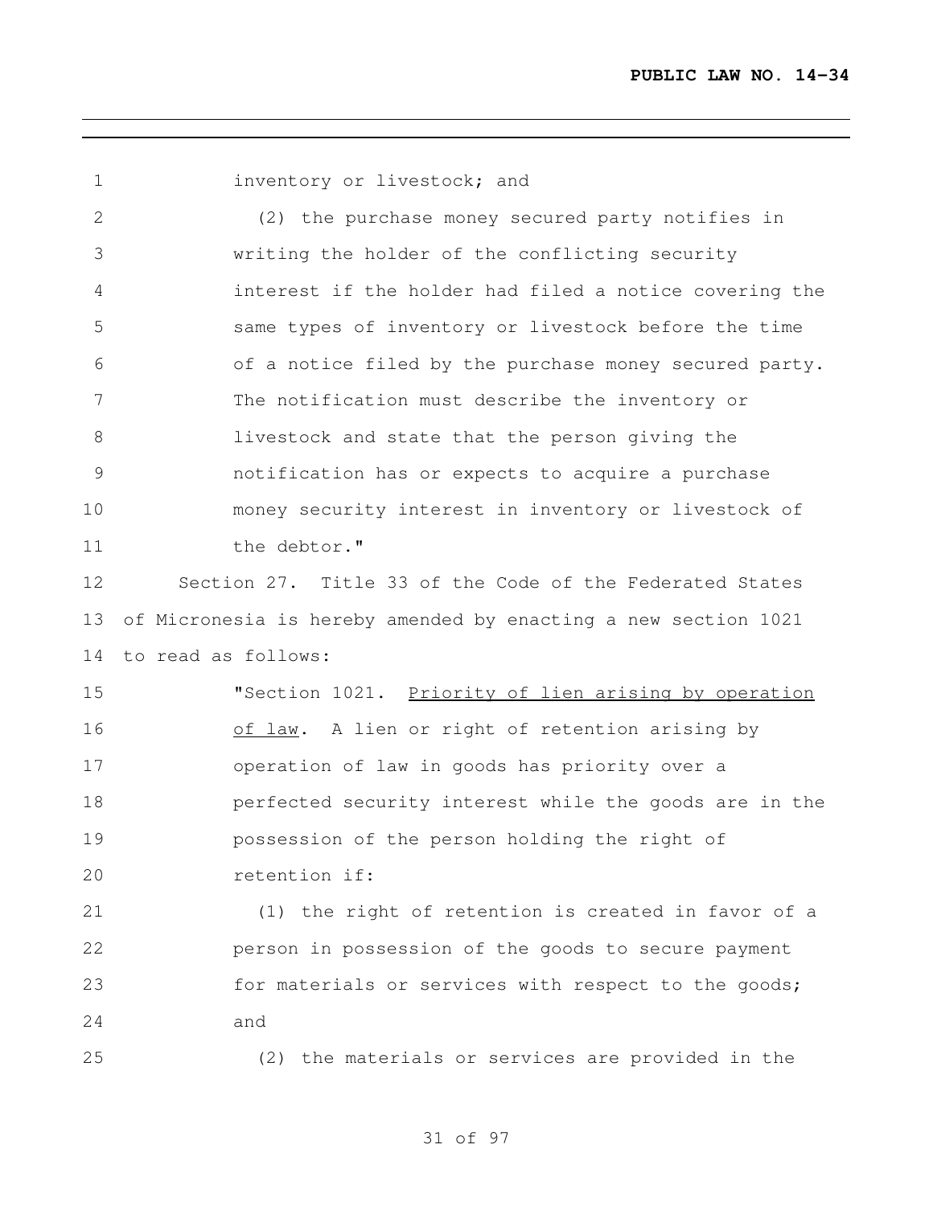inventory or livestock; and

(2) the purchase money secured party notifies in writing the holder of the conflicting security interest if the holder had filed a notice covering the same types of inventory or livestock before the time of a notice filed by the purchase money secured party. The notification must describe the inventory or livestock and state that the person giving the notification has or expects to acquire a purchase money security interest in inventory or livestock of the debtor."

Section 27. Title 33 of the Code of the Federated States of Micronesia is hereby amended by enacting a new section 1021 to read as follows:

"Section 1021. Priority of lien arising by operation of law. A lien or right of retention arising by operation of law in goods has priority over a perfected security interest while the goods are in the possession of the person holding the right of retention if:

(1) the right of retention is created in favor of a person in possession of the goods to secure payment for materials or services with respect to the goods; and

(2) the materials or services are provided in the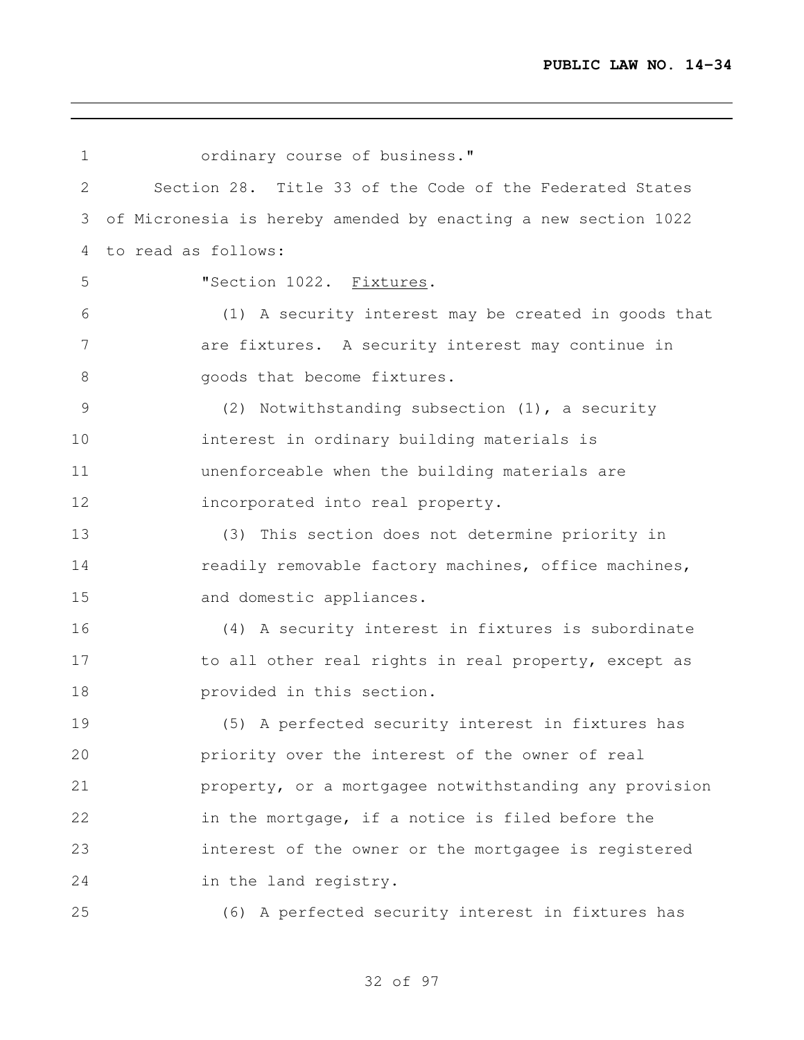ordinary course of business."

Section 28. Title 33 of the Code of the Federated States of Micronesia is hereby amended by enacting a new section 1022 to read as follows:

"Section 1022. Fixtures.

(1) A security interest may be created in goods that are fixtures. A security interest may continue in goods that become fixtures.

(2) Notwithstanding subsection (1), a security interest in ordinary building materials is unenforceable when the building materials are incorporated into real property.

(3) This section does not determine priority in readily removable factory machines, office machines, and domestic appliances.

(4) A security interest in fixtures is subordinate to all other real rights in real property, except as provided in this section.

(5) A perfected security interest in fixtures has priority over the interest of the owner of real property, or a mortgagee notwithstanding any provision in the mortgage, if a notice is filed before the interest of the owner or the mortgagee is registered in the land registry.

(6) A perfected security interest in fixtures has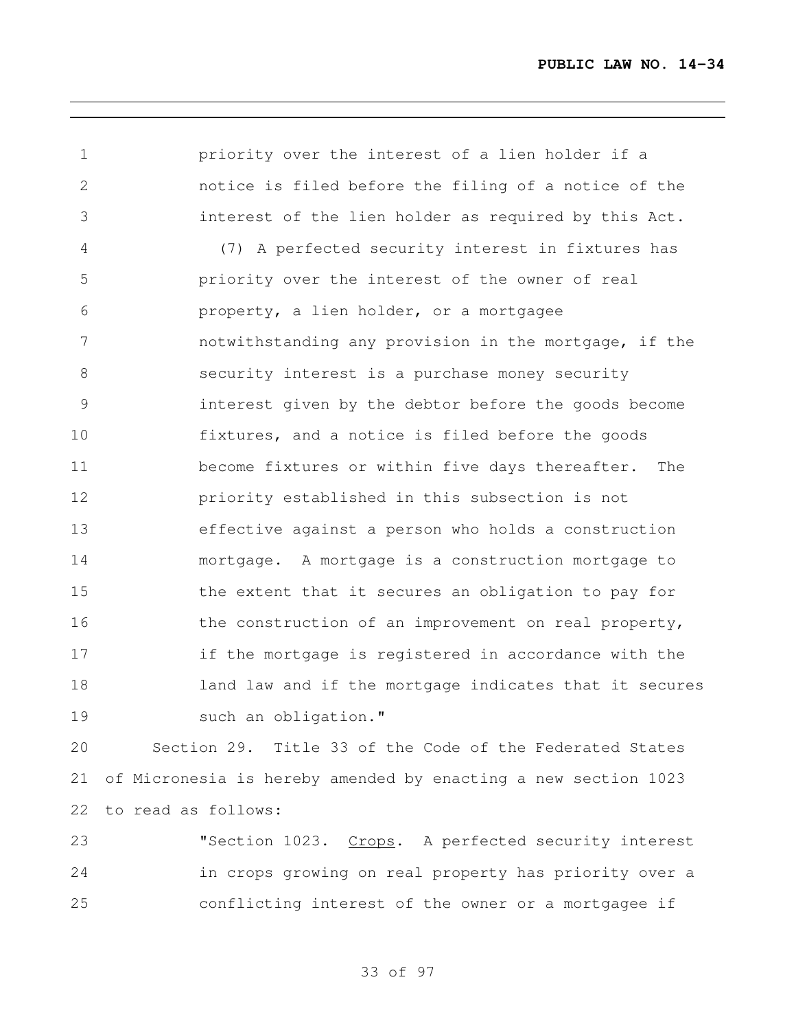priority over the interest of a lien holder if a notice is filed before the filing of a notice of the interest of the lien holder as required by this Act.

(7) A perfected security interest in fixtures has priority over the interest of the owner of real property, a lien holder, or a mortgagee notwithstanding any provision in the mortgage, if the security interest is a purchase money security interest given by the debtor before the goods become fixtures, and a notice is filed before the goods become fixtures or within five days thereafter. The priority established in this subsection is not effective against a person who holds a construction mortgage. A mortgage is a construction mortgage to the extent that it secures an obligation to pay for the construction of an improvement on real property, if the mortgage is registered in accordance with the land law and if the mortgage indicates that it secures such an obligation."

Section 29. Title 33 of the Code of the Federated States of Micronesia is hereby amended by enacting a new section 1023 to read as follows:

"Section 1023. Crops. A perfected security interest in crops growing on real property has priority over a conflicting interest of the owner or a mortgagee if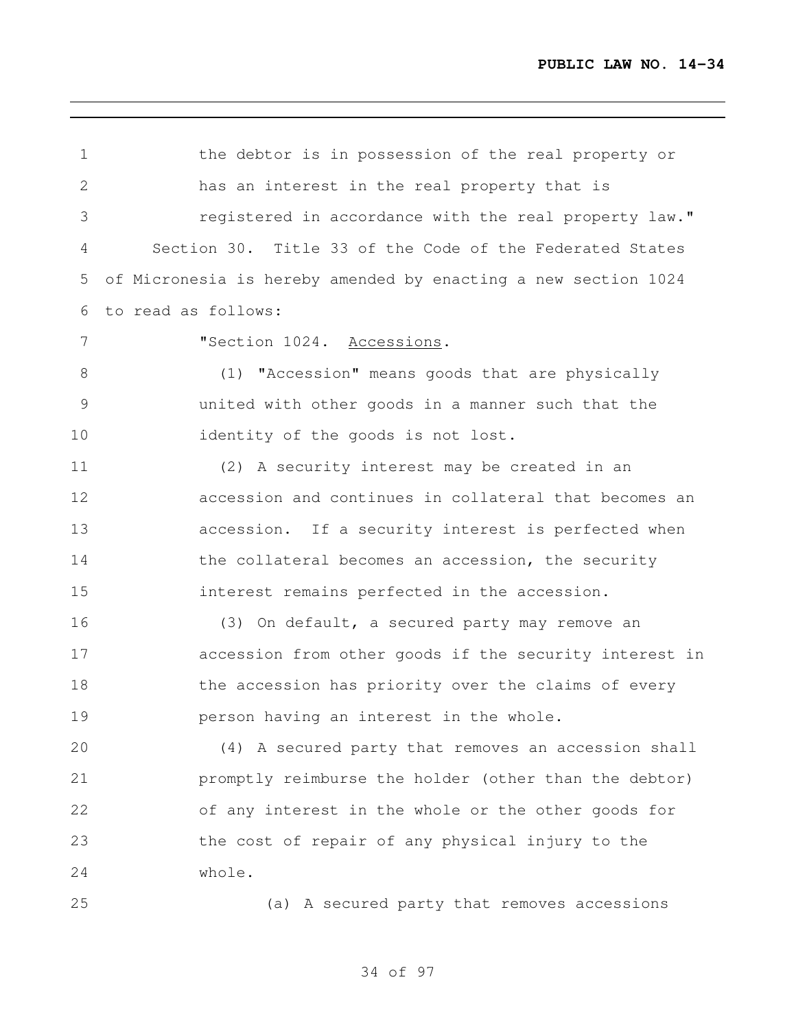the debtor is in possession of the real property or has an interest in the real property that is registered in accordance with the real property law."

Section 30. Title 33 of the Code of the Federated States of Micronesia is hereby amended by enacting a new section 1024 to read as follows:

"Section 1024. Accessions.

(1) "Accession" means goods that are physically united with other goods in a manner such that the identity of the goods is not lost.

(2) A security interest may be created in an accession and continues in collateral that becomes an accession. If a security interest is perfected when the collateral becomes an accession, the security interest remains perfected in the accession.

(3) On default, a secured party may remove an accession from other goods if the security interest in the accession has priority over the claims of every person having an interest in the whole.

(4) A secured party that removes an accession shall promptly reimburse the holder (other than the debtor) of any interest in the whole or the other goods for the cost of repair of any physical injury to the whole.

(a) A secured party that removes accessions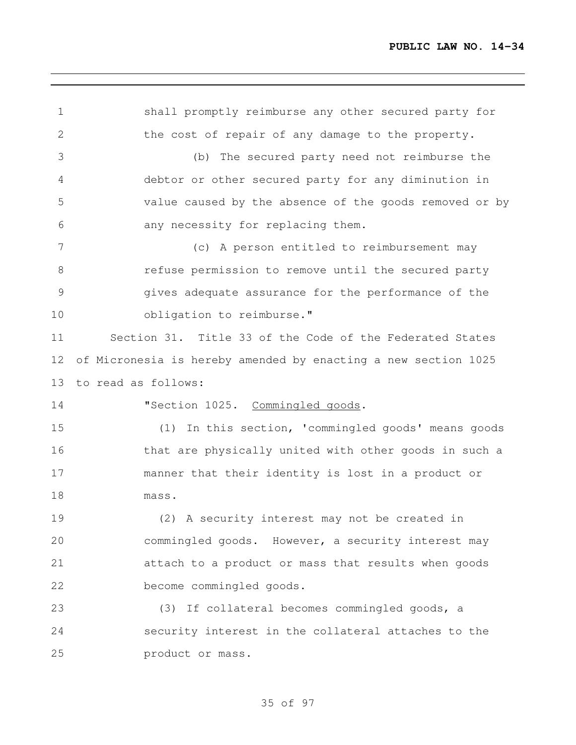shall promptly reimburse any other secured party for the cost of repair of any damage to the property.

(b) The secured party need not reimburse the debtor or other secured party for any diminution in value caused by the absence of the goods removed or by any necessity for replacing them.

(c) A person entitled to reimbursement may refuse permission to remove until the secured party gives adequate assurance for the performance of the obligation to reimburse."

Section 31. Title 33 of the Code of the Federated States of Micronesia is hereby amended by enacting a new section 1025 to read as follows:

"Section 1025. Commingled goods.

(1) In this section, 'commingled goods' means goods that are physically united with other goods in such a manner that their identity is lost in a product or mass.

(2) A security interest may not be created in commingled goods. However, a security interest may attach to a product or mass that results when goods become commingled goods.

(3) If collateral becomes commingled goods, a security interest in the collateral attaches to the product or mass.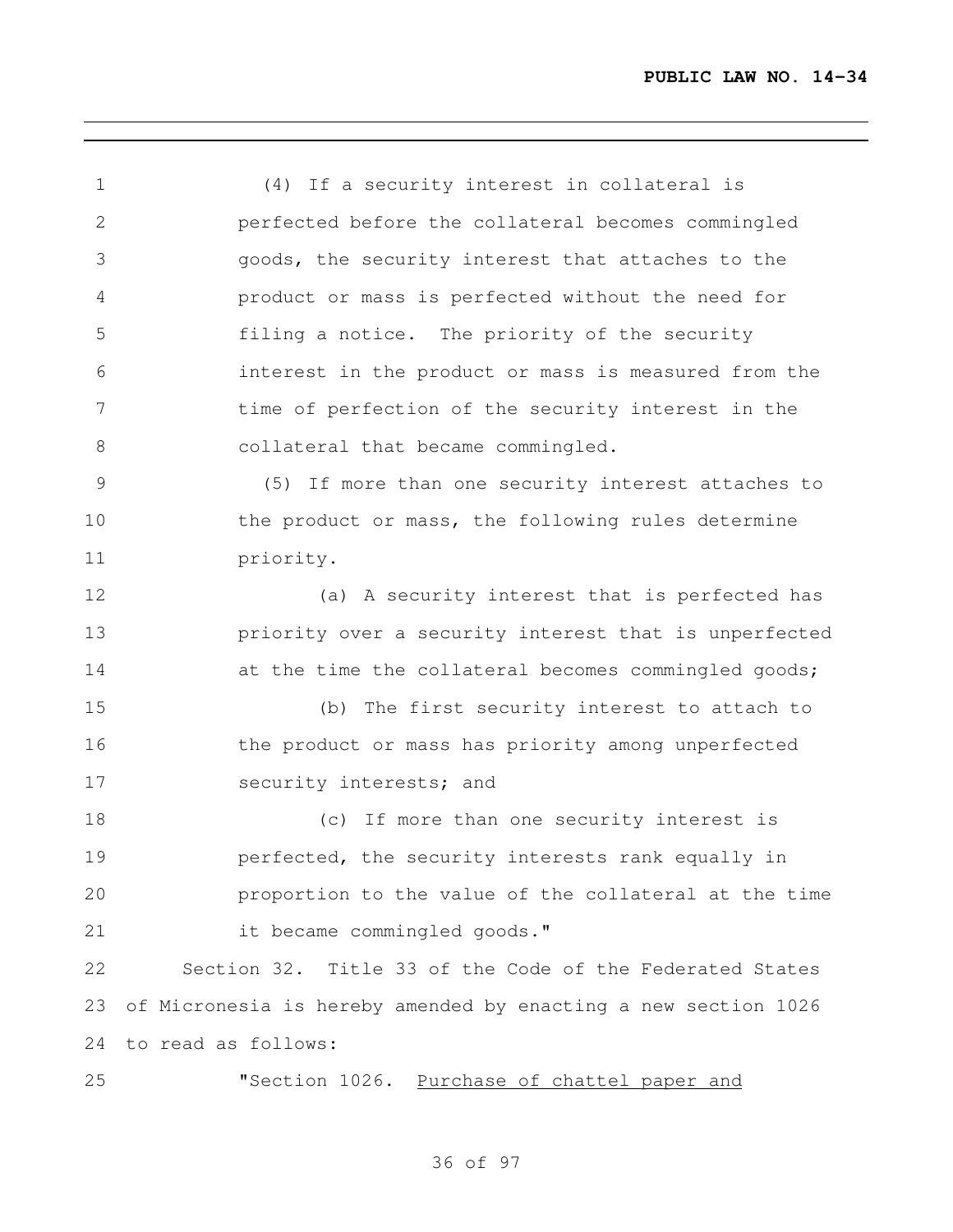(4) If a security interest in collateral is perfected before the collateral becomes commingled goods, the security interest that attaches to the product or mass is perfected without the need for filing a notice. The priority of the security interest in the product or mass is measured from the time of perfection of the security interest in the collateral that became commingled.

(5) If more than one security interest attaches to the product or mass, the following rules determine priority.

(a) A security interest that is perfected has priority over a security interest that is unperfected at the time the collateral becomes commingled goods;

(b) The first security interest to attach to the product or mass has priority among unperfected security interests; and

(c) If more than one security interest is perfected, the security interests rank equally in proportion to the value of the collateral at the time it became commingled goods."

Section 32. Title 33 of the Code of the Federated States of Micronesia is hereby amended by enacting a new section 1026 to read as follows:

"Section 1026. Purchase of chattel paper and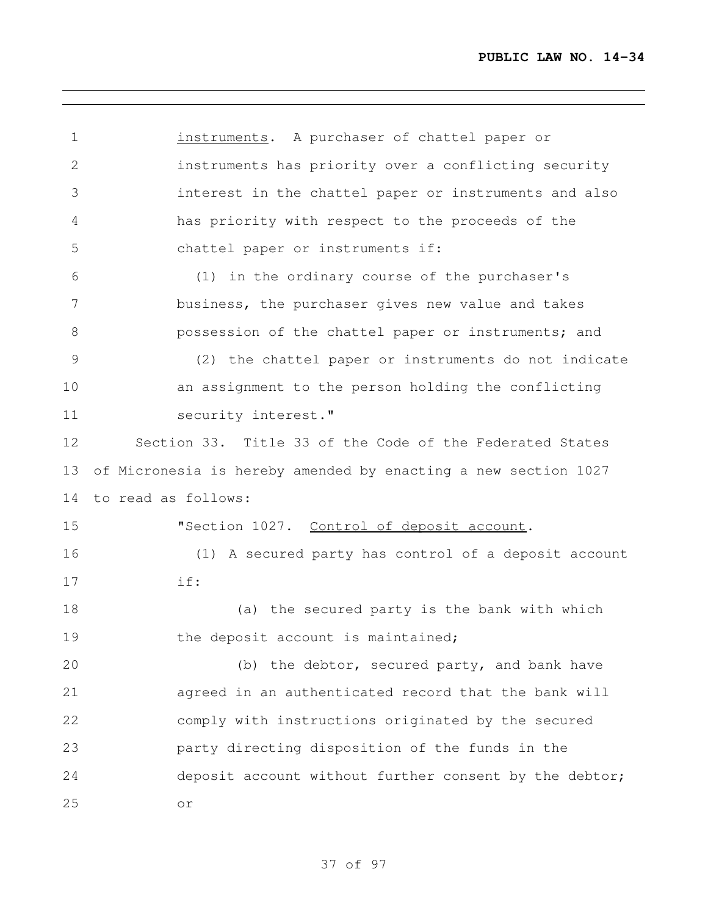instruments. A purchaser of chattel paper or instruments has priority over a conflicting security interest in the chattel paper or instruments and also has priority with respect to the proceeds of the chattel paper or instruments if:

(1) in the ordinary course of the purchaser's business, the purchaser gives new value and takes possession of the chattel paper or instruments; and

(2) the chattel paper or instruments do not indicate an assignment to the person holding the conflicting security interest."

Section 33. Title 33 of the Code of the Federated States of Micronesia is hereby amended by enacting a new section 1027 to read as follows:

"Section 1027. Control of deposit account.

(1) A secured party has control of a deposit account if:

(a) the secured party is the bank with which the deposit account is maintained;

(b) the debtor, secured party, and bank have agreed in an authenticated record that the bank will comply with instructions originated by the secured party directing disposition of the funds in the deposit account without further consent by the debtor; or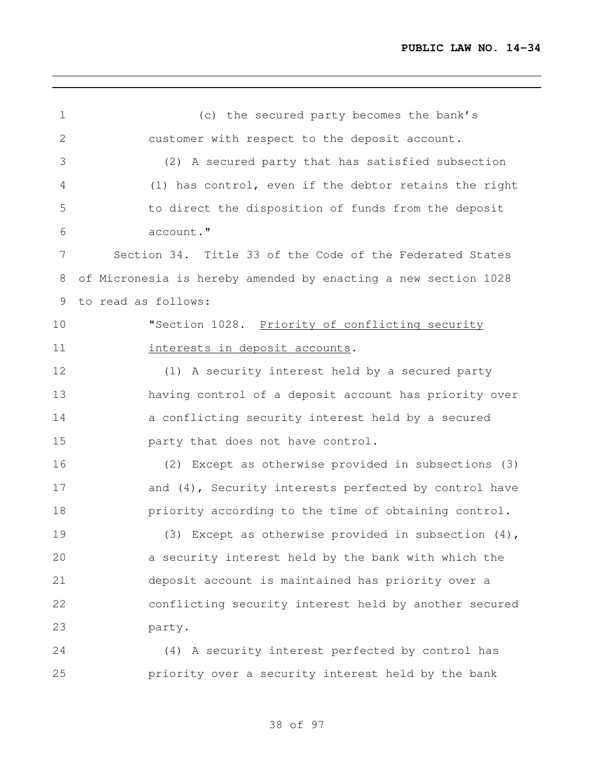(c) the secured party becomes the bank's customer with respect to the deposit account.

(2) A secured party that has satisfied subsection (1) has control, even if the debtor retains the right to direct the disposition of funds from the deposit account."

Section 34. Title 33 of the Code of the Federated States of Micronesia is hereby amended by enacting a new section 1028 to read as follows:

"Section 1028. Priority of conflicting security interests in deposit accounts.

(1) A security interest held by a secured party having control of a deposit account has priority over a conflicting security interest held by a secured party that does not have control.

(2) Except as otherwise provided in subsections (3) and (4), Security interests perfected by control have priority according to the time of obtaining control.

(3) Except as otherwise provided in subsection (4), a security interest held by the bank with which the deposit account is maintained has priority over a conflicting security interest held by another secured party.

(4) A security interest perfected by control has priority over a security interest held by the bank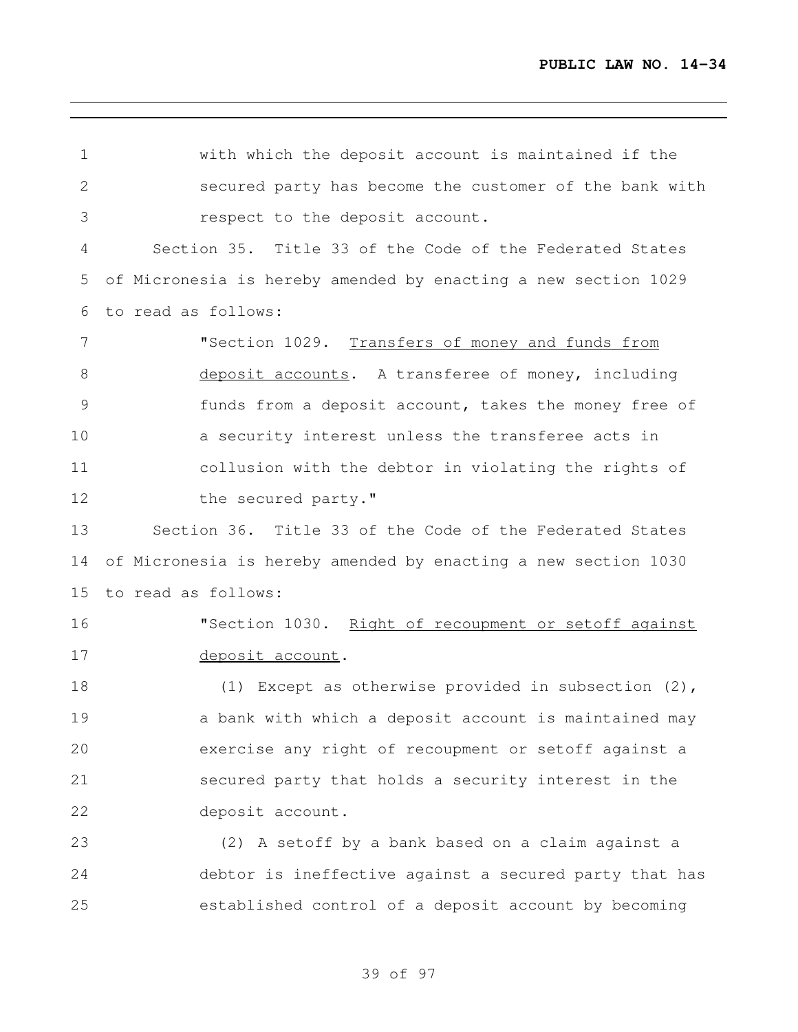with which the deposit account is maintained if the secured party has become the customer of the bank with respect to the deposit account.

Section 35. Title 33 of the Code of the Federated States of Micronesia is hereby amended by enacting a new section 1029 to read as follows:

"Section 1029. Transfers of money and funds from deposit accounts. A transferee of money, including funds from a deposit account, takes the money free of a security interest unless the transferee acts in collusion with the debtor in violating the rights of the secured party."

Section 36. Title 33 of the Code of the Federated States of Micronesia is hereby amended by enacting a new section 1030 to read as follows:

"Section 1030. Right of recoupment or setoff against deposit account.

(1) Except as otherwise provided in subsection (2), a bank with which a deposit account is maintained may exercise any right of recoupment or setoff against a secured party that holds a security interest in the deposit account.

(2) A setoff by a bank based on a claim against a debtor is ineffective against a secured party that has established control of a deposit account by becoming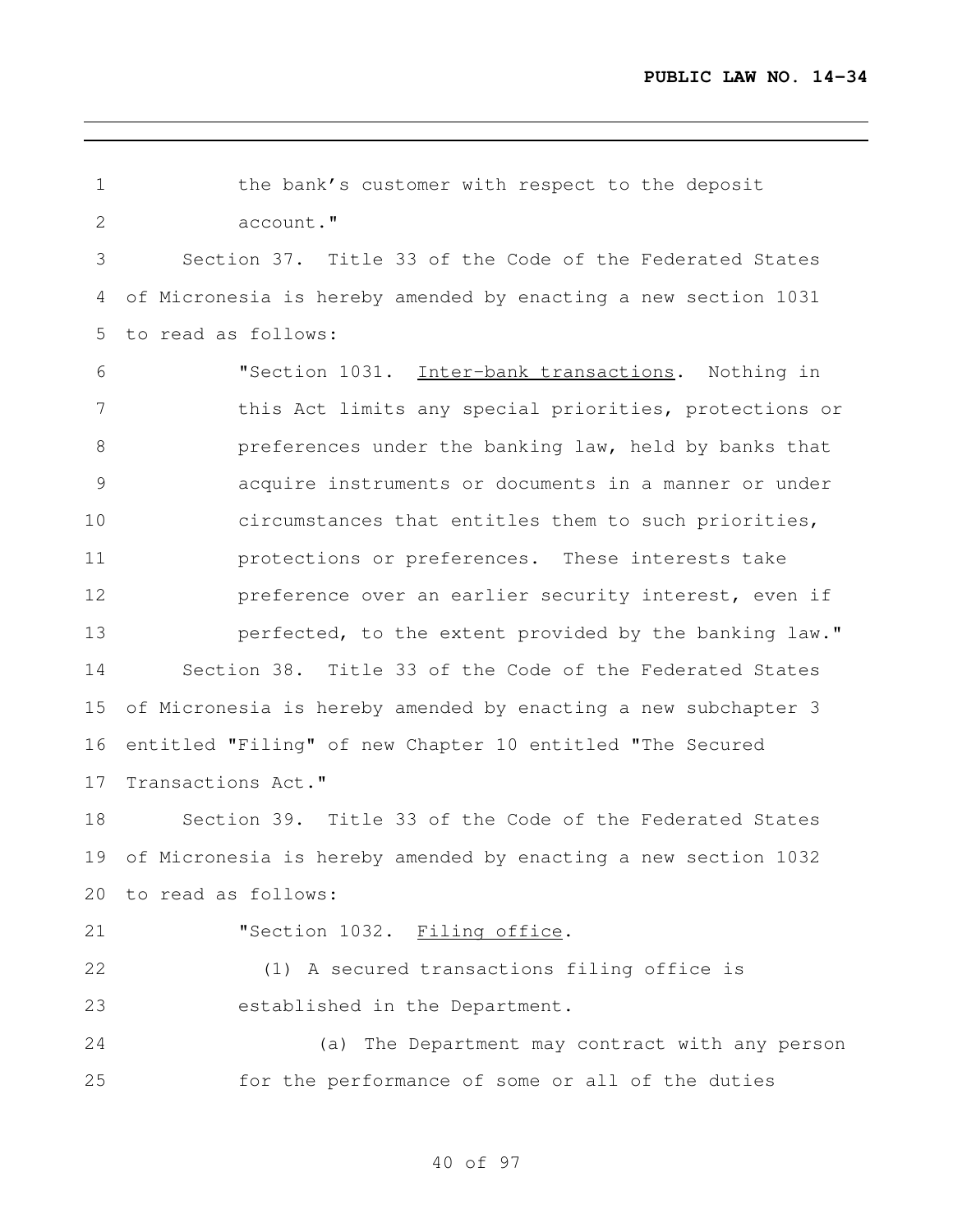the bank's customer with respect to the deposit account."

Section 37. Title 33 of the Code of the Federated States of Micronesia is hereby amended by enacting a new section 1031 to read as follows:

"Section 1031. Inter-bank transactions. Nothing in this Act limits any special priorities, protections or preferences under the banking law, held by banks that acquire instruments or documents in a manner or under circumstances that entitles them to such priorities, protections or preferences. These interests take preference over an earlier security interest, even if perfected, to the extent provided by the banking law."

Section 38. Title 33 of the Code of the Federated States of Micronesia is hereby amended by enacting a new subchapter 3 entitled "Filing" of new Chapter 10 entitled "The Secured Transactions Act."

Section 39. Title 33 of the Code of the Federated States of Micronesia is hereby amended by enacting a new section 1032 to read as follows:

"Section 1032. Filing office.

(1) A secured transactions filing office is established in the Department.

(a) The Department may contract with any person for the performance of some or all of the duties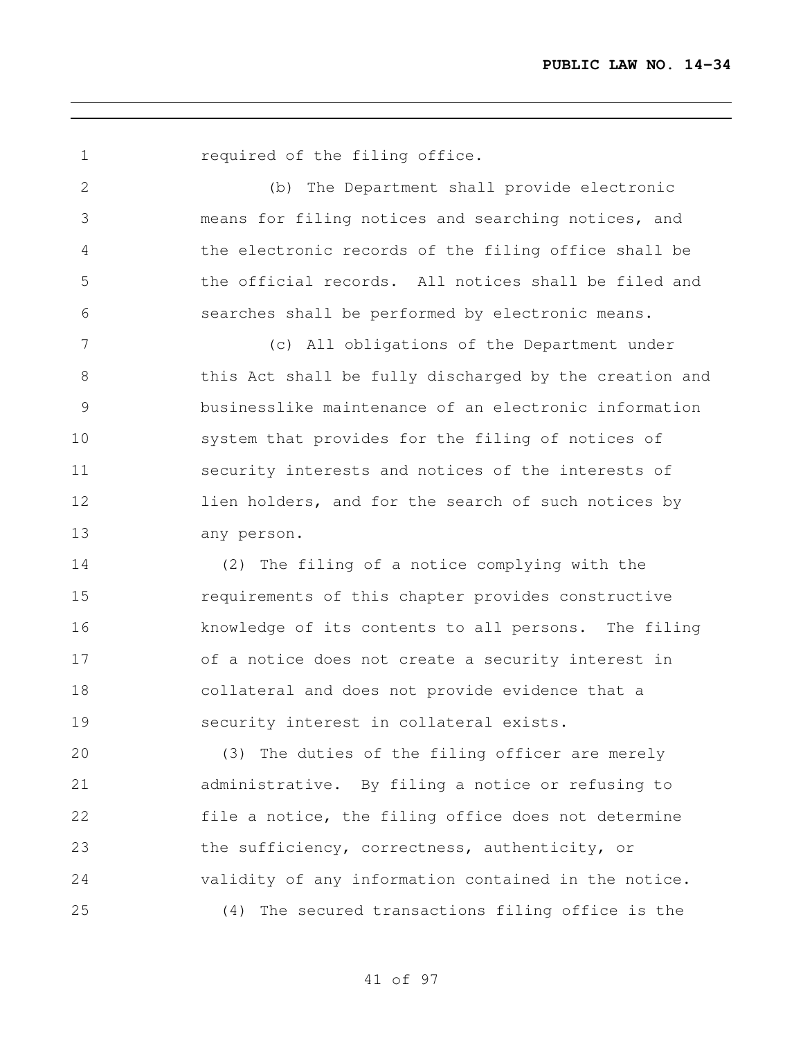required of the filing office.

(b) The Department shall provide electronic means for filing notices and searching notices, and the electronic records of the filing office shall be the official records. All notices shall be filed and searches shall be performed by electronic means.

(c) All obligations of the Department under this Act shall be fully discharged by the creation and businesslike maintenance of an electronic information system that provides for the filing of notices of security interests and notices of the interests of lien holders, and for the search of such notices by any person.

(2) The filing of a notice complying with the requirements of this chapter provides constructive knowledge of its contents to all persons. The filing of a notice does not create a security interest in collateral and does not provide evidence that a security interest in collateral exists.

(3) The duties of the filing officer are merely administrative. By filing a notice or refusing to file a notice, the filing office does not determine the sufficiency, correctness, authenticity, or validity of any information contained in the notice.

(4) The secured transactions filing office is the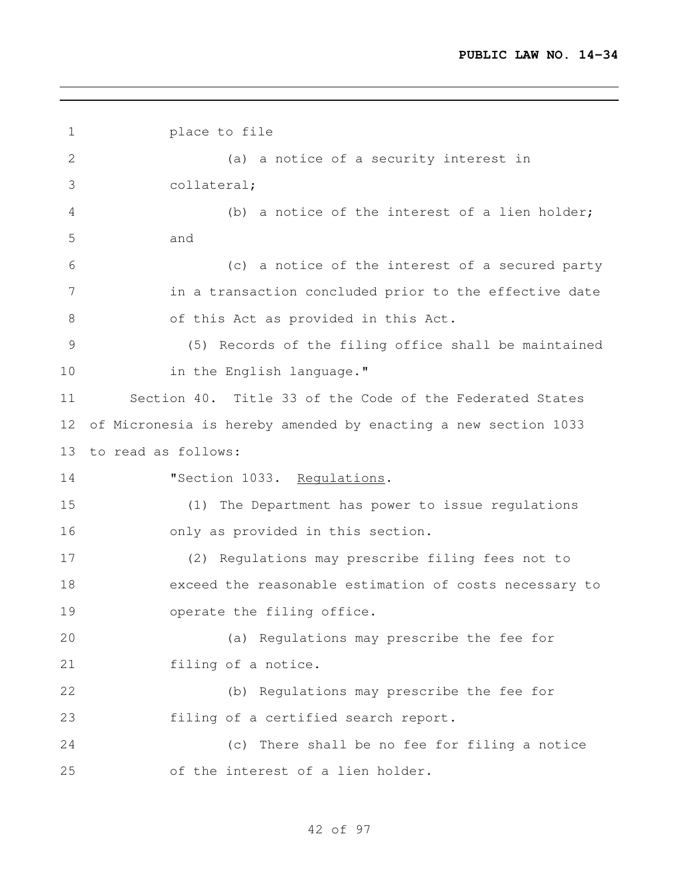place to file

(a) a notice of a security interest in collateral;

(b) a notice of the interest of a lien holder; and

(c) a notice of the interest of a secured party in a transaction concluded prior to the effective date of this Act as provided in this Act.

(5) Records of the filing office shall be maintained in the English language."

Section 40. Title 33 of the Code of the Federated States of Micronesia is hereby amended by enacting a new section 1033 to read as follows:

"Section 1033. Regulations.

(1) The Department has power to issue regulations only as provided in this section.

(2) Regulations may prescribe filing fees not to exceed the reasonable estimation of costs necessary to operate the filing office.

(a) Regulations may prescribe the fee for filing of a notice.

(b) Regulations may prescribe the fee for filing of a certified search report.

(c) There shall be no fee for filing a notice of the interest of a lien holder.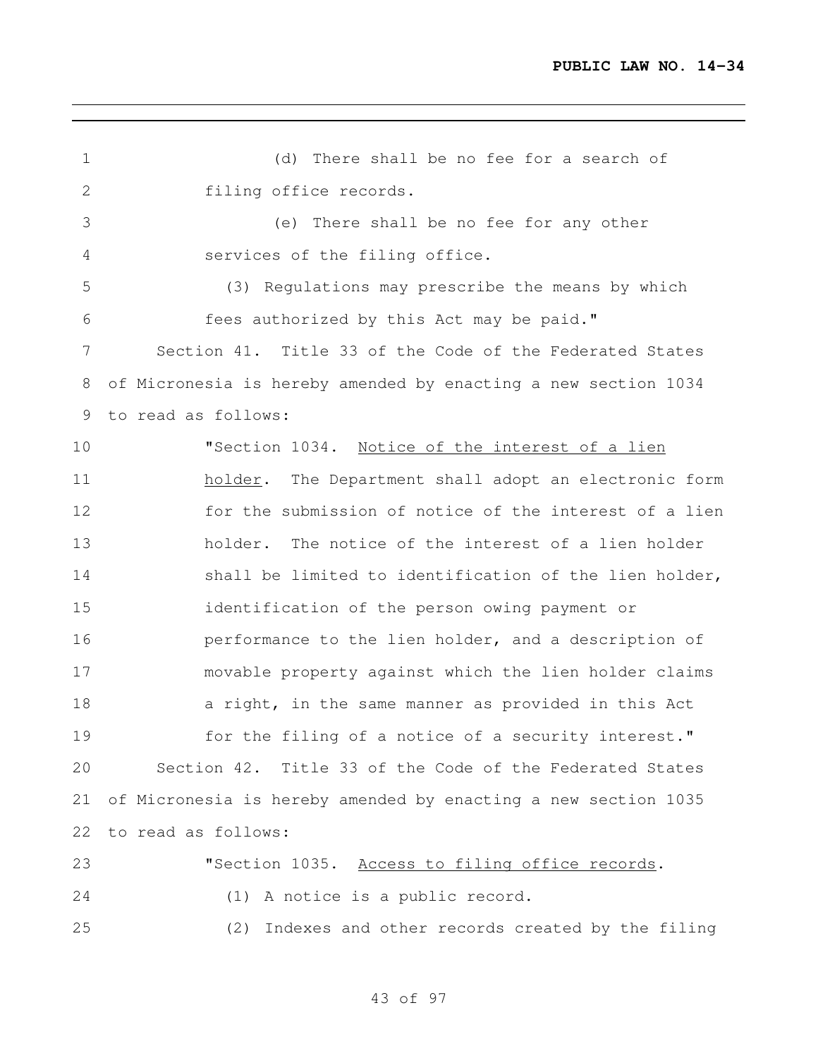(d) There shall be no fee for a search of filing office records.

(e) There shall be no fee for any other services of the filing office.

(3) Regulations may prescribe the means by which fees authorized by this Act may be paid."

Section 41. Title 33 of the Code of the Federated States of Micronesia is hereby amended by enacting a new section 1034 to read as follows:

"Section 1034. Notice of the interest of a lien holder. The Department shall adopt an electronic form for the submission of notice of the interest of a lien holder. The notice of the interest of a lien holder shall be limited to identification of the lien holder, identification of the person owing payment or performance to the lien holder, and a description of movable property against which the lien holder claims a right, in the same manner as provided in this Act for the filing of a notice of a security interest."

Section 42. Title 33 of the Code of the Federated States of Micronesia is hereby amended by enacting a new section 1035 to read as follows:

"Section 1035. Access to filing office records.

(1) A notice is a public record.

(2) Indexes and other records created by the filing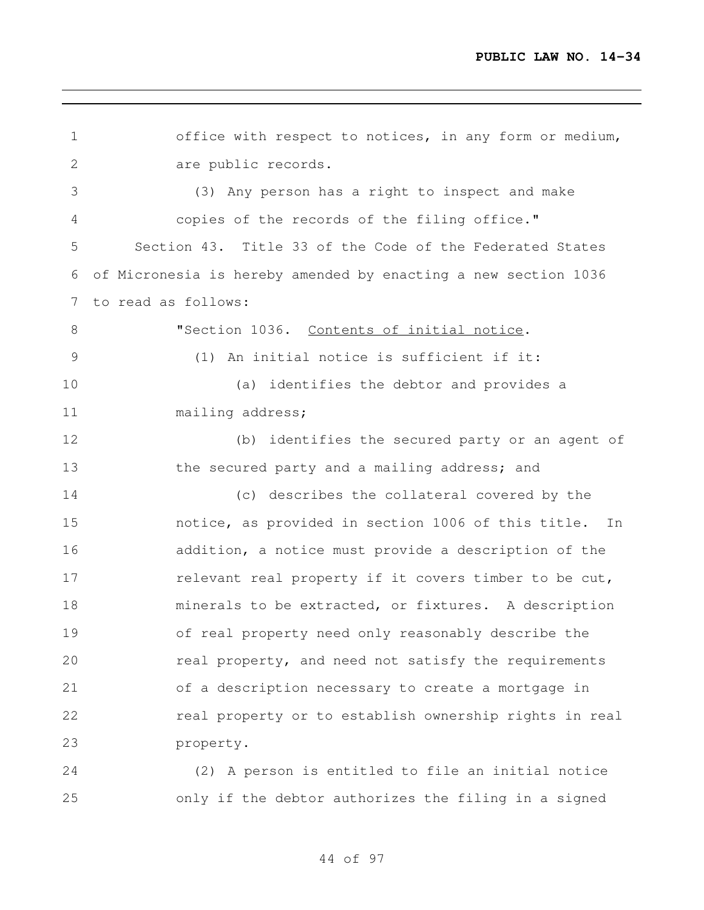office with respect to notices, in any form or medium, are public records.

(3) Any person has a right to inspect and make copies of the records of the filing office."

Section 43. Title 33 of the Code of the Federated States of Micronesia is hereby amended by enacting a new section 1036 to read as follows:

"Section 1036. Contents of initial notice.

(1) An initial notice is sufficient if it:

(a) identifies the debtor and provides a mailing address;

(b) identifies the secured party or an agent of the secured party and a mailing address; and

(c) describes the collateral covered by the notice, as provided in section 1006 of this title. In addition, a notice must provide a description of the relevant real property if it covers timber to be cut, minerals to be extracted, or fixtures. A description of real property need only reasonably describe the real property, and need not satisfy the requirements of a description necessary to create a mortgage in real property or to establish ownership rights in real property.

(2) A person is entitled to file an initial notice only if the debtor authorizes the filing in a signed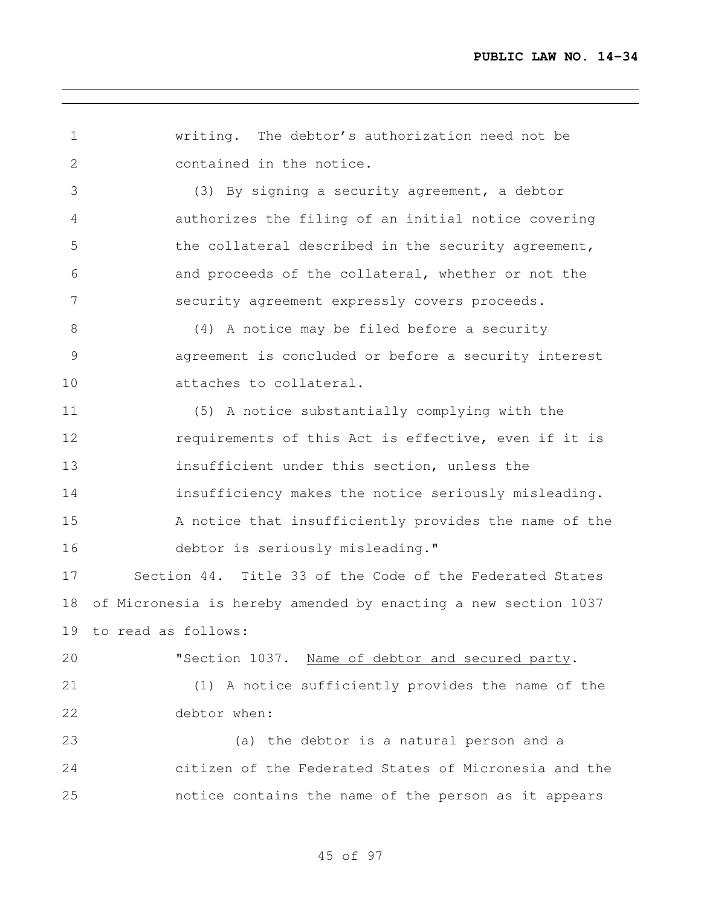writing. The debtor's authorization need not be contained in the notice.

(3) By signing a security agreement, a debtor authorizes the filing of an initial notice covering the collateral described in the security agreement, and proceeds of the collateral, whether or not the security agreement expressly covers proceeds.

(4) A notice may be filed before a security agreement is concluded or before a security interest attaches to collateral.

(5) A notice substantially complying with the requirements of this Act is effective, even if it is insufficient under this section, unless the insufficiency makes the notice seriously misleading. A notice that insufficiently provides the name of the debtor is seriously misleading."

Section 44. Title 33 of the Code of the Federated States of Micronesia is hereby amended by enacting a new section 1037 to read as follows:

"Section 1037. Name of debtor and secured party.

(1) A notice sufficiently provides the name of the debtor when:

(a) the debtor is a natural person and a citizen of the Federated States of Micronesia and the notice contains the name of the person as it appears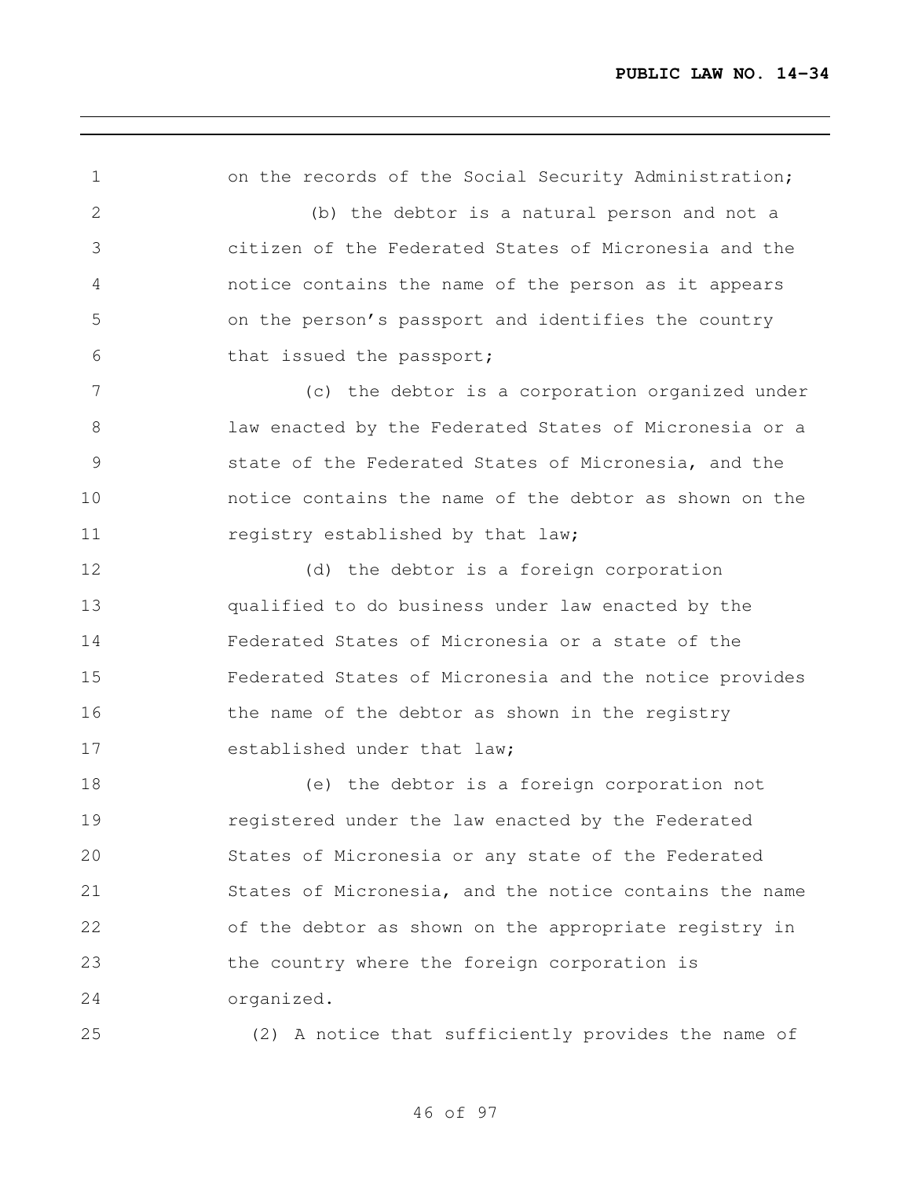on the records of the Social Security Administration;

(b) the debtor is a natural person and not a citizen of the Federated States of Micronesia and the notice contains the name of the person as it appears on the person's passport and identifies the country that issued the passport;

(c) the debtor is a corporation organized under law enacted by the Federated States of Micronesia or a state of the Federated States of Micronesia, and the notice contains the name of the debtor as shown on the registry established by that law;

(d) the debtor is a foreign corporation qualified to do business under law enacted by the Federated States of Micronesia or a state of the Federated States of Micronesia and the notice provides the name of the debtor as shown in the registry established under that law;

(e) the debtor is a foreign corporation not registered under the law enacted by the Federated States of Micronesia or any state of the Federated States of Micronesia, and the notice contains the name of the debtor as shown on the appropriate registry in the country where the foreign corporation is organized.

(2) A notice that sufficiently provides the name of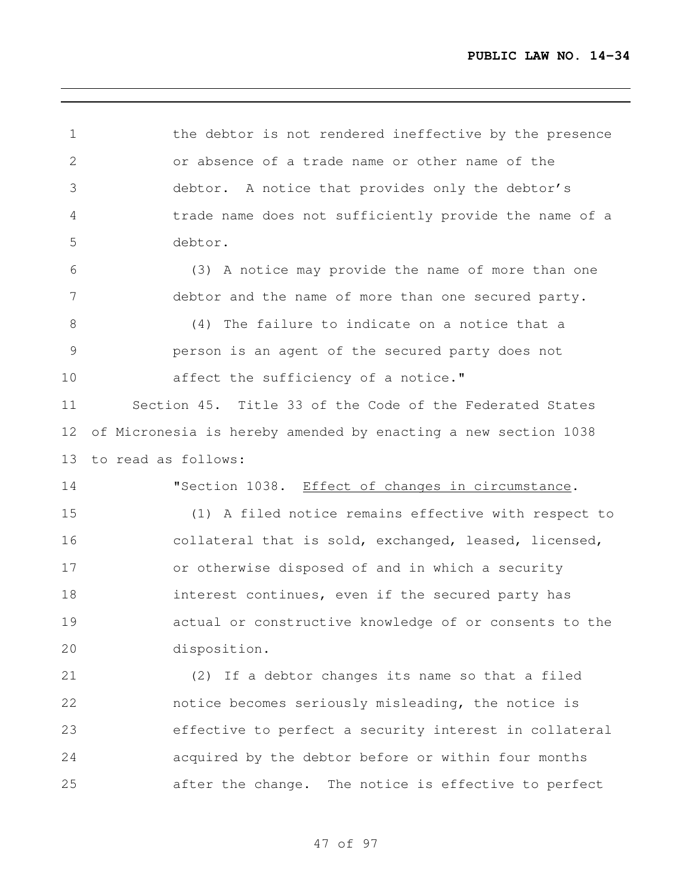the debtor is not rendered ineffective by the presence or absence of a trade name or other name of the debtor. A notice that provides only the debtor's trade name does not sufficiently provide the name of a debtor.

(3) A notice may provide the name of more than one debtor and the name of more than one secured party.

(4) The failure to indicate on a notice that a person is an agent of the secured party does not affect the sufficiency of a notice."

Section 45. Title 33 of the Code of the Federated States of Micronesia is hereby amended by enacting a new section 1038 to read as follows:

"Section 1038. Effect of changes in circumstance.

(1) A filed notice remains effective with respect to collateral that is sold, exchanged, leased, licensed, or otherwise disposed of and in which a security interest continues, even if the secured party has actual or constructive knowledge of or consents to the disposition.

(2) If a debtor changes its name so that a filed notice becomes seriously misleading, the notice is effective to perfect a security interest in collateral acquired by the debtor before or within four months after the change. The notice is effective to perfect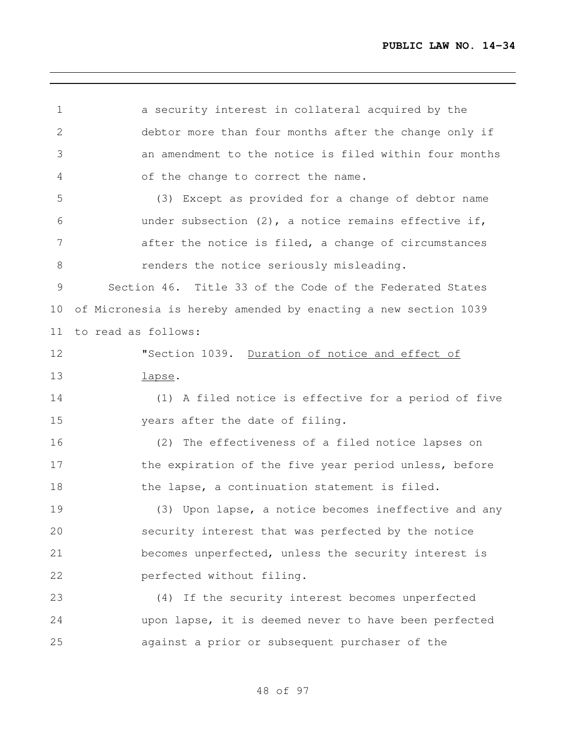a security interest in collateral acquired by the debtor more than four months after the change only if an amendment to the notice is filed within four months of the change to correct the name.

(3) Except as provided for a change of debtor name under subsection (2), a notice remains effective if, after the notice is filed, a change of circumstances renders the notice seriously misleading.

Section 46. Title 33 of the Code of the Federated States of Micronesia is hereby amended by enacting a new section 1039 to read as follows:

"Section 1039. Duration of notice and effect of lapse.

(1) A filed notice is effective for a period of five years after the date of filing.

(2) The effectiveness of a filed notice lapses on the expiration of the five year period unless, before the lapse, a continuation statement is filed.

(3) Upon lapse, a notice becomes ineffective and any security interest that was perfected by the notice becomes unperfected, unless the security interest is perfected without filing.

(4) If the security interest becomes unperfected upon lapse, it is deemed never to have been perfected against a prior or subsequent purchaser of the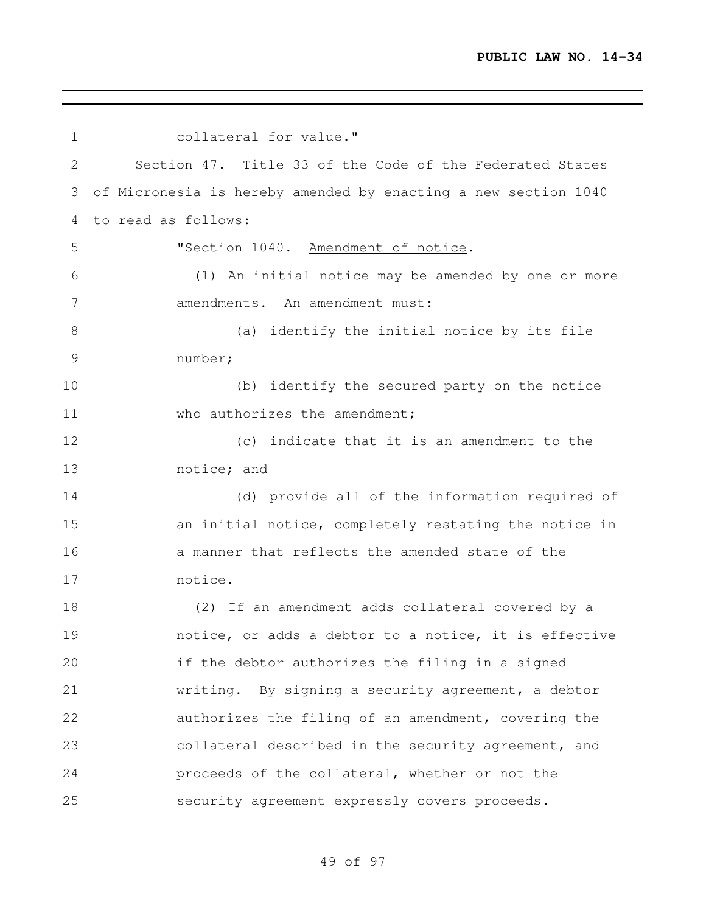collateral for value."

Section 47. Title 33 of the Code of the Federated States of Micronesia is hereby amended by enacting a new section 1040 to read as follows:

"Section 1040. Amendment of notice.

(1) An initial notice may be amended by one or more amendments. An amendment must:

(a) identify the initial notice by its file number;

(b) identify the secured party on the notice who authorizes the amendment;

(c) indicate that it is an amendment to the notice; and

(d) provide all of the information required of an initial notice, completely restating the notice in a manner that reflects the amended state of the notice.

(2) If an amendment adds collateral covered by a notice, or adds a debtor to a notice, it is effective if the debtor authorizes the filing in a signed writing. By signing a security agreement, a debtor authorizes the filing of an amendment, covering the collateral described in the security agreement, and proceeds of the collateral, whether or not the security agreement expressly covers proceeds.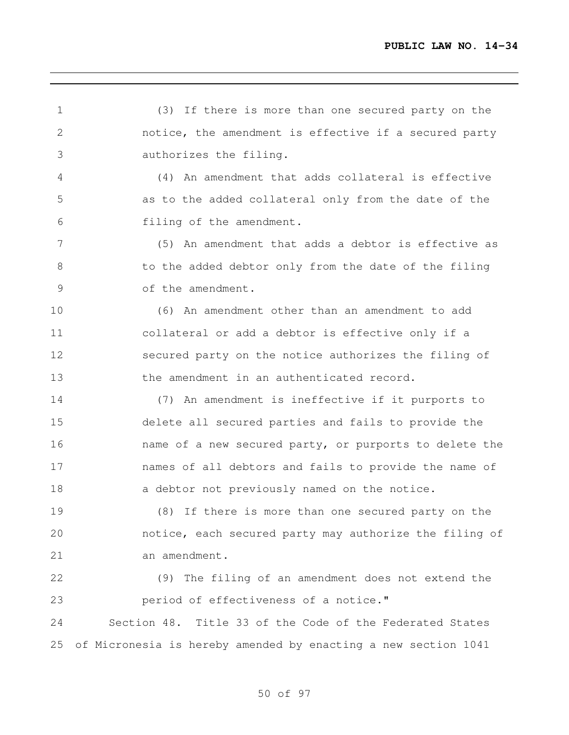(3) If there is more than one secured party on the notice, the amendment is effective if a secured party authorizes the filing.

(4) An amendment that adds collateral is effective as to the added collateral only from the date of the filing of the amendment.

(5) An amendment that adds a debtor is effective as to the added debtor only from the date of the filing of the amendment.

(6) An amendment other than an amendment to add collateral or add a debtor is effective only if a secured party on the notice authorizes the filing of the amendment in an authenticated record.

(7) An amendment is ineffective if it purports to delete all secured parties and fails to provide the name of a new secured party, or purports to delete the names of all debtors and fails to provide the name of a debtor not previously named on the notice.

(8) If there is more than one secured party on the notice, each secured party may authorize the filing of an amendment.

(9) The filing of an amendment does not extend the period of effectiveness of a notice."

Section 48. Title 33 of the Code of the Federated States of Micronesia is hereby amended by enacting a new section 1041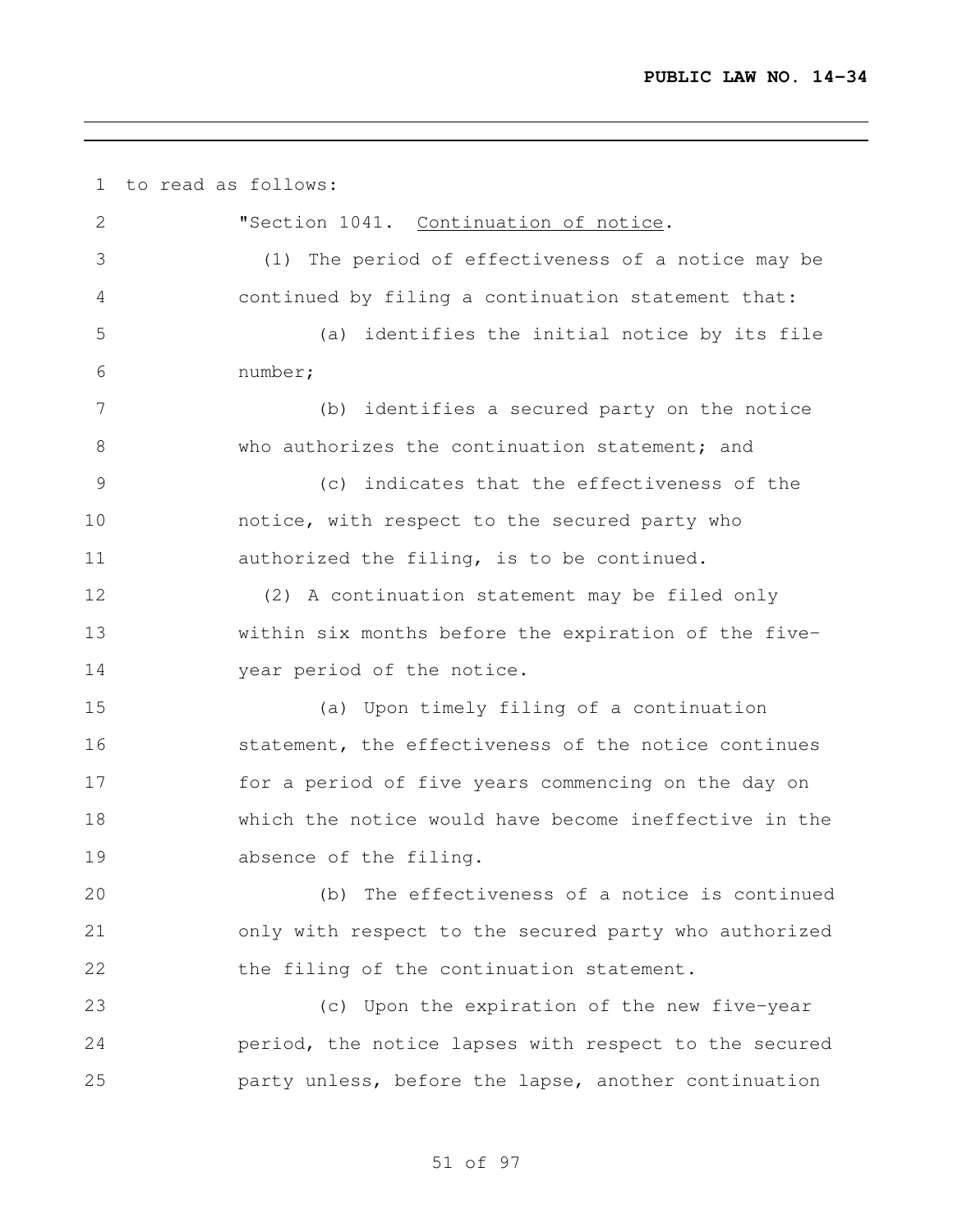to read as follows:

"Section 1041. Continuation of notice.

(1) The period of effectiveness of a notice may be continued by filing a continuation statement that:

(a) identifies the initial notice by its file number;

(b) identifies a secured party on the notice who authorizes the continuation statement; and

(c) indicates that the effectiveness of the notice, with respect to the secured party who authorized the filing, is to be continued.

(2) A continuation statement may be filed only within six months before the expiration of the five-year period of the notice.

(a) Upon timely filing of a continuation statement, the effectiveness of the notice continues for a period of five years commencing on the day on which the notice would have become ineffective in the absence of the filing.

(b) The effectiveness of a notice is continued only with respect to the secured party who authorized the filing of the continuation statement.

(c) Upon the expiration of the new five-year period, the notice lapses with respect to the secured party unless, before the lapse, another continuation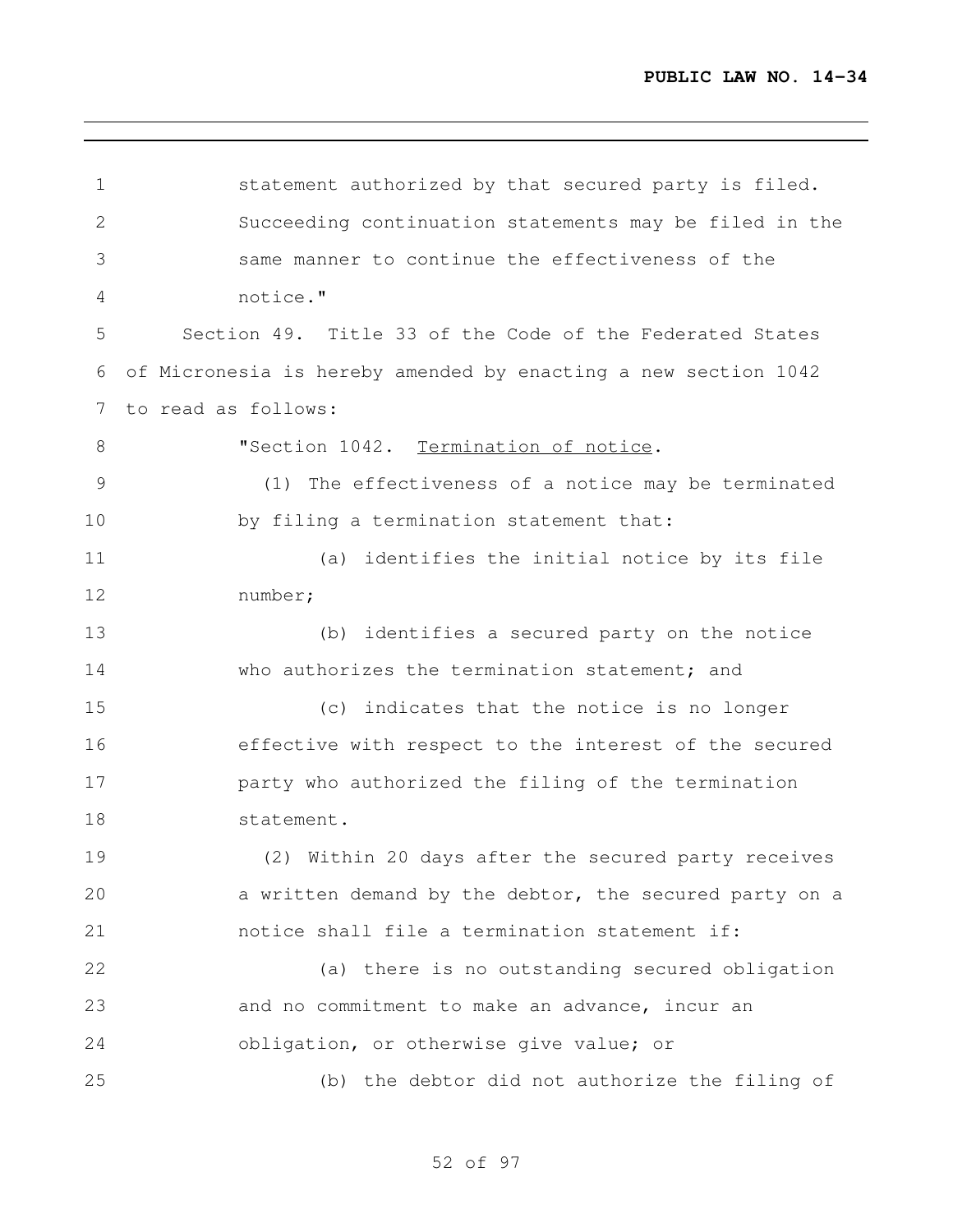statement authorized by that secured party is filed. Succeeding continuation statements may be filed in the same manner to continue the effectiveness of the notice."

Section 49. Title 33 of the Code of the Federated States of Micronesia is hereby amended by enacting a new section 1042 to read as follows:

"Section 1042. Termination of notice.

(1) The effectiveness of a notice may be terminated by filing a termination statement that:

(a) identifies the initial notice by its file number;

(b) identifies a secured party on the notice who authorizes the termination statement; and

(c) indicates that the notice is no longer effective with respect to the interest of the secured party who authorized the filing of the termination statement.

(2) Within 20 days after the secured party receives a written demand by the debtor, the secured party on a notice shall file a termination statement if:

(a) there is no outstanding secured obligation and no commitment to make an advance, incur an obligation, or otherwise give value; or

(b) the debtor did not authorize the filing of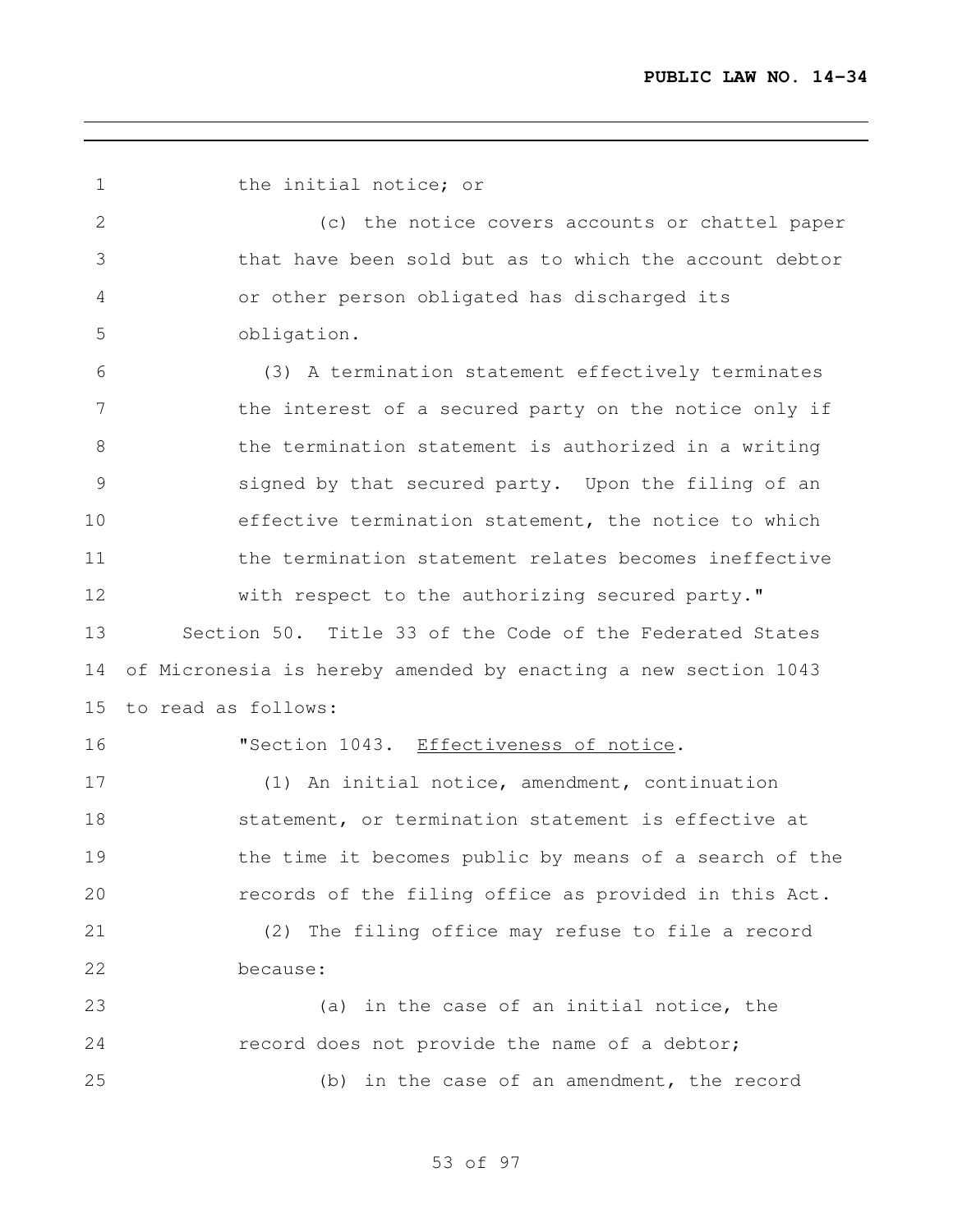the initial notice; or

(c) the notice covers accounts or chattel paper that have been sold but as to which the account debtor or other person obligated has discharged its obligation.

(3) A termination statement effectively terminates the interest of a secured party on the notice only if the termination statement is authorized in a writing signed by that secured party. Upon the filing of an effective termination statement, the notice to which the termination statement relates becomes ineffective with respect to the authorizing secured party."

Section 50. Title 33 of the Code of the Federated States of Micronesia is hereby amended by enacting a new section 1043 to read as follows:

"Section 1043. Effectiveness of notice.

(1) An initial notice, amendment, continuation statement, or termination statement is effective at the time it becomes public by means of a search of the records of the filing office as provided in this Act.

(2) The filing office may refuse to file a record because:

(a) in the case of an initial notice, the record does not provide the name of a debtor;

(b) in the case of an amendment, the record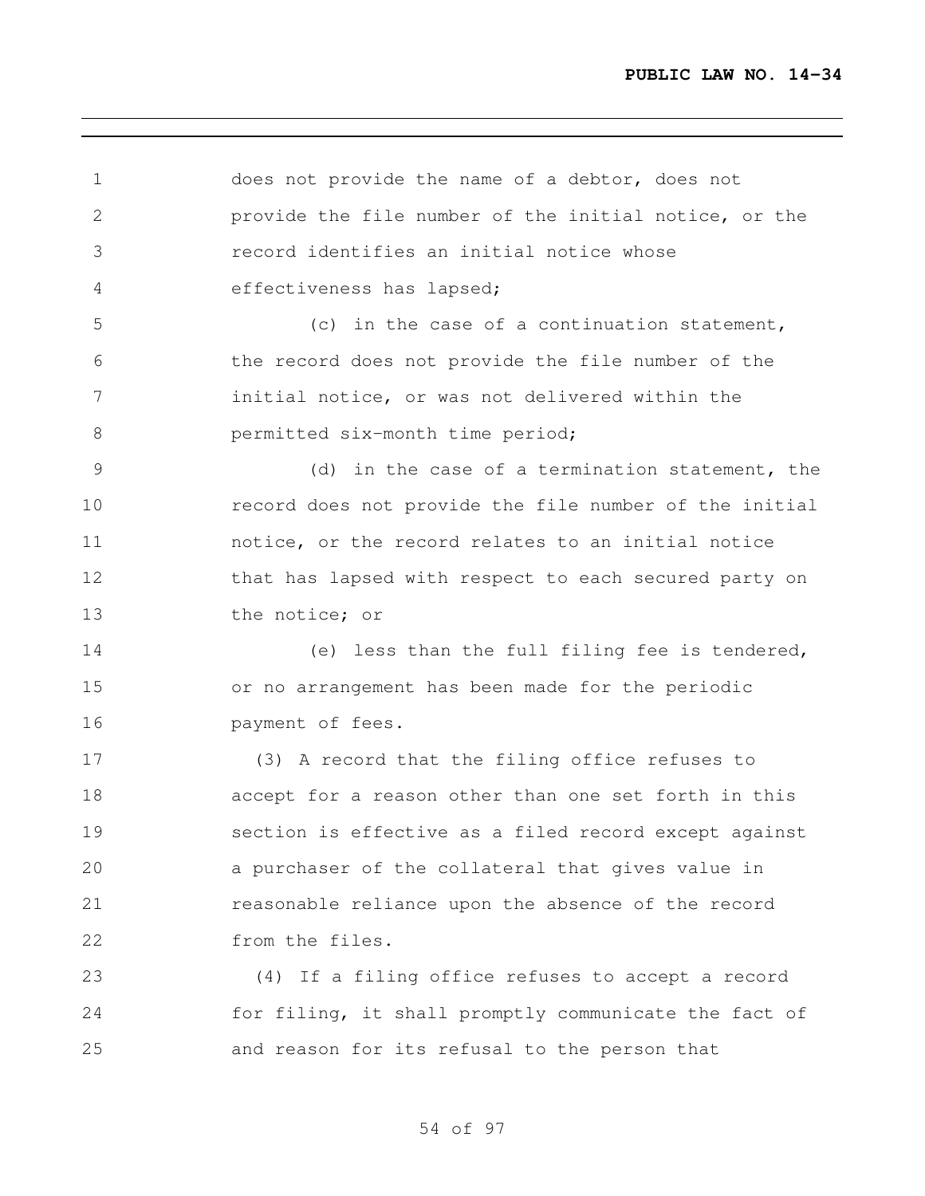does not provide the name of a debtor, does not provide the file number of the initial notice, or the record identifies an initial notice whose effectiveness has lapsed;

(c) in the case of a continuation statement, the record does not provide the file number of the initial notice, or was not delivered within the permitted six-month time period;

(d) in the case of a termination statement, the record does not provide the file number of the initial notice, or the record relates to an initial notice that has lapsed with respect to each secured party on the notice; or

(e) less than the full filing fee is tendered, or no arrangement has been made for the periodic payment of fees.

(3) A record that the filing office refuses to accept for a reason other than one set forth in this section is effective as a filed record except against a purchaser of the collateral that gives value in reasonable reliance upon the absence of the record from the files.

(4) If a filing office refuses to accept a record for filing, it shall promptly communicate the fact of and reason for its refusal to the person that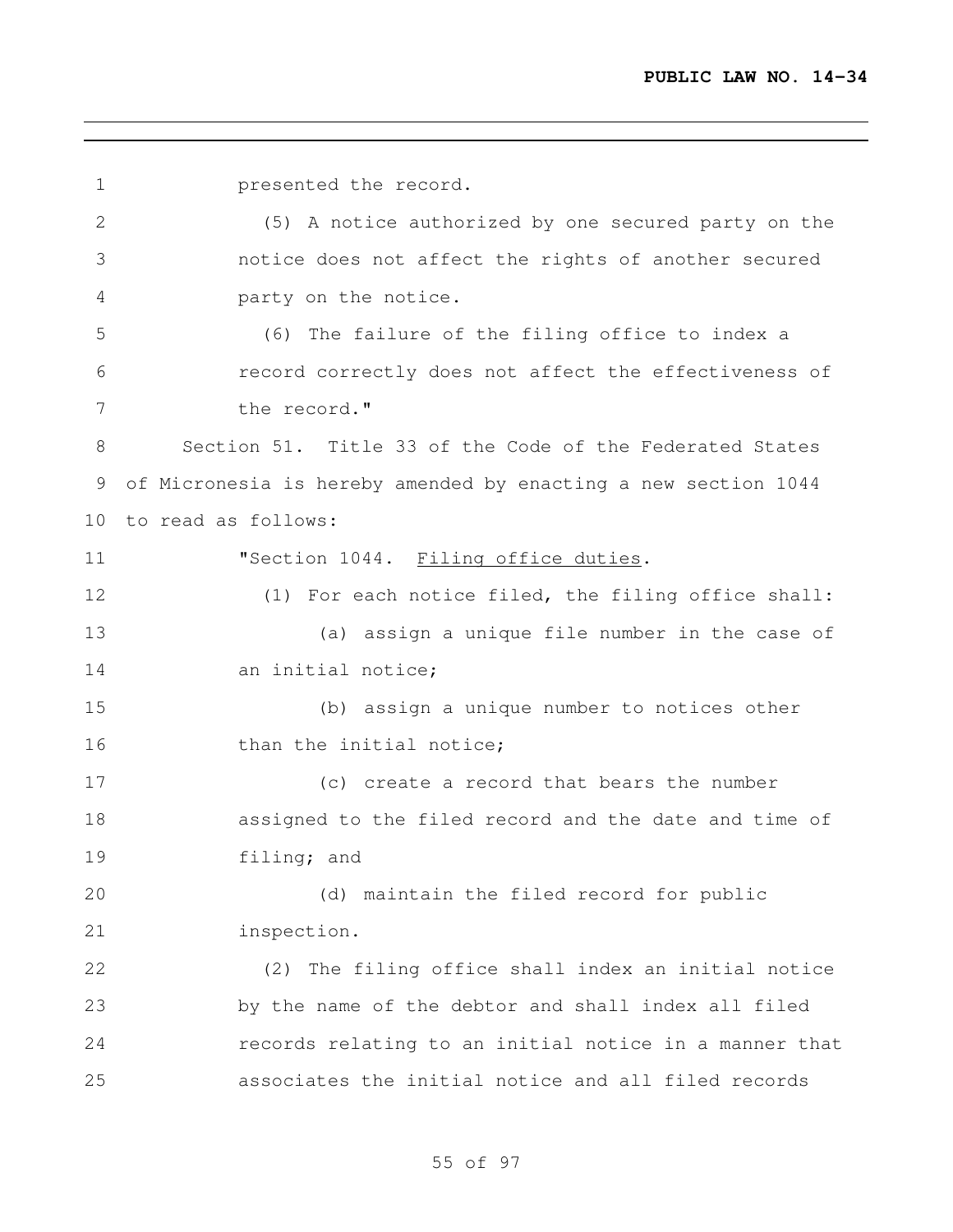presented the record.

(5) A notice authorized by one secured party on the notice does not affect the rights of another secured party on the notice.

(6) The failure of the filing office to index a record correctly does not affect the effectiveness of the record."

Section 51. Title 33 of the Code of the Federated States of Micronesia is hereby amended by enacting a new section 1044 to read as follows:

"Section 1044. Filing office duties.

(1) For each notice filed, the filing office shall:

(a) assign a unique file number in the case of an initial notice;

(b) assign a unique number to notices other than the initial notice;

(c) create a record that bears the number assigned to the filed record and the date and time of filing; and

(d) maintain the filed record for public inspection.

(2) The filing office shall index an initial notice by the name of the debtor and shall index all filed records relating to an initial notice in a manner that associates the initial notice and all filed records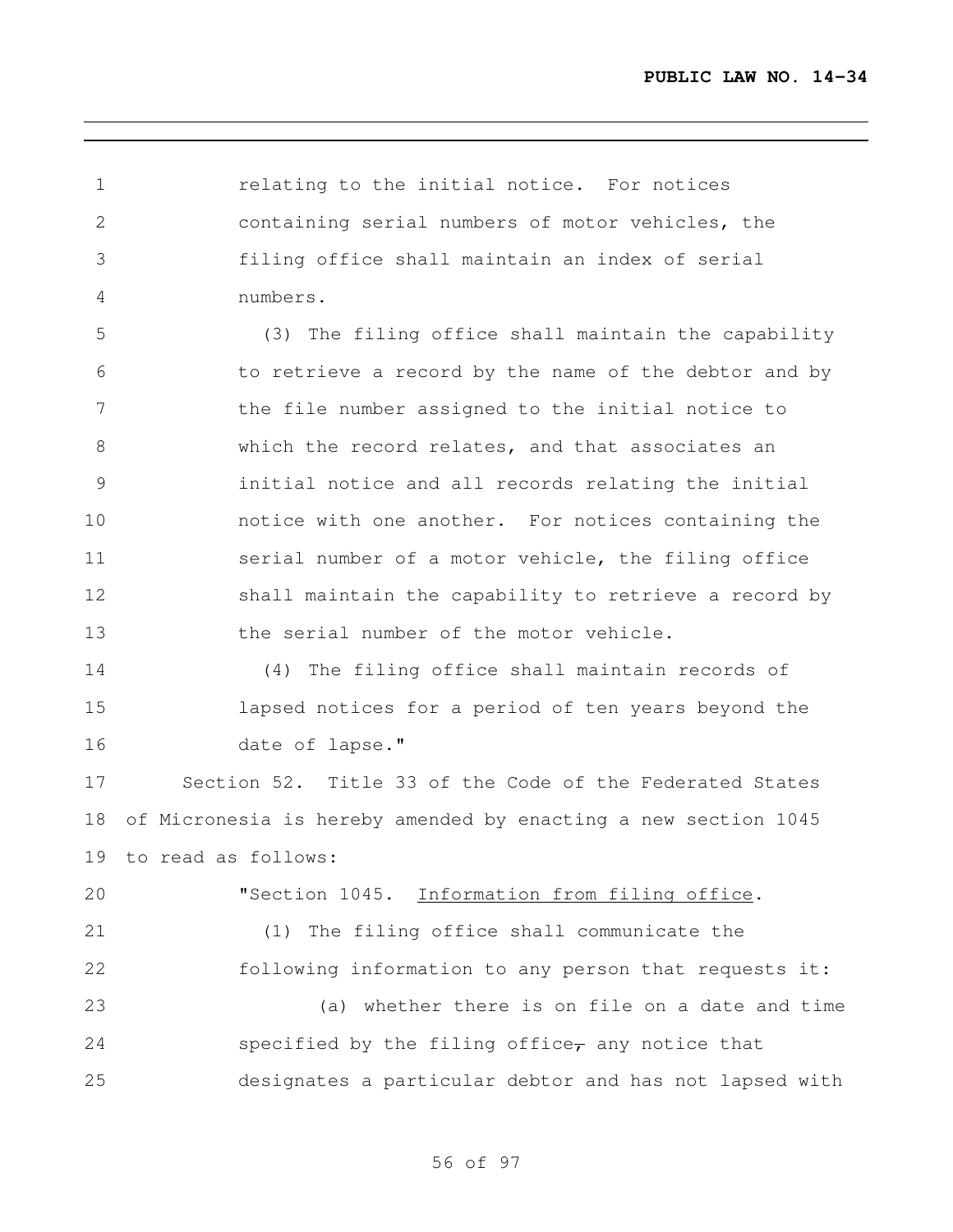relating to the initial notice. For notices containing serial numbers of motor vehicles, the filing office shall maintain an index of serial numbers.

(3) The filing office shall maintain the capability to retrieve a record by the name of the debtor and by the file number assigned to the initial notice to which the record relates, and that associates an initial notice and all records relating the initial notice with one another. For notices containing the serial number of a motor vehicle, the filing office shall maintain the capability to retrieve a record by the serial number of the motor vehicle.

(4) The filing office shall maintain records of lapsed notices for a period of ten years beyond the date of lapse."

Section 52. Title 33 of the Code of the Federated States of Micronesia is hereby amended by enacting a new section 1045 to read as follows:

"Section 1045. Information from filing office.

(1) The filing office shall communicate the following information to any person that requests it:

(a) whether there is on file on a date and time specified by the filing office~~,~~ any notice that designates a particular debtor and has not lapsed with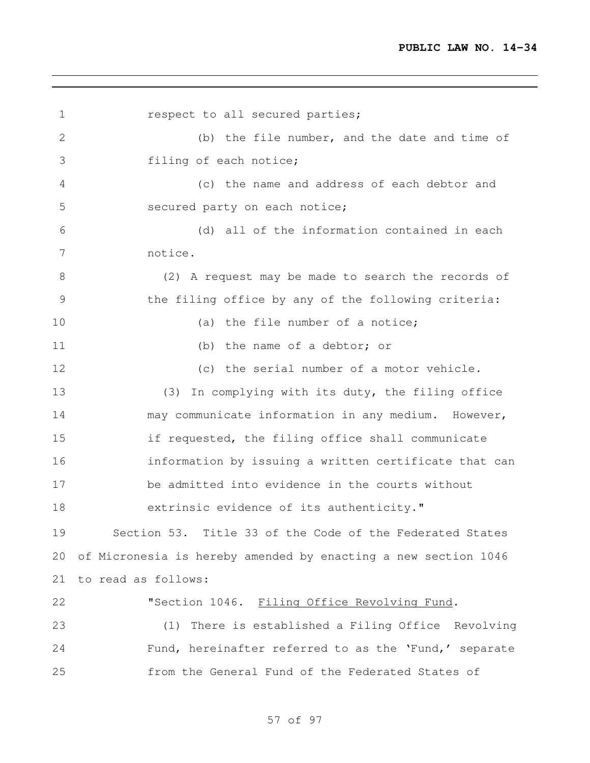respect to all secured parties;

(b) the file number, and the date and time of filing of each notice;

(c) the name and address of each debtor and secured party on each notice;

(d) all of the information contained in each notice.

(2) A request may be made to search the records of the filing office by any of the following criteria:

(a) the file number of a notice;

(b) the name of a debtor; or

(c) the serial number of a motor vehicle.

(3) In complying with its duty, the filing office may communicate information in any medium. However, if requested, the filing office shall communicate information by issuing a written certificate that can be admitted into evidence in the courts without extrinsic evidence of its authenticity."

Section 53. Title 33 of the Code of the Federated States of Micronesia is hereby amended by enacting a new section 1046 to read as follows:

"Section 1046. Filing Office Revolving Fund.

(1) There is established a Filing Office Revolving Fund, hereinafter referred to as the 'Fund,' separate from the General Fund of the Federated States of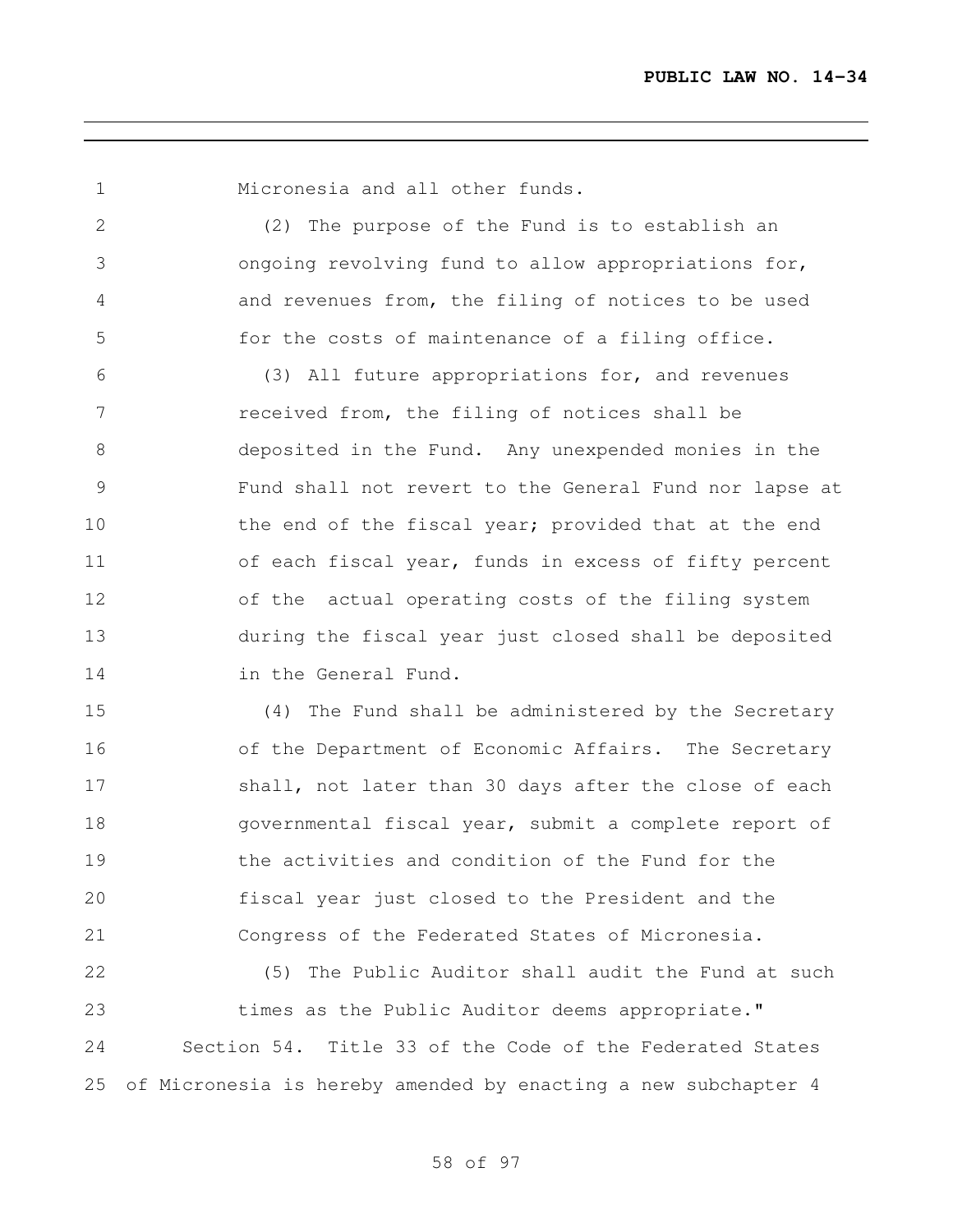Micronesia and all other funds.

(2) The purpose of the Fund is to establish an ongoing revolving fund to allow appropriations for, and revenues from, the filing of notices to be used for the costs of maintenance of a filing office.

(3) All future appropriations for, and revenues received from, the filing of notices shall be deposited in the Fund. Any unexpended monies in the Fund shall not revert to the General Fund nor lapse at the end of the fiscal year; provided that at the end of each fiscal year, funds in excess of fifty percent of the actual operating costs of the filing system during the fiscal year just closed shall be deposited in the General Fund.

(4) The Fund shall be administered by the Secretary of the Department of Economic Affairs. The Secretary shall, not later than 30 days after the close of each governmental fiscal year, submit a complete report of the activities and condition of the Fund for the fiscal year just closed to the President and the Congress of the Federated States of Micronesia.

(5) The Public Auditor shall audit the Fund at such times as the Public Auditor deems appropriate."

Section 54. Title 33 of the Code of the Federated States of Micronesia is hereby amended by enacting a new subchapter 4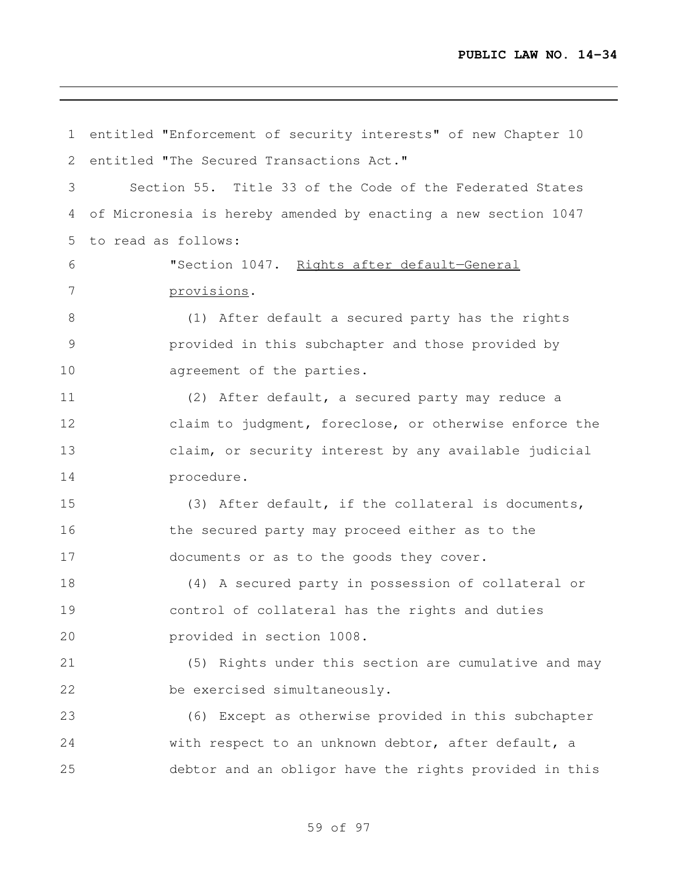entitled "Enforcement of security interests" of new Chapter 10 entitled "The Secured Transactions Act."

Section 55. Title 33 of the Code of the Federated States of Micronesia is hereby amended by enacting a new section 1047 to read as follows:

"Section 1047. Rights after default—General provisions.

(1) After default a secured party has the rights provided in this subchapter and those provided by agreement of the parties.

(2) After default, a secured party may reduce a claim to judgment, foreclose, or otherwise enforce the claim, or security interest by any available judicial procedure.

(3) After default, if the collateral is documents, the secured party may proceed either as to the documents or as to the goods they cover.

(4) A secured party in possession of collateral or control of collateral has the rights and duties provided in section 1008.

(5) Rights under this section are cumulative and may be exercised simultaneously.

(6) Except as otherwise provided in this subchapter with respect to an unknown debtor, after default, a debtor and an obligor have the rights provided in this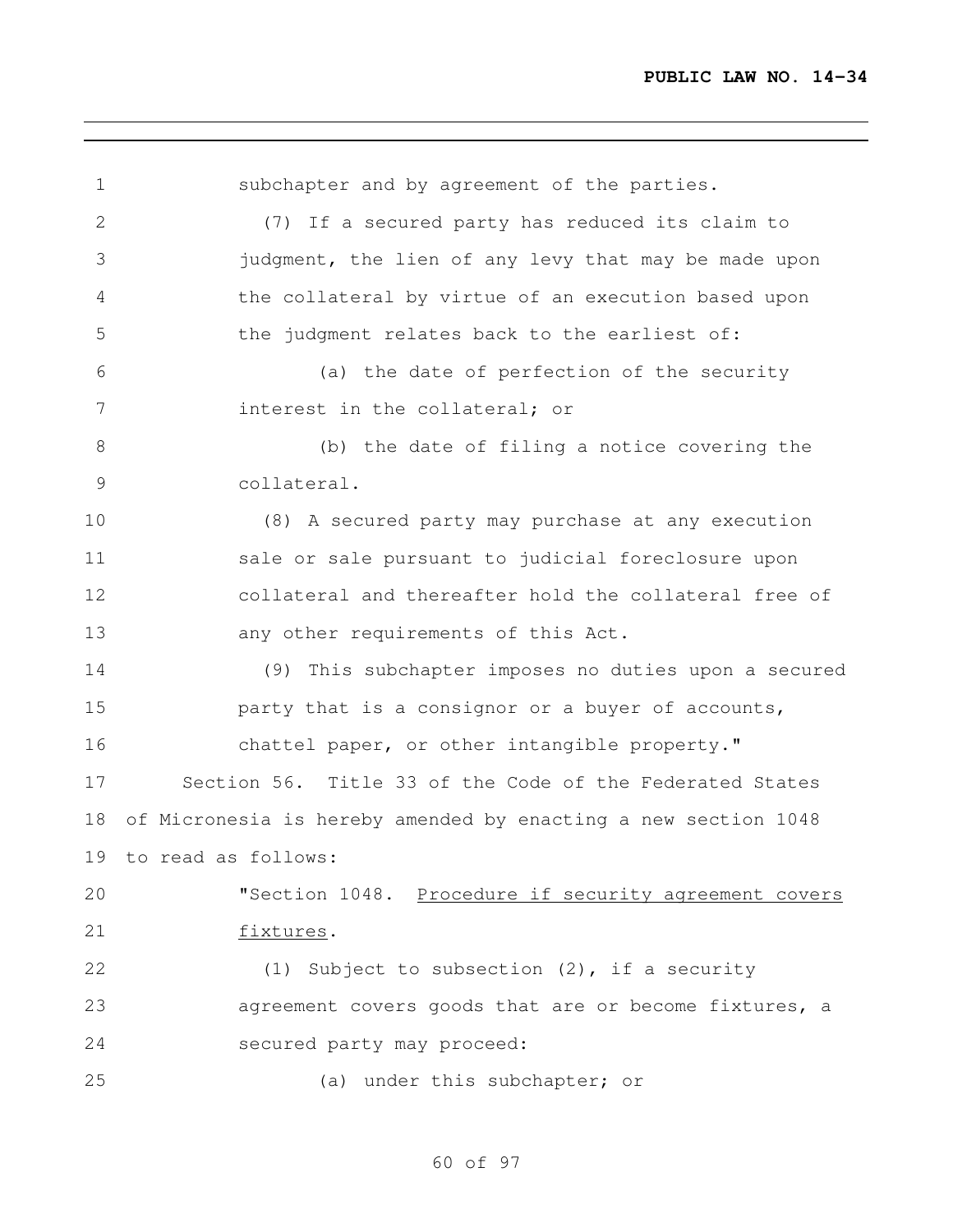subchapter and by agreement of the parties.

(7) If a secured party has reduced its claim to judgment, the lien of any levy that may be made upon the collateral by virtue of an execution based upon the judgment relates back to the earliest of:

(a) the date of perfection of the security interest in the collateral; or

(b) the date of filing a notice covering the collateral.

(8) A secured party may purchase at any execution sale or sale pursuant to judicial foreclosure upon collateral and thereafter hold the collateral free of any other requirements of this Act.

(9) This subchapter imposes no duties upon a secured party that is a consignor or a buyer of accounts, chattel paper, or other intangible property."

Section 56. Title 33 of the Code of the Federated States of Micronesia is hereby amended by enacting a new section 1048 to read as follows:

"Section 1048. Procedure if security agreement covers fixtures.

(1) Subject to subsection (2), if a security agreement covers goods that are or become fixtures, a secured party may proceed:

(a) under this subchapter; or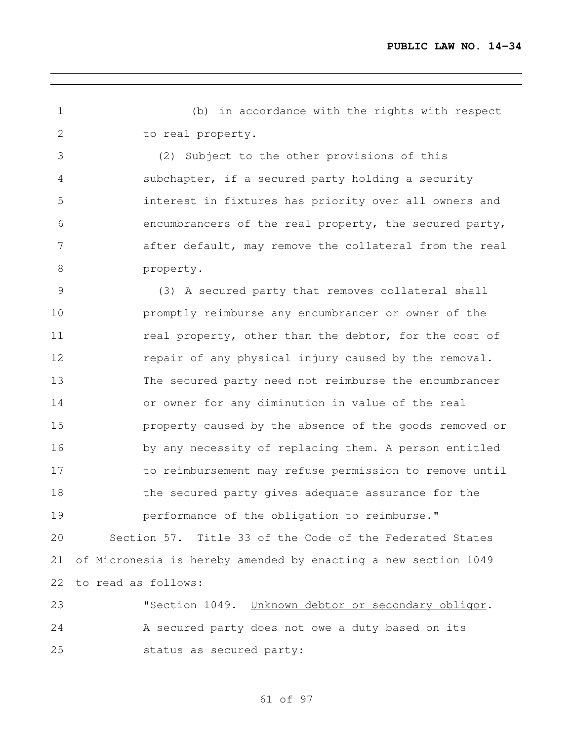(b) in accordance with the rights with respect to real property.

(2) Subject to the other provisions of this subchapter, if a secured party holding a security interest in fixtures has priority over all owners and encumbrancers of the real property, the secured party, after default, may remove the collateral from the real property.

(3) A secured party that removes collateral shall promptly reimburse any encumbrancer or owner of the real property, other than the debtor, for the cost of repair of any physical injury caused by the removal. The secured party need not reimburse the encumbrancer or owner for any diminution in value of the real property caused by the absence of the goods removed or by any necessity of replacing them. A person entitled to reimbursement may refuse permission to remove until the secured party gives adequate assurance for the performance of the obligation to reimburse."

Section 57. Title 33 of the Code of the Federated States of Micronesia is hereby amended by enacting a new section 1049 to read as follows:

"Section 1049. Unknown debtor or secondary obligor. A secured party does not owe a duty based on its status as secured party: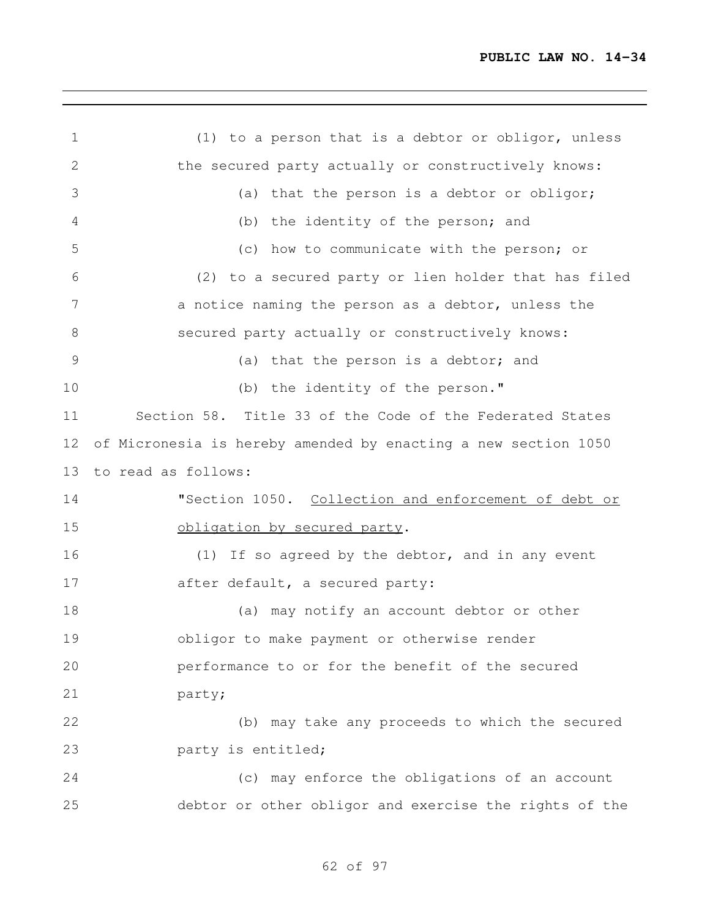(1) to a person that is a debtor or obligor, unless the secured party actually or constructively knows:

(a) that the person is a debtor or obligor;

(b) the identity of the person; and

(c) how to communicate with the person; or

(2) to a secured party or lien holder that has filed a notice naming the person as a debtor, unless the secured party actually or constructively knows:

(a) that the person is a debtor; and

(b) the identity of the person."

Section 58. Title 33 of the Code of the Federated States of Micronesia is hereby amended by enacting a new section 1050 to read as follows:

"Section 1050. Collection and enforcement of debt or obligation by secured party.

(1) If so agreed by the debtor, and in any event after default, a secured party:

(a) may notify an account debtor or other obligor to make payment or otherwise render performance to or for the benefit of the secured party;

(b) may take any proceeds to which the secured party is entitled;

(c) may enforce the obligations of an account debtor or other obligor and exercise the rights of the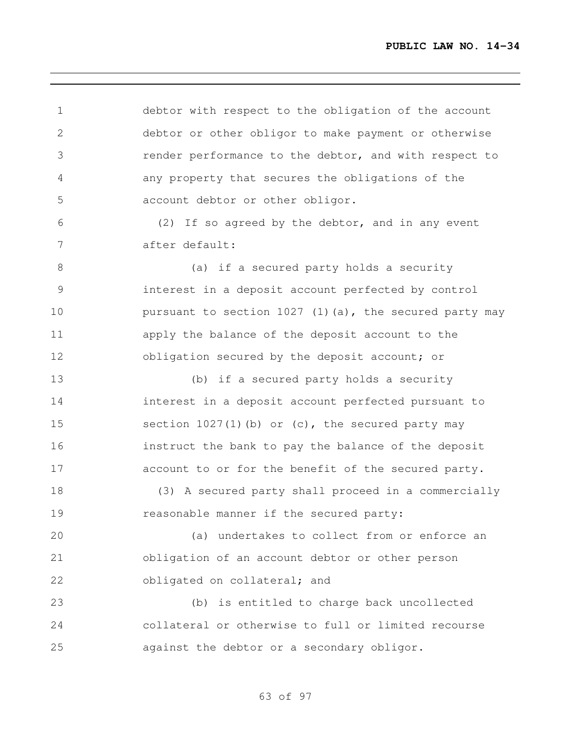debtor with respect to the obligation of the account debtor or other obligor to make payment or otherwise render performance to the debtor, and with respect to any property that secures the obligations of the account debtor or other obligor.

(2) If so agreed by the debtor, and in any event after default:

(a) if a secured party holds a security interest in a deposit account perfected by control pursuant to section 1027 (1)(a), the secured party may apply the balance of the deposit account to the obligation secured by the deposit account; or

(b) if a secured party holds a security interest in a deposit account perfected pursuant to section 1027(1)(b) or (c), the secured party may instruct the bank to pay the balance of the deposit account to or for the benefit of the secured party.

(3) A secured party shall proceed in a commercially reasonable manner if the secured party:

(a) undertakes to collect from or enforce an obligation of an account debtor or other person obligated on collateral; and

(b) is entitled to charge back uncollected collateral or otherwise to full or limited recourse against the debtor or a secondary obligor.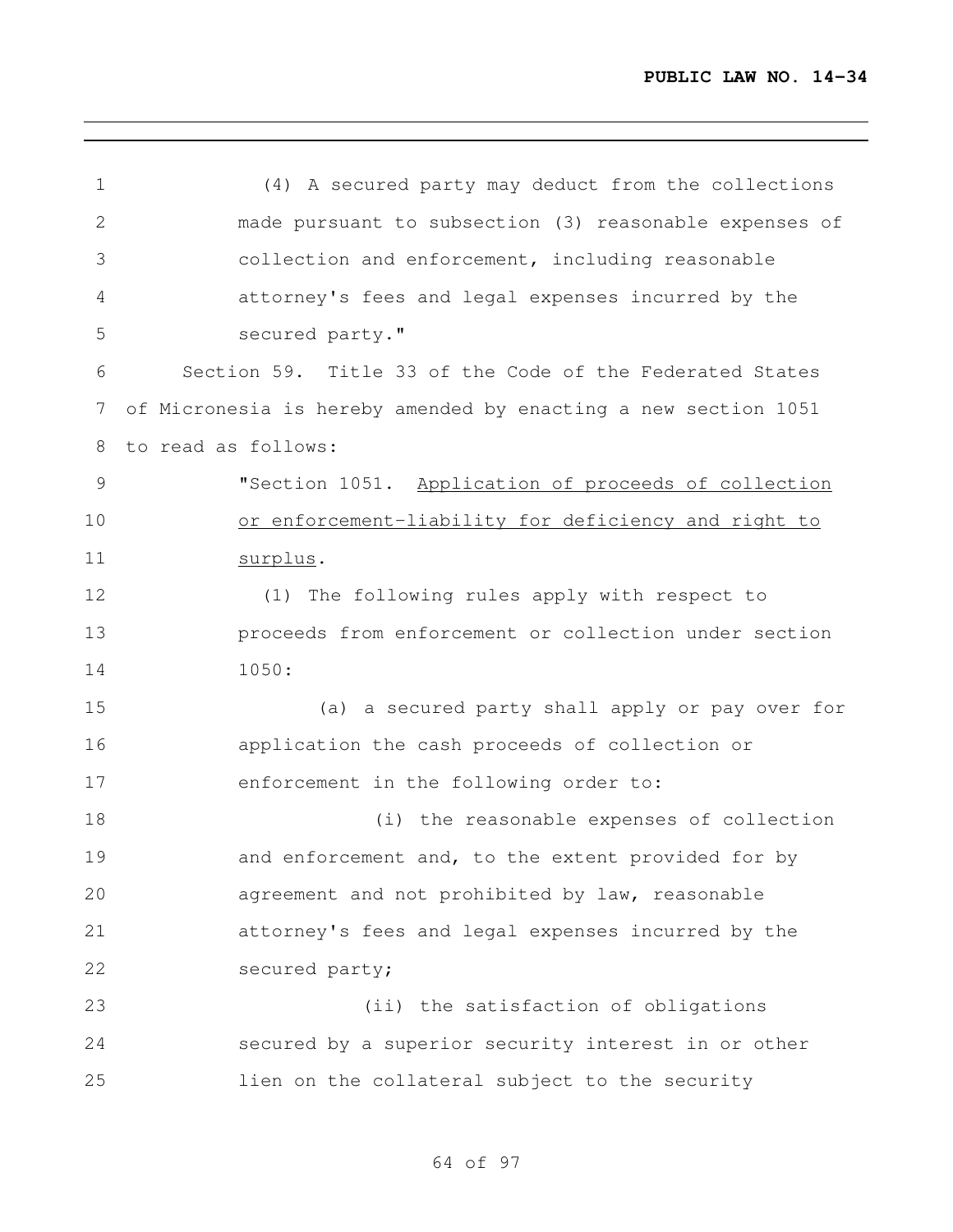(4) A secured party may deduct from the collections made pursuant to subsection (3) reasonable expenses of collection and enforcement, including reasonable attorney's fees and legal expenses incurred by the secured party."

Section 59. Title 33 of the Code of the Federated States of Micronesia is hereby amended by enacting a new section 1051 to read as follows:

"Section 1051. Application of proceeds of collection or enforcement-liability for deficiency and right to surplus.

(1) The following rules apply with respect to proceeds from enforcement or collection under section 1050:

(a) a secured party shall apply or pay over for application the cash proceeds of collection or enforcement in the following order to:

(i) the reasonable expenses of collection and enforcement and, to the extent provided for by agreement and not prohibited by law, reasonable attorney's fees and legal expenses incurred by the secured party;

(ii) the satisfaction of obligations secured by a superior security interest in or other lien on the collateral subject to the security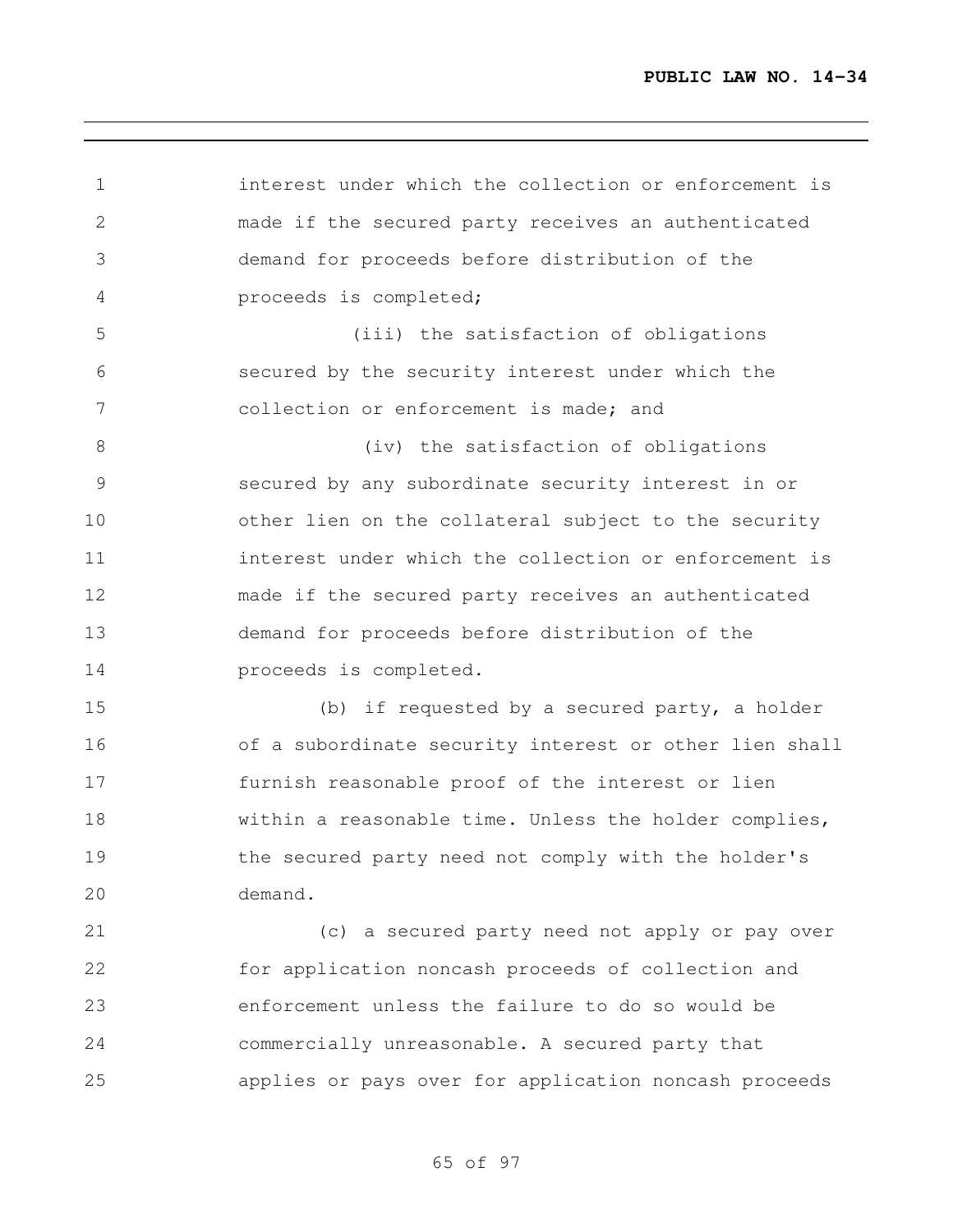interest under which the collection or enforcement is made if the secured party receives an authenticated demand for proceeds before distribution of the proceeds is completed;

(iii) the satisfaction of obligations secured by the security interest under which the collection or enforcement is made; and

(iv) the satisfaction of obligations secured by any subordinate security interest in or other lien on the collateral subject to the security interest under which the collection or enforcement is made if the secured party receives an authenticated demand for proceeds before distribution of the proceeds is completed.

(b) if requested by a secured party, a holder of a subordinate security interest or other lien shall furnish reasonable proof of the interest or lien within a reasonable time. Unless the holder complies, the secured party need not comply with the holder's demand.

(c) a secured party need not apply or pay over for application noncash proceeds of collection and enforcement unless the failure to do so would be commercially unreasonable. A secured party that applies or pays over for application noncash proceeds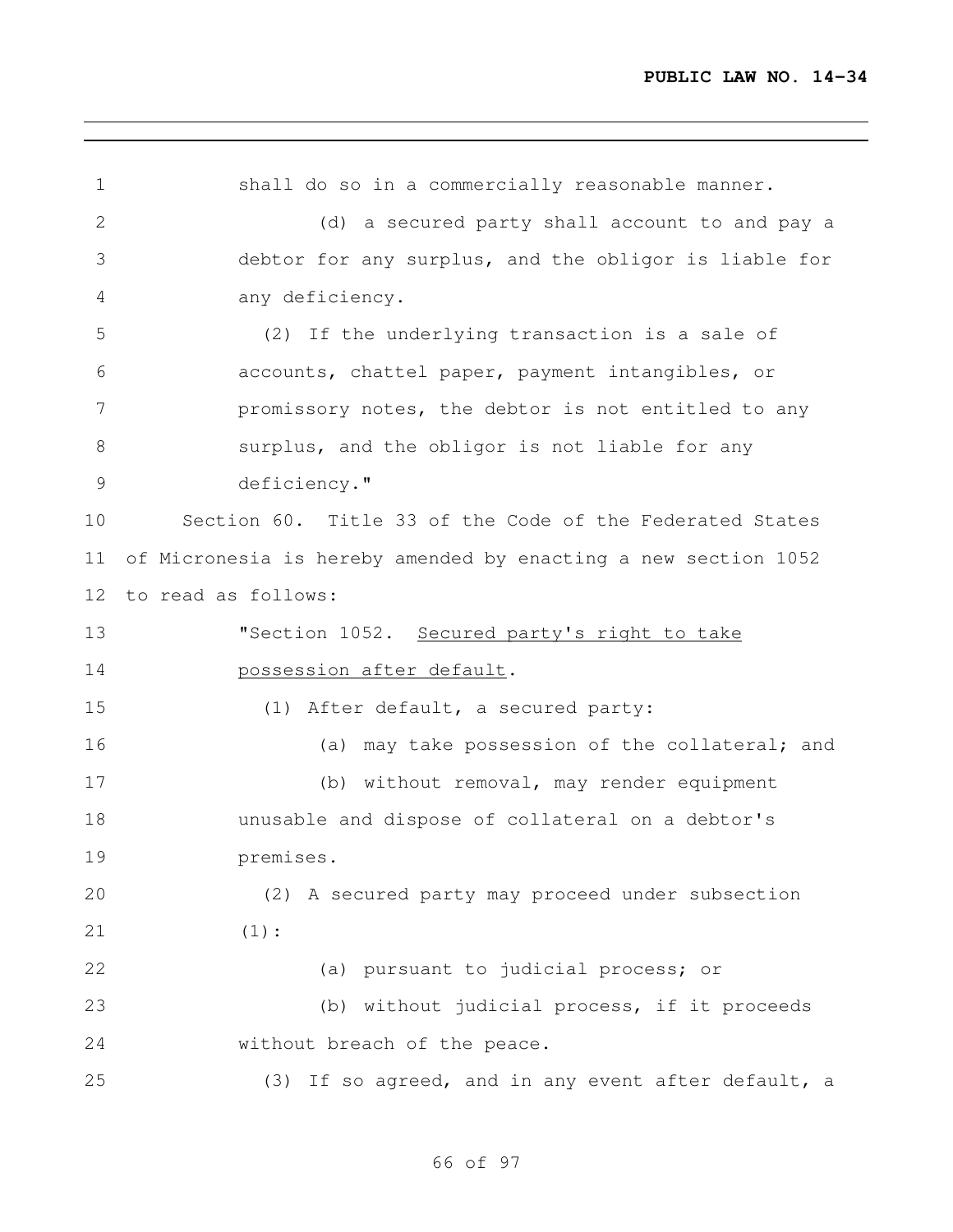shall do so in a commercially reasonable manner.

(d) a secured party shall account to and pay a debtor for any surplus, and the obligor is liable for any deficiency.

(2) If the underlying transaction is a sale of accounts, chattel paper, payment intangibles, or promissory notes, the debtor is not entitled to any surplus, and the obligor is not liable for any deficiency."

Section 60. Title 33 of the Code of the Federated States of Micronesia is hereby amended by enacting a new section 1052 to read as follows:

"Section 1052. Secured party's right to take possession after default.

(1) After default, a secured party:

(a) may take possession of the collateral; and

(b) without removal, may render equipment unusable and dispose of collateral on a debtor's premises.

(2) A secured party may proceed under subsection (1):

(a) pursuant to judicial process; or

(b) without judicial process, if it proceeds without breach of the peace.

(3) If so agreed, and in any event after default, a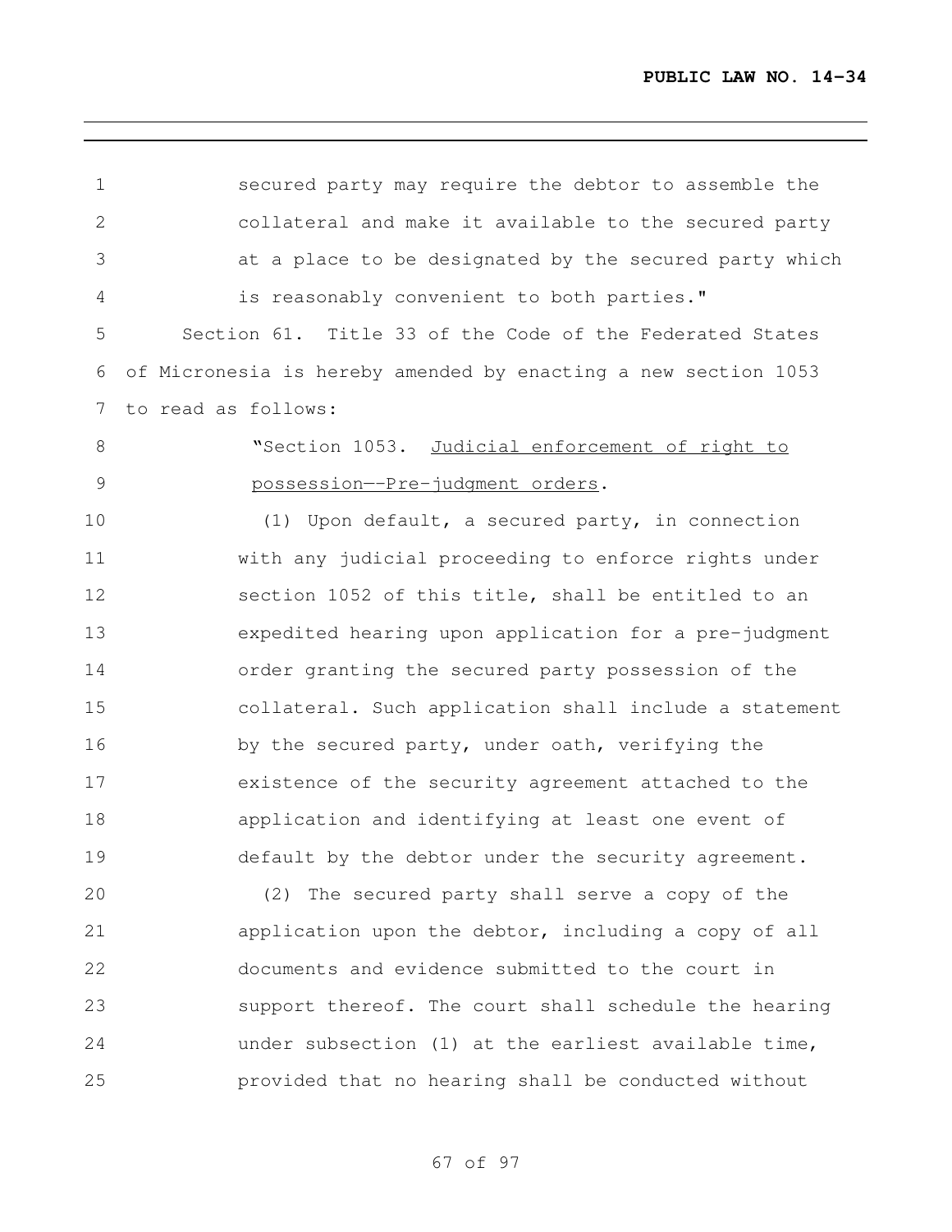secured party may require the debtor to assemble the collateral and make it available to the secured party at a place to be designated by the secured party which is reasonably convenient to both parties."

Section 61. Title 33 of the Code of the Federated States of Micronesia is hereby amended by enacting a new section 1053 to read as follows:

"Section 1053. Judicial enforcement of right to possession--Pre-judgment orders.

(1) Upon default, a secured party, in connection with any judicial proceeding to enforce rights under section 1052 of this title, shall be entitled to an expedited hearing upon application for a pre-judgment order granting the secured party possession of the collateral. Such application shall include a statement by the secured party, under oath, verifying the existence of the security agreement attached to the application and identifying at least one event of default by the debtor under the security agreement.

(2) The secured party shall serve a copy of the application upon the debtor, including a copy of all documents and evidence submitted to the court in support thereof. The court shall schedule the hearing under subsection (1) at the earliest available time, provided that no hearing shall be conducted without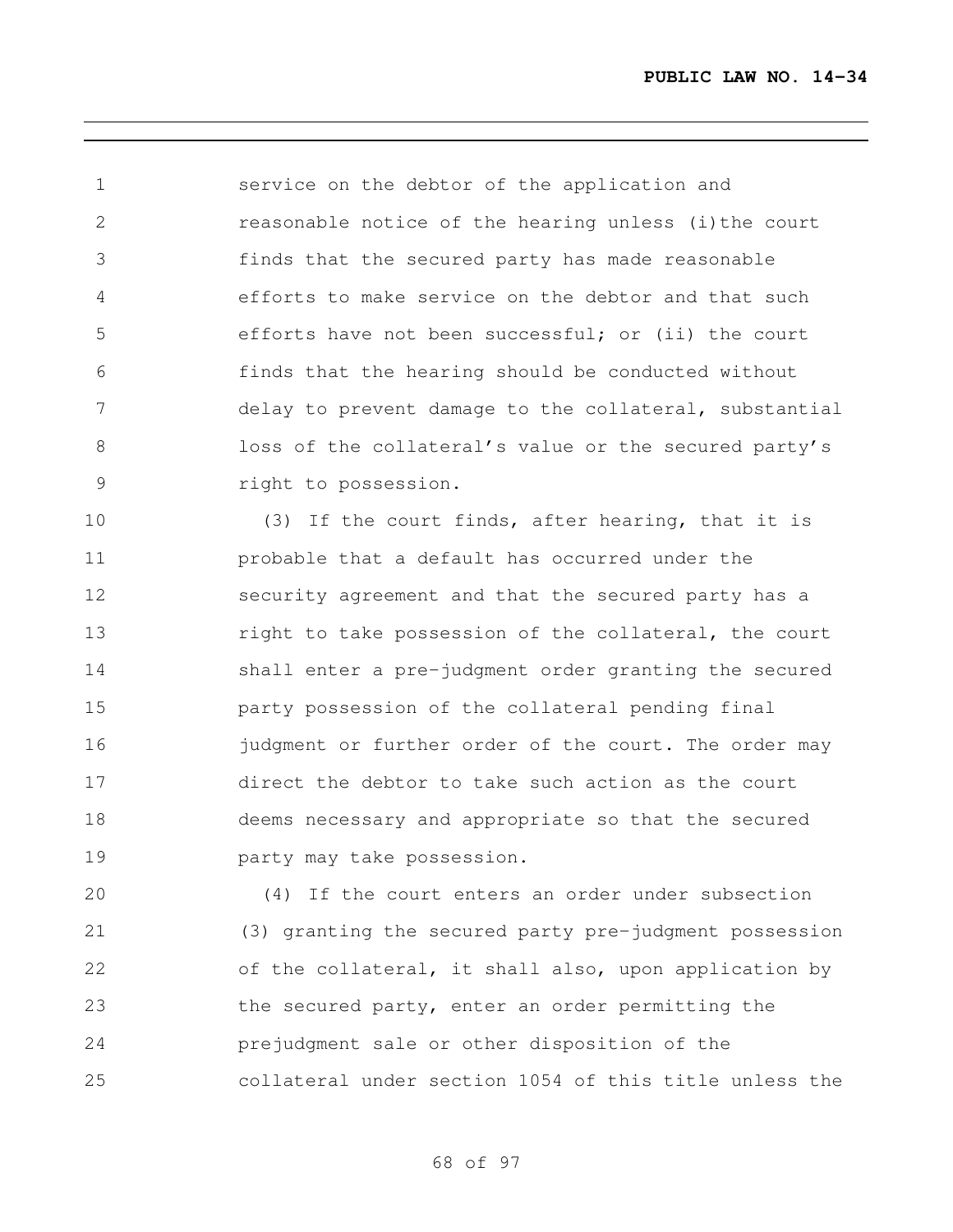service on the debtor of the application and reasonable notice of the hearing unless (i)the court finds that the secured party has made reasonable efforts to make service on the debtor and that such efforts have not been successful; or (ii) the court finds that the hearing should be conducted without delay to prevent damage to the collateral, substantial loss of the collateral's value or the secured party's right to possession.

(3) If the court finds, after hearing, that it is probable that a default has occurred under the security agreement and that the secured party has a right to take possession of the collateral, the court shall enter a pre-judgment order granting the secured party possession of the collateral pending final judgment or further order of the court. The order may direct the debtor to take such action as the court deems necessary and appropriate so that the secured party may take possession.

(4) If the court enters an order under subsection (3) granting the secured party pre-judgment possession of the collateral, it shall also, upon application by the secured party, enter an order permitting the prejudgment sale or other disposition of the collateral under section 1054 of this title unless the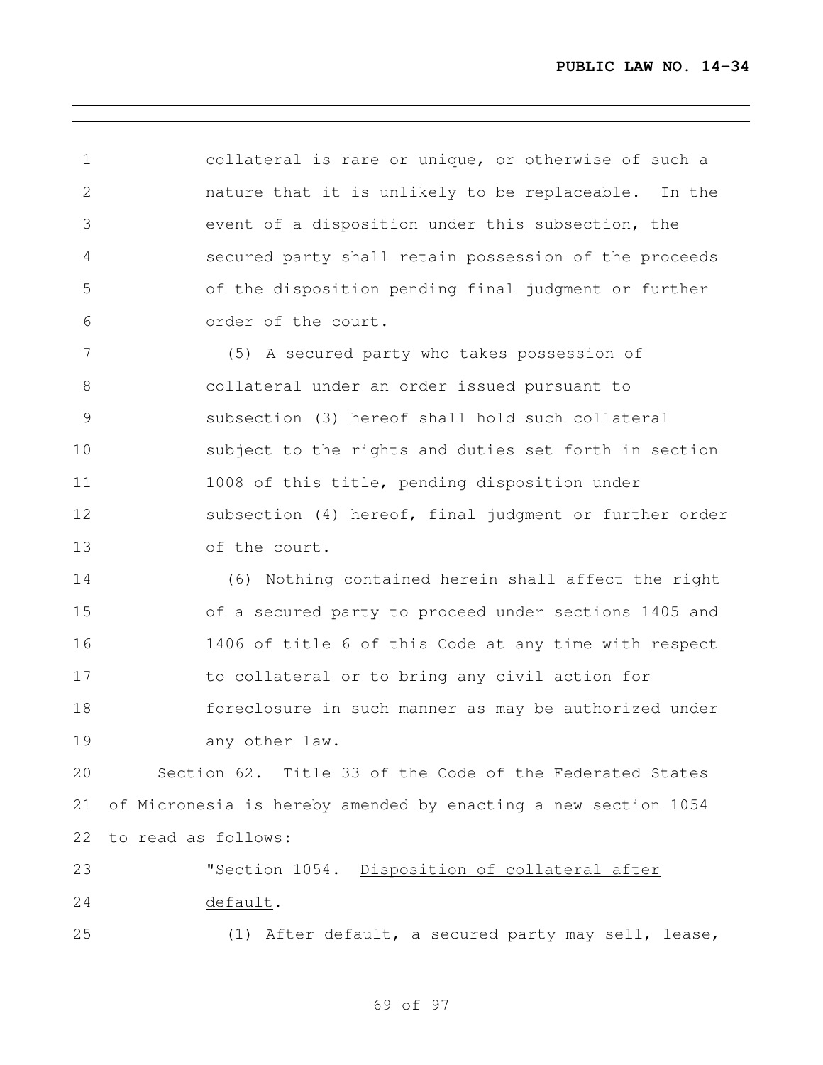collateral is rare or unique, or otherwise of such a nature that it is unlikely to be replaceable. In the event of a disposition under this subsection, the secured party shall retain possession of the proceeds of the disposition pending final judgment or further order of the court.

(5) A secured party who takes possession of collateral under an order issued pursuant to subsection (3) hereof shall hold such collateral subject to the rights and duties set forth in section 1008 of this title, pending disposition under subsection (4) hereof, final judgment or further order of the court.

(6) Nothing contained herein shall affect the right of a secured party to proceed under sections 1405 and 1406 of title 6 of this Code at any time with respect to collateral or to bring any civil action for foreclosure in such manner as may be authorized under any other law.

Section 62. Title 33 of the Code of the Federated States of Micronesia is hereby amended by enacting a new section 1054 to read as follows:

"Section 1054. Disposition of collateral after default.

(1) After default, a secured party may sell, lease,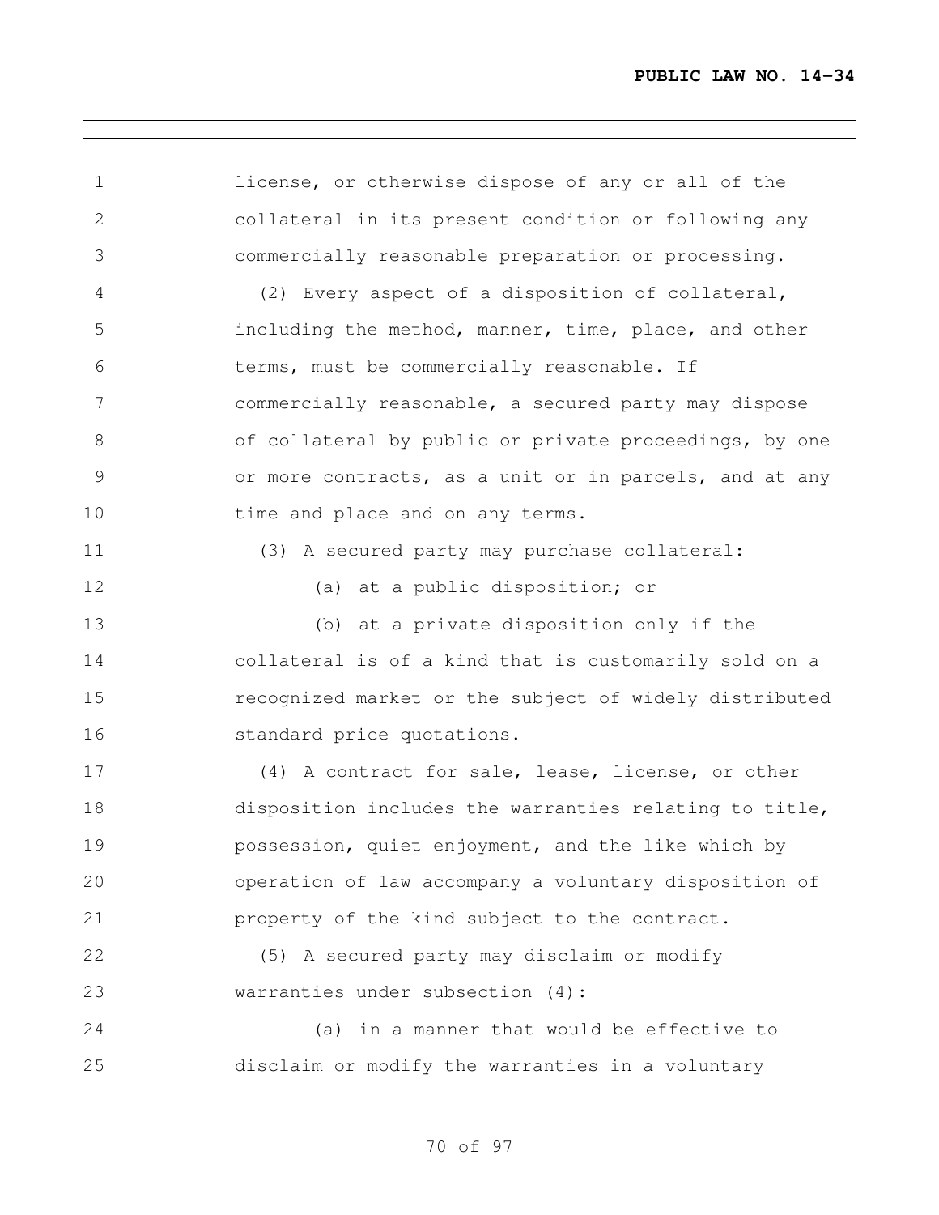license, or otherwise dispose of any or all of the collateral in its present condition or following any commercially reasonable preparation or processing.

(2) Every aspect of a disposition of collateral, including the method, manner, time, place, and other terms, must be commercially reasonable. If commercially reasonable, a secured party may dispose of collateral by public or private proceedings, by one or more contracts, as a unit or in parcels, and at any time and place and on any terms.

(3) A secured party may purchase collateral:

(a) at a public disposition; or

(b) at a private disposition only if the collateral is of a kind that is customarily sold on a recognized market or the subject of widely distributed standard price quotations.

(4) A contract for sale, lease, license, or other disposition includes the warranties relating to title, possession, quiet enjoyment, and the like which by operation of law accompany a voluntary disposition of property of the kind subject to the contract.

(5) A secured party may disclaim or modify warranties under subsection (4):

(a) in a manner that would be effective to disclaim or modify the warranties in a voluntary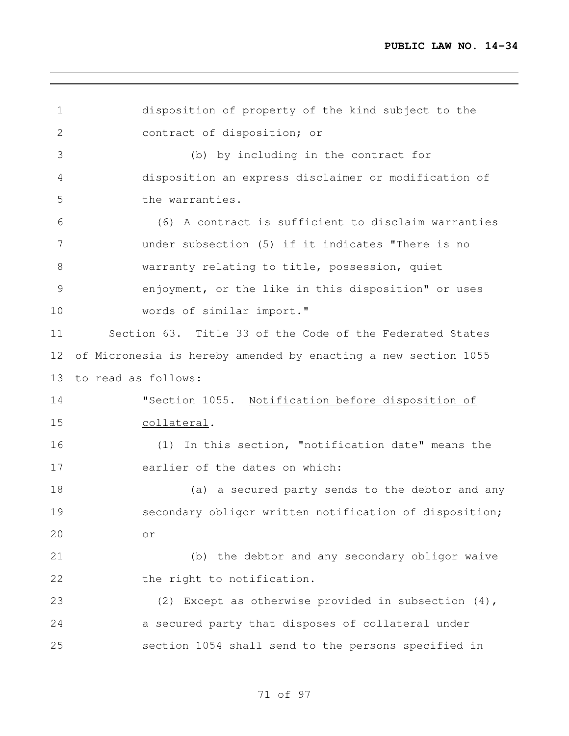disposition of property of the kind subject to the contract of disposition; or

(b) by including in the contract for disposition an express disclaimer or modification of the warranties.

(6) A contract is sufficient to disclaim warranties under subsection (5) if it indicates "There is no warranty relating to title, possession, quiet enjoyment, or the like in this disposition" or uses words of similar import."

Section 63. Title 33 of the Code of the Federated States of Micronesia is hereby amended by enacting a new section 1055 to read as follows:

"Section 1055. Notification before disposition of collateral.

(1) In this section, "notification date" means the earlier of the dates on which:

(a) a secured party sends to the debtor and any secondary obligor written notification of disposition; or

(b) the debtor and any secondary obligor waive the right to notification.

(2) Except as otherwise provided in subsection (4), a secured party that disposes of collateral under section 1054 shall send to the persons specified in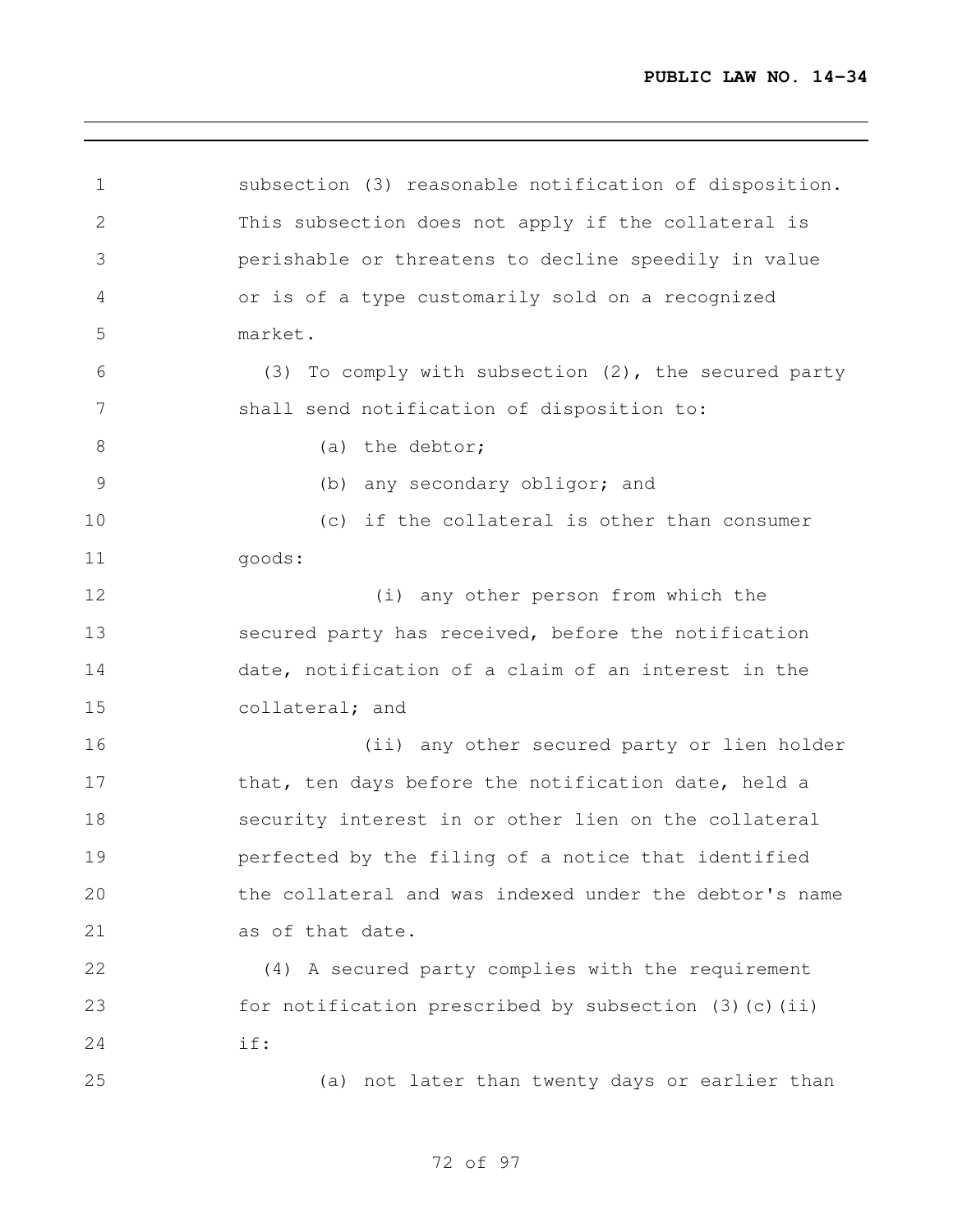subsection (3) reasonable notification of disposition. This subsection does not apply if the collateral is perishable or threatens to decline speedily in value or is of a type customarily sold on a recognized market.

(3) To comply with subsection (2), the secured party shall send notification of disposition to:

(a) the debtor;

(b) any secondary obligor; and

(c) if the collateral is other than consumer goods:

(i) any other person from which the secured party has received, before the notification date, notification of a claim of an interest in the collateral; and

(ii) any other secured party or lien holder that, ten days before the notification date, held a security interest in or other lien on the collateral perfected by the filing of a notice that identified the collateral and was indexed under the debtor's name as of that date.

(4) A secured party complies with the requirement for notification prescribed by subsection (3)(c)(ii) if:

(a) not later than twenty days or earlier than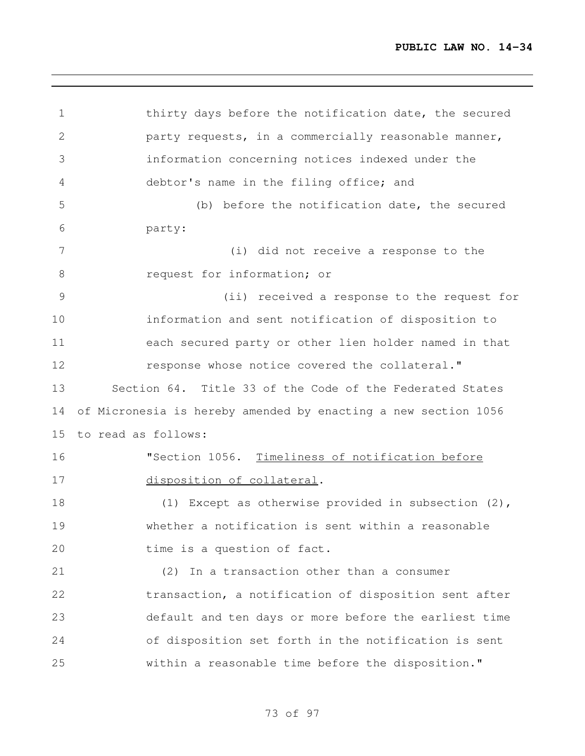thirty days before the notification date, the secured party requests, in a commercially reasonable manner, information concerning notices indexed under the debtor's name in the filing office; and

(b) before the notification date, the secured party:

(i) did not receive a response to the request for information; or

(ii) received a response to the request for information and sent notification of disposition to each secured party or other lien holder named in that response whose notice covered the collateral."

Section 64. Title 33 of the Code of the Federated States of Micronesia is hereby amended by enacting a new section 1056 to read as follows:

"Section 1056. Timeliness of notification before disposition of collateral.

(1) Except as otherwise provided in subsection (2), whether a notification is sent within a reasonable time is a question of fact.

(2) In a transaction other than a consumer transaction, a notification of disposition sent after default and ten days or more before the earliest time of disposition set forth in the notification is sent within a reasonable time before the disposition."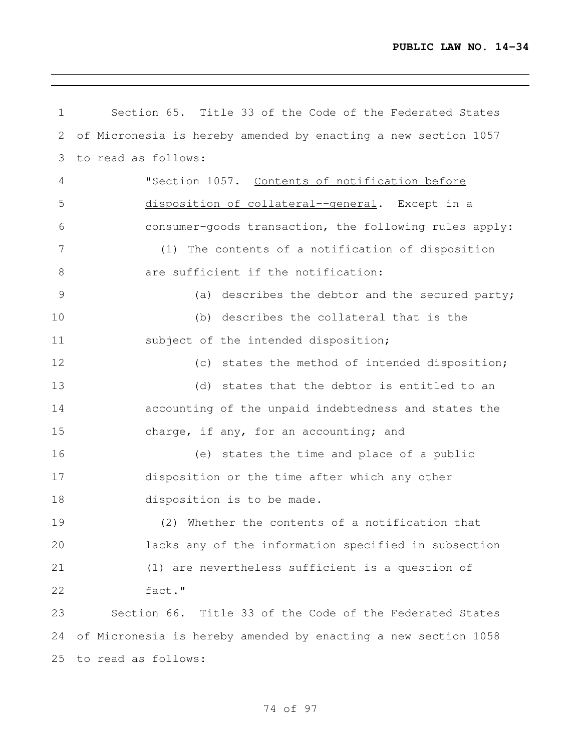Section 65. Title 33 of the Code of the Federated States of Micronesia is hereby amended by enacting a new section 1057 to read as follows:

"Section 1057. Contents of notification before disposition of collateral--general. Except in a consumer-goods transaction, the following rules apply:

(1) The contents of a notification of disposition are sufficient if the notification:

(a) describes the debtor and the secured party;

(b) describes the collateral that is the subject of the intended disposition;

(c) states the method of intended disposition;

(d) states that the debtor is entitled to an accounting of the unpaid indebtedness and states the charge, if any, for an accounting; and

(e) states the time and place of a public disposition or the time after which any other disposition is to be made.

(2) Whether the contents of a notification that lacks any of the information specified in subsection (1) are nevertheless sufficient is a question of fact."

Section 66. Title 33 of the Code of the Federated States of Micronesia is hereby amended by enacting a new section 1058 to read as follows: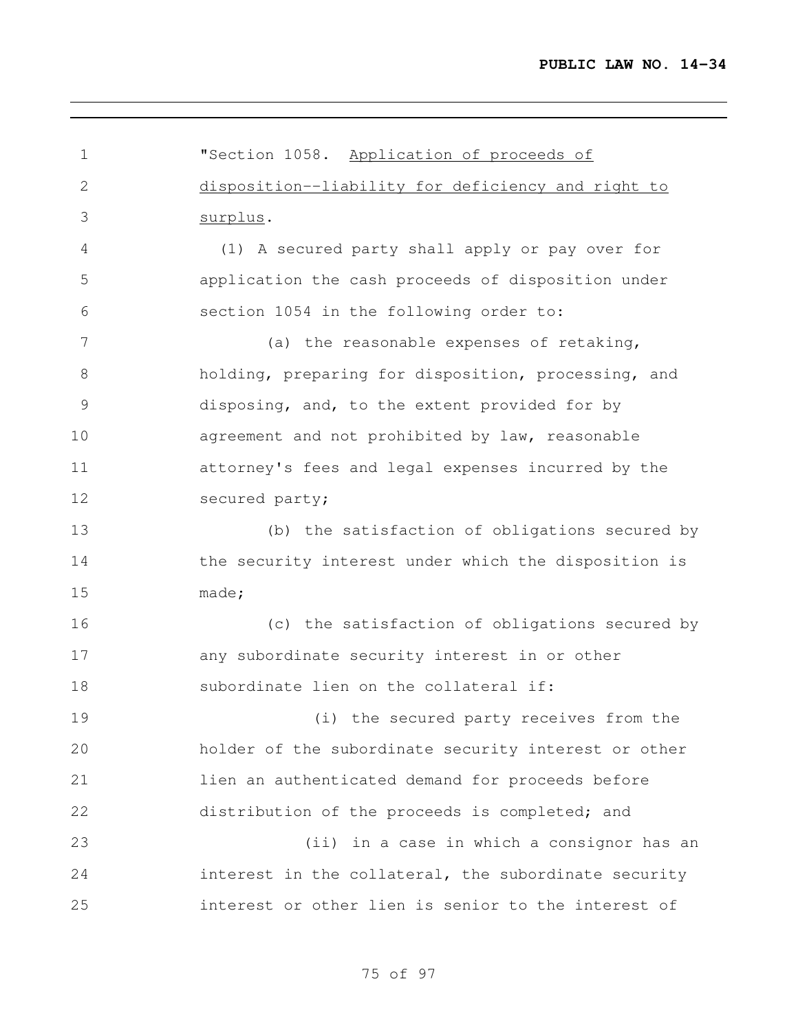"Section 1058. Application of proceeds of disposition--liability for deficiency and right to surplus.

(1) A secured party shall apply or pay over for application the cash proceeds of disposition under section 1054 in the following order to:

(a) the reasonable expenses of retaking, holding, preparing for disposition, processing, and disposing, and, to the extent provided for by agreement and not prohibited by law, reasonable attorney's fees and legal expenses incurred by the secured party;

(b) the satisfaction of obligations secured by the security interest under which the disposition is made;

(c) the satisfaction of obligations secured by any subordinate security interest in or other subordinate lien on the collateral if:

(i) the secured party receives from the holder of the subordinate security interest or other lien an authenticated demand for proceeds before distribution of the proceeds is completed; and

(ii) in a case in which a consignor has an interest in the collateral, the subordinate security interest or other lien is senior to the interest of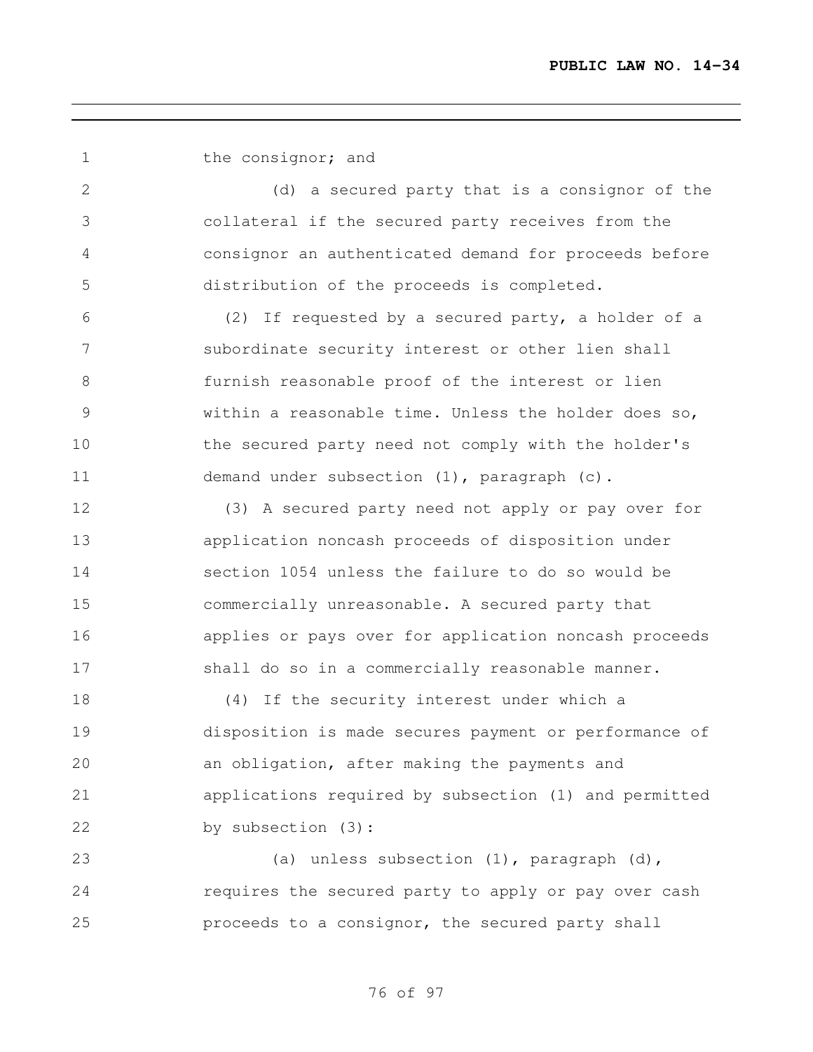the consignor; and

(d) a secured party that is a consignor of the collateral if the secured party receives from the consignor an authenticated demand for proceeds before distribution of the proceeds is completed.

(2) If requested by a secured party, a holder of a subordinate security interest or other lien shall furnish reasonable proof of the interest or lien within a reasonable time. Unless the holder does so, the secured party need not comply with the holder's demand under subsection (1), paragraph (c).

(3) A secured party need not apply or pay over for application noncash proceeds of disposition under section 1054 unless the failure to do so would be commercially unreasonable. A secured party that applies or pays over for application noncash proceeds shall do so in a commercially reasonable manner.

(4) If the security interest under which a disposition is made secures payment or performance of an obligation, after making the payments and applications required by subsection (1) and permitted by subsection (3):

(a) unless subsection (1), paragraph (d), requires the secured party to apply or pay over cash proceeds to a consignor, the secured party shall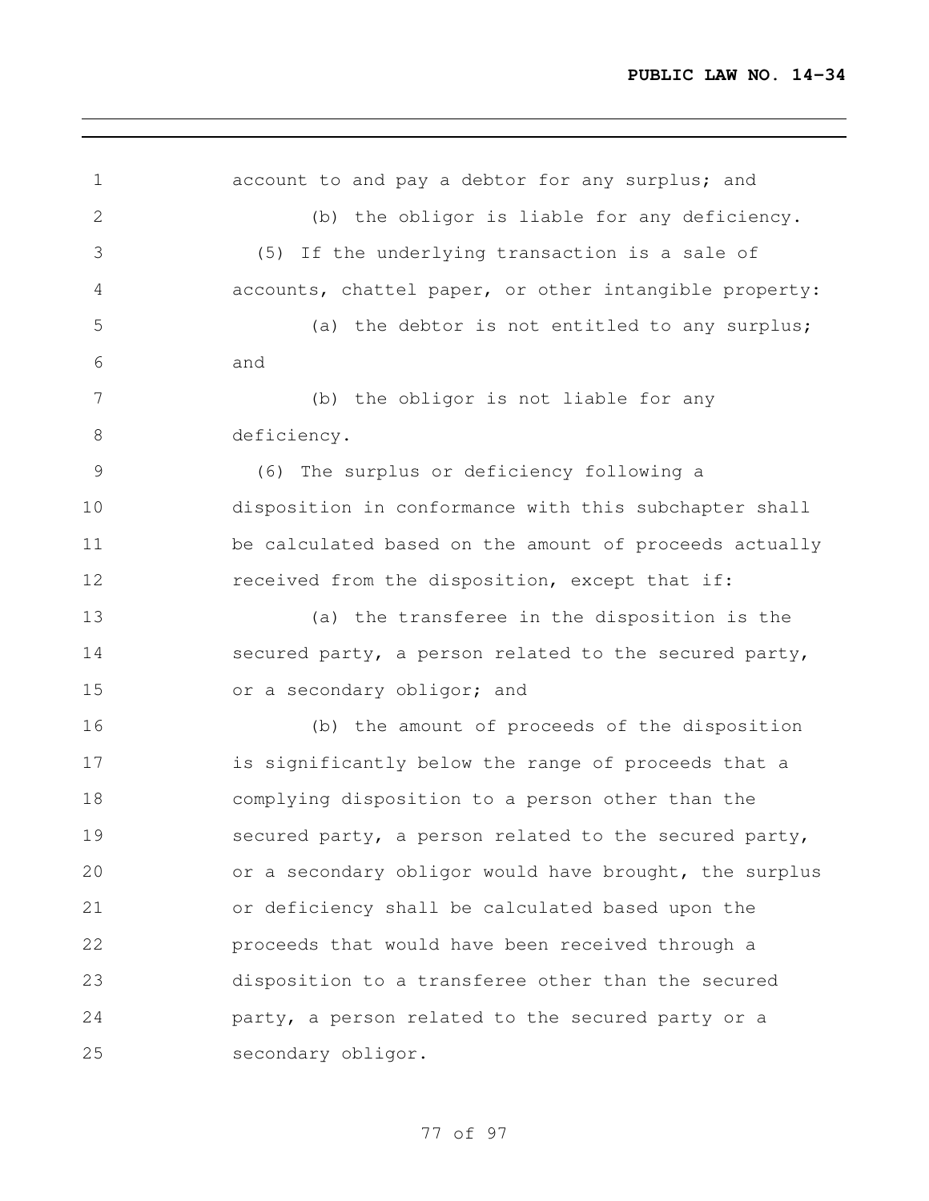account to and pay a debtor for any surplus; and

(b) the obligor is liable for any deficiency.

(5) If the underlying transaction is a sale of accounts, chattel paper, or other intangible property:

(a) the debtor is not entitled to any surplus; and

(b) the obligor is not liable for any deficiency.

(6) The surplus or deficiency following a disposition in conformance with this subchapter shall be calculated based on the amount of proceeds actually received from the disposition, except that if:

(a) the transferee in the disposition is the secured party, a person related to the secured party, or a secondary obligor; and

(b) the amount of proceeds of the disposition is significantly below the range of proceeds that a complying disposition to a person other than the secured party, a person related to the secured party, or a secondary obligor would have brought, the surplus or deficiency shall be calculated based upon the proceeds that would have been received through a disposition to a transferee other than the secured party, a person related to the secured party or a secondary obligor.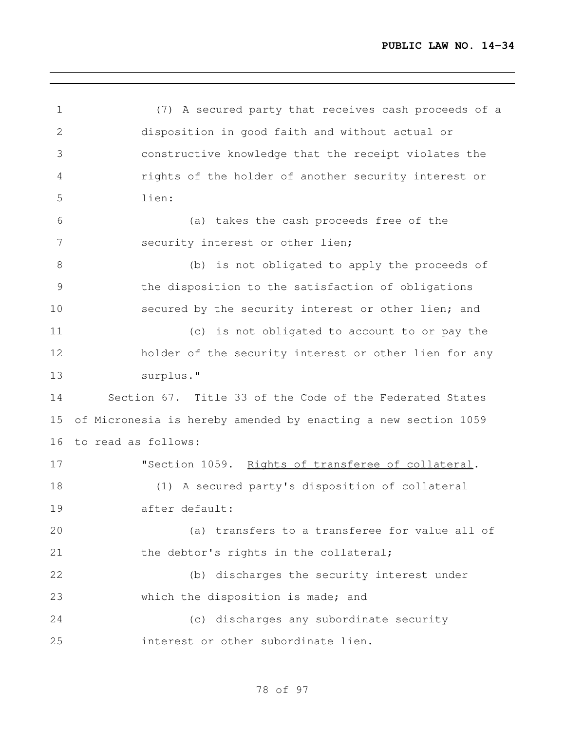(7) A secured party that receives cash proceeds of a disposition in good faith and without actual or constructive knowledge that the receipt violates the rights of the holder of another security interest or lien:

(a) takes the cash proceeds free of the security interest or other lien;

(b) is not obligated to apply the proceeds of the disposition to the satisfaction of obligations secured by the security interest or other lien; and

(c) is not obligated to account to or pay the holder of the security interest or other lien for any surplus."

Section 67. Title 33 of the Code of the Federated States of Micronesia is hereby amended by enacting a new section 1059 to read as follows:

"Section 1059. Rights of transferee of collateral.

(1) A secured party's disposition of collateral after default:

(a) transfers to a transferee for value all of the debtor's rights in the collateral;

(b) discharges the security interest under which the disposition is made; and

(c) discharges any subordinate security interest or other subordinate lien.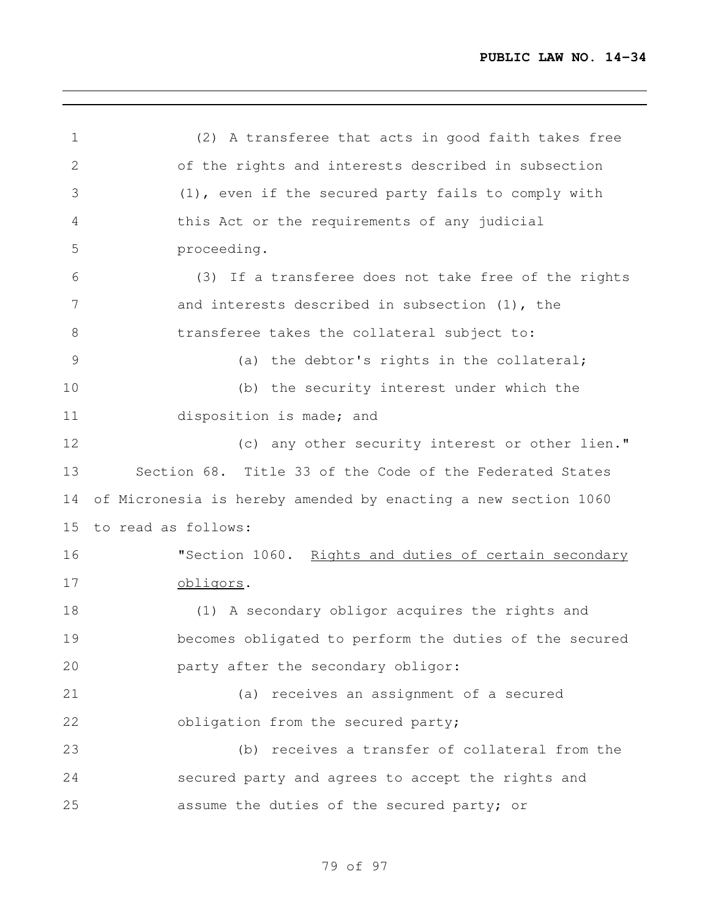(2) A transferee that acts in good faith takes free of the rights and interests described in subsection (1), even if the secured party fails to comply with this Act or the requirements of any judicial proceeding.

(3) If a transferee does not take free of the rights and interests described in subsection (1), the transferee takes the collateral subject to:

(a) the debtor's rights in the collateral;

(b) the security interest under which the disposition is made; and

(c) any other security interest or other lien."

Section 68. Title 33 of the Code of the Federated States of Micronesia is hereby amended by enacting a new section 1060 to read as follows:

"Section 1060. Rights and duties of certain secondary obligors.

(1) A secondary obligor acquires the rights and becomes obligated to perform the duties of the secured party after the secondary obligor:

(a) receives an assignment of a secured obligation from the secured party;

(b) receives a transfer of collateral from the secured party and agrees to accept the rights and assume the duties of the secured party; or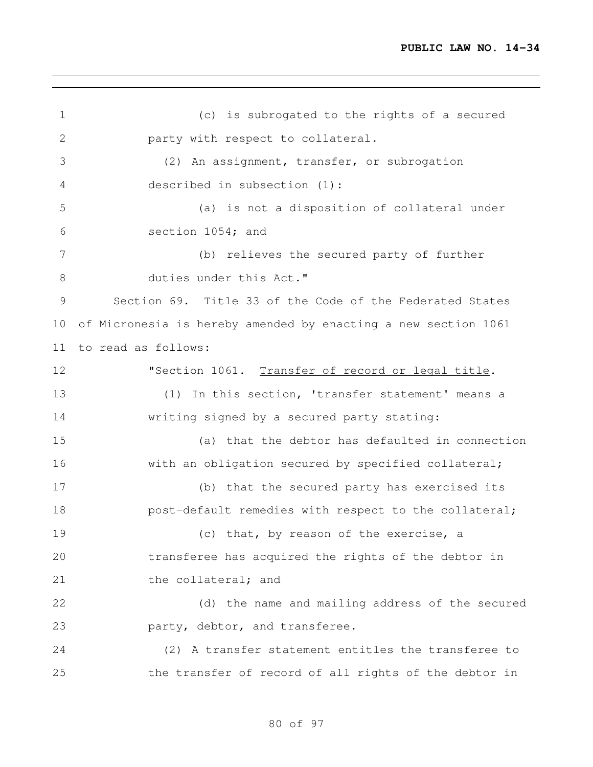(c) is subrogated to the rights of a secured party with respect to collateral.

(2) An assignment, transfer, or subrogation described in subsection (1):

(a) is not a disposition of collateral under section 1054; and

(b) relieves the secured party of further duties under this Act."

Section 69. Title 33 of the Code of the Federated States of Micronesia is hereby amended by enacting a new section 1061 to read as follows:

"Section 1061. Transfer of record or legal title.

(1) In this section, 'transfer statement' means a writing signed by a secured party stating:

(a) that the debtor has defaulted in connection with an obligation secured by specified collateral;

(b) that the secured party has exercised its post-default remedies with respect to the collateral;

(c) that, by reason of the exercise, a transferee has acquired the rights of the debtor in the collateral; and

(d) the name and mailing address of the secured party, debtor, and transferee.

(2) A transfer statement entitles the transferee to the transfer of record of all rights of the debtor in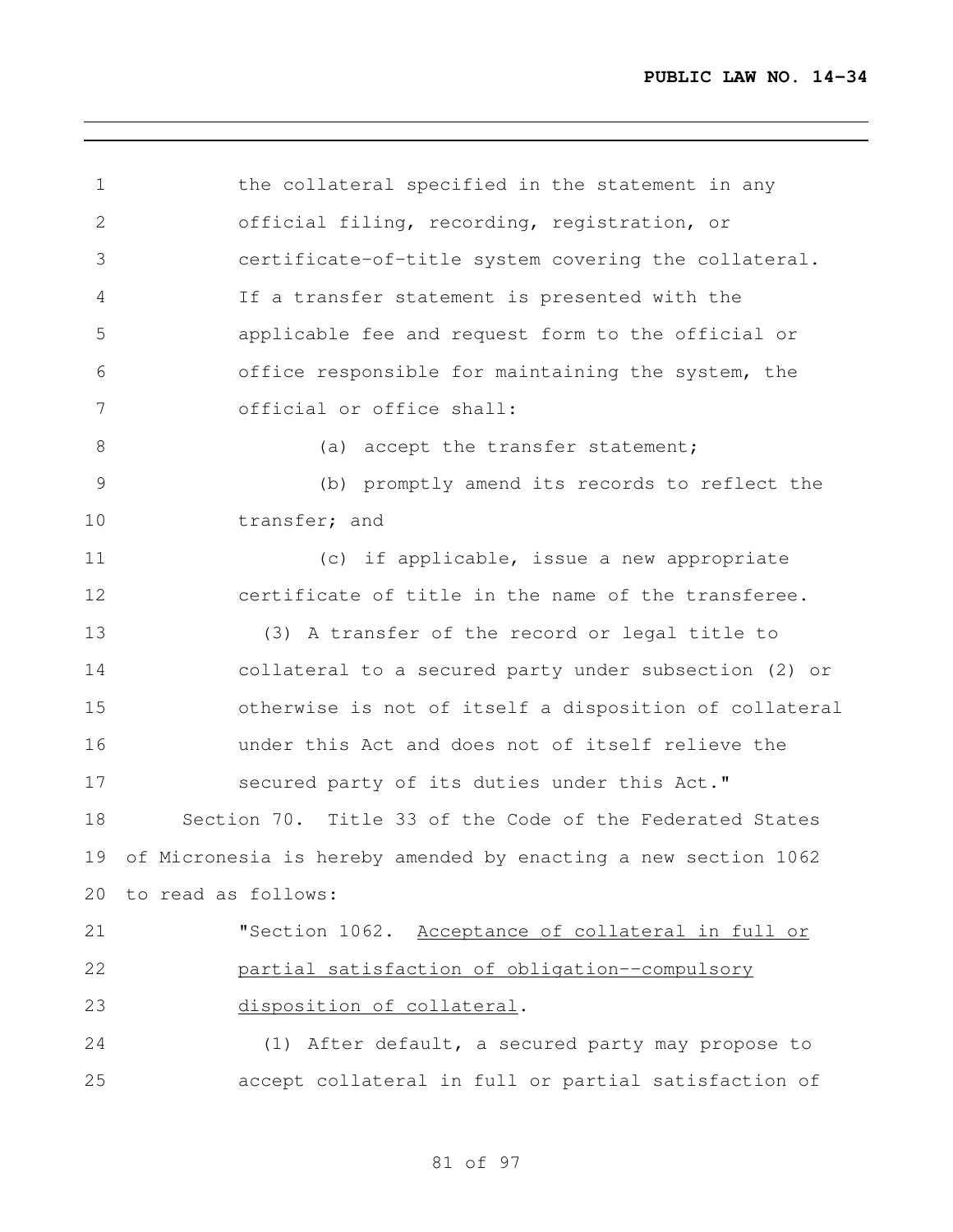the collateral specified in the statement in any official filing, recording, registration, or certificate-of-title system covering the collateral. If a transfer statement is presented with the applicable fee and request form to the official or office responsible for maintaining the system, the official or office shall:

(a) accept the transfer statement;

(b) promptly amend its records to reflect the transfer; and

(c) if applicable, issue a new appropriate certificate of title in the name of the transferee.

(3) A transfer of the record or legal title to collateral to a secured party under subsection (2) or otherwise is not of itself a disposition of collateral under this Act and does not of itself relieve the secured party of its duties under this Act."

Section 70. Title 33 of the Code of the Federated States of Micronesia is hereby amended by enacting a new section 1062 to read as follows:

"Section 1062. Acceptance of collateral in full or partial satisfaction of obligation--compulsory disposition of collateral.

(1) After default, a secured party may propose to accept collateral in full or partial satisfaction of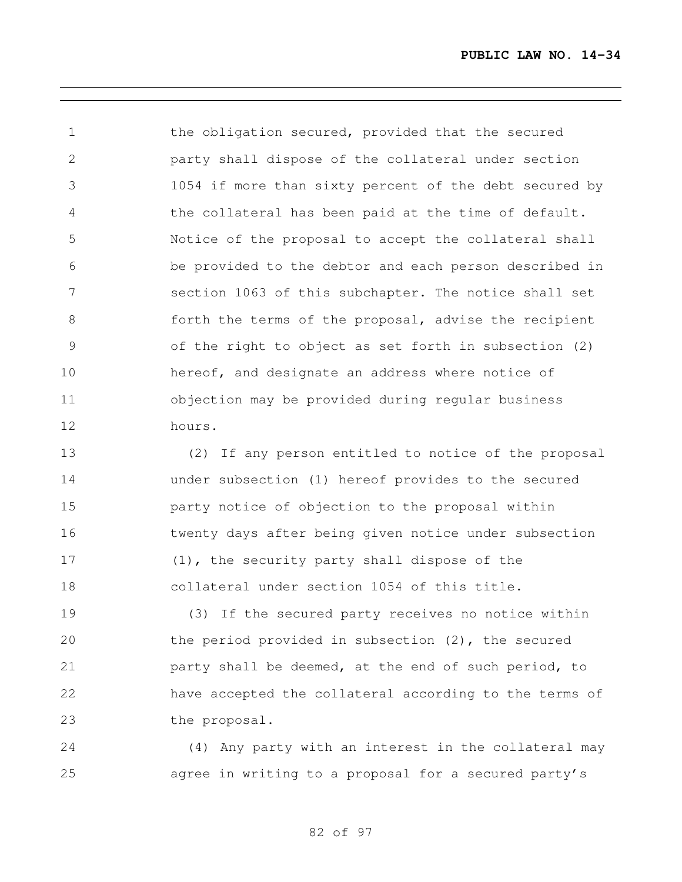the obligation secured, provided that the secured party shall dispose of the collateral under section 1054 if more than sixty percent of the debt secured by the collateral has been paid at the time of default. Notice of the proposal to accept the collateral shall be provided to the debtor and each person described in section 1063 of this subchapter. The notice shall set forth the terms of the proposal, advise the recipient of the right to object as set forth in subsection (2) hereof, and designate an address where notice of objection may be provided during regular business hours.

(2) If any person entitled to notice of the proposal under subsection (1) hereof provides to the secured party notice of objection to the proposal within twenty days after being given notice under subsection (1), the security party shall dispose of the collateral under section 1054 of this title.

(3) If the secured party receives no notice within the period provided in subsection (2), the secured party shall be deemed, at the end of such period, to have accepted the collateral according to the terms of the proposal.

(4) Any party with an interest in the collateral may agree in writing to a proposal for a secured party's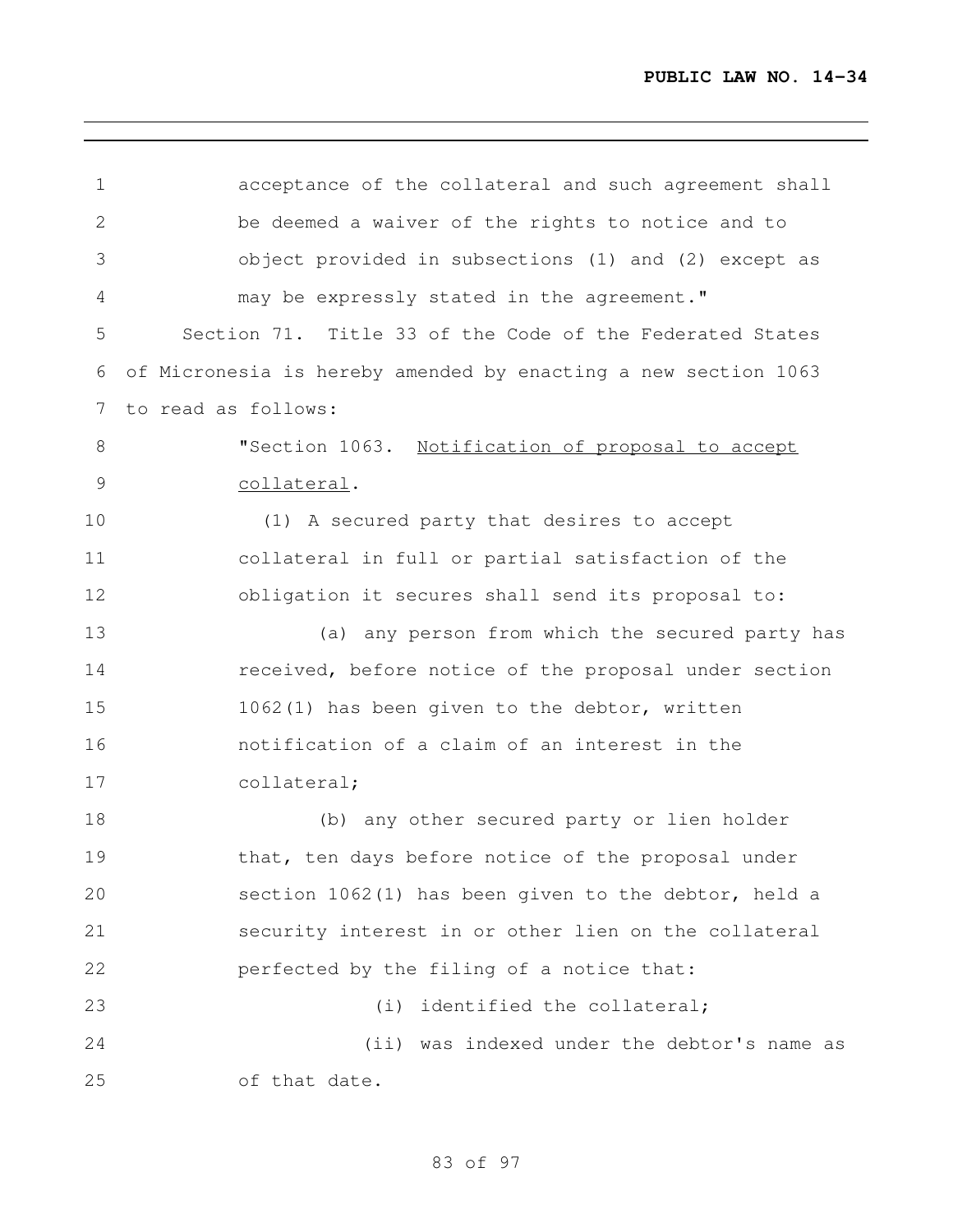acceptance of the collateral and such agreement shall be deemed a waiver of the rights to notice and to object provided in subsections (1) and (2) except as may be expressly stated in the agreement."

Section 71. Title 33 of the Code of the Federated States of Micronesia is hereby amended by enacting a new section 1063 to read as follows:

"Section 1063. Notification of proposal to accept collateral.

(1) A secured party that desires to accept collateral in full or partial satisfaction of the obligation it secures shall send its proposal to:

(a) any person from which the secured party has received, before notice of the proposal under section 1062(1) has been given to the debtor, written notification of a claim of an interest in the collateral;

(b) any other secured party or lien holder that, ten days before notice of the proposal under section 1062(1) has been given to the debtor, held a security interest in or other lien on the collateral perfected by the filing of a notice that:

(i) identified the collateral;

(ii) was indexed under the debtor's name as of that date.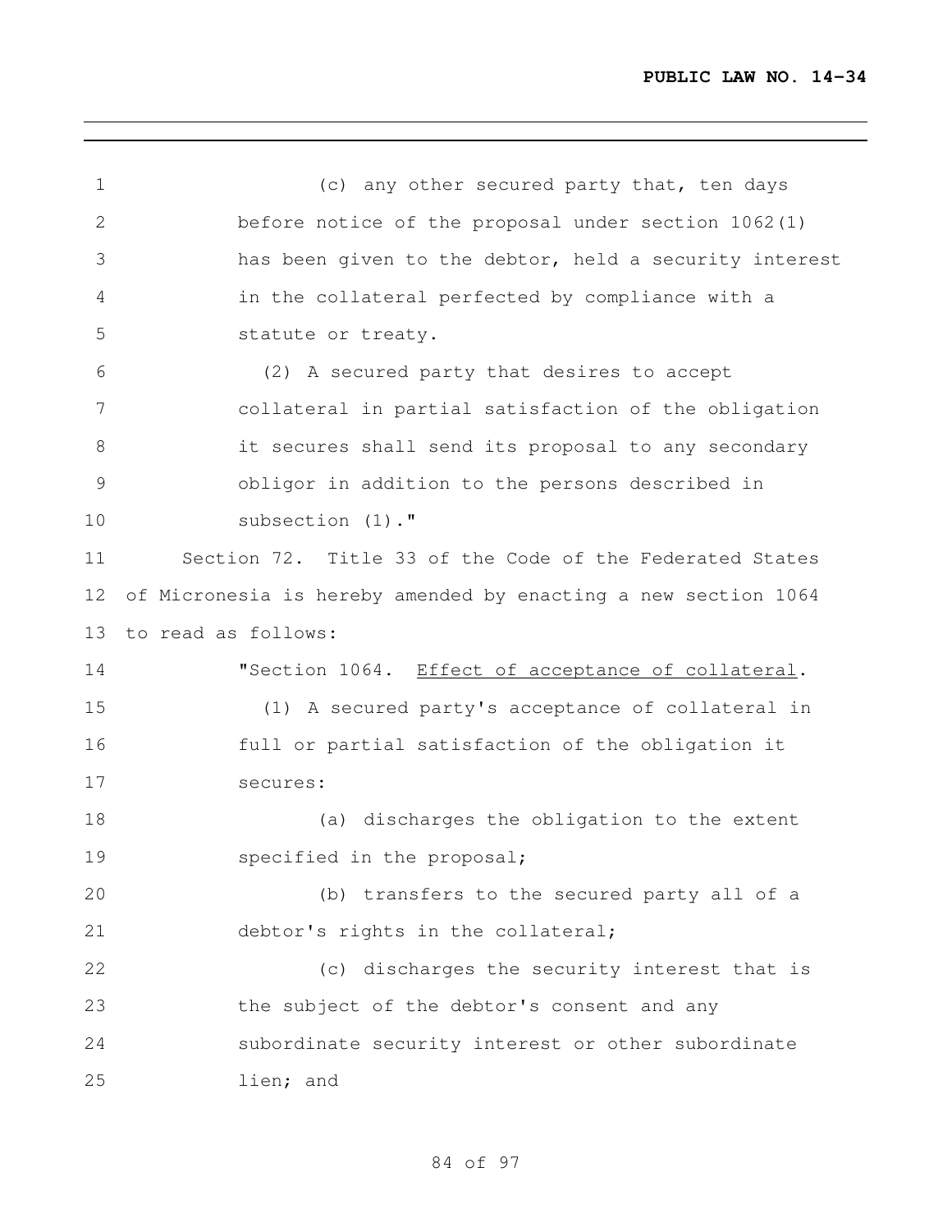(c) any other secured party that, ten days before notice of the proposal under section 1062(1) has been given to the debtor, held a security interest in the collateral perfected by compliance with a statute or treaty.

(2) A secured party that desires to accept collateral in partial satisfaction of the obligation it secures shall send its proposal to any secondary obligor in addition to the persons described in subsection (1)."

Section 72. Title 33 of the Code of the Federated States of Micronesia is hereby amended by enacting a new section 1064 to read as follows:

"Section 1064. <u>Effect of acceptance of collateral</u>.

(1) A secured party's acceptance of collateral in full or partial satisfaction of the obligation it secures:

(a) discharges the obligation to the extent specified in the proposal;

(b) transfers to the secured party all of a debtor's rights in the collateral;

(c) discharges the security interest that is the subject of the debtor's consent and any subordinate security interest or other subordinate lien; and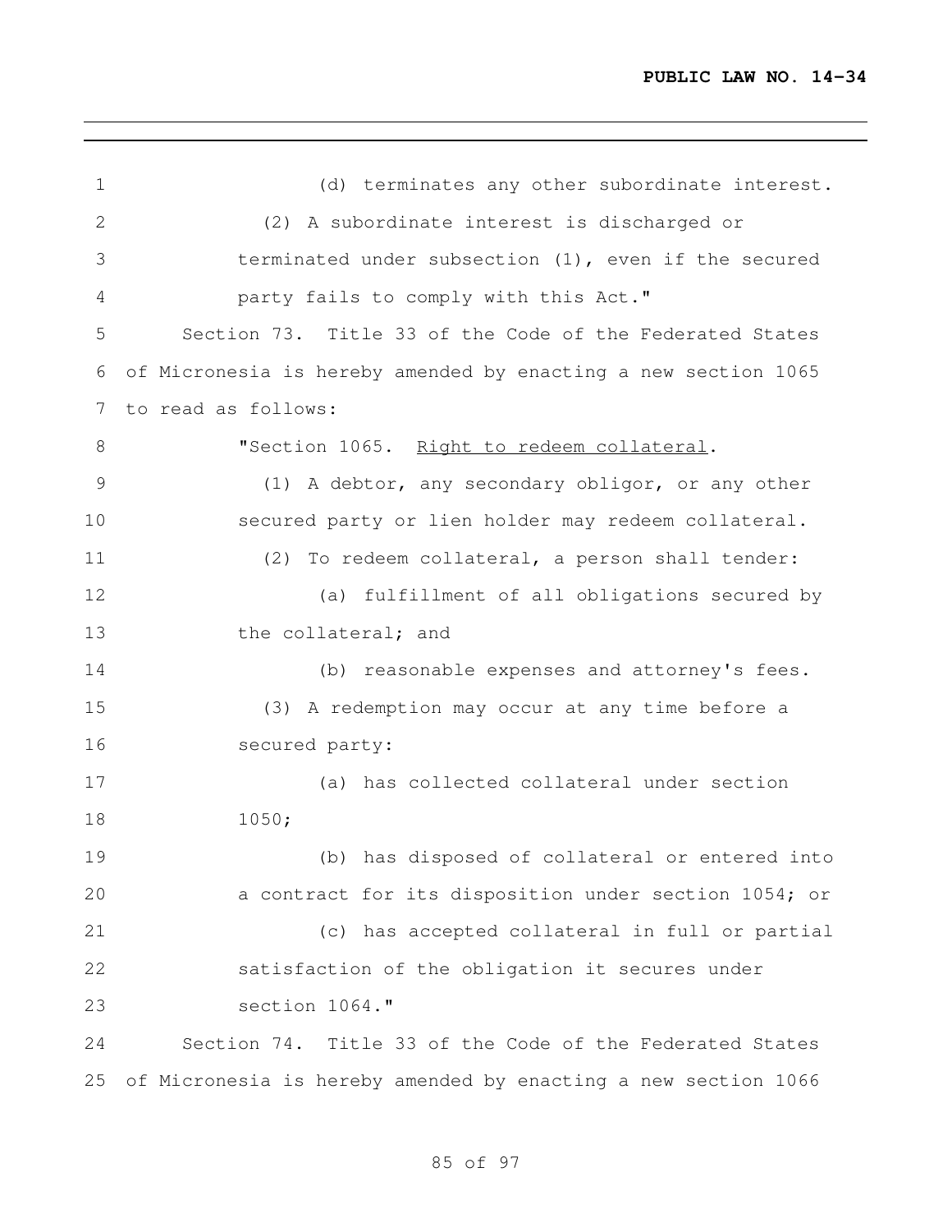(d) terminates any other subordinate interest.

(2) A subordinate interest is discharged or terminated under subsection (1), even if the secured party fails to comply with this Act."

Section 73. Title 33 of the Code of the Federated States of Micronesia is hereby amended by enacting a new section 1065 to read as follows:

"Section 1065. Right to redeem collateral.

(1) A debtor, any secondary obligor, or any other secured party or lien holder may redeem collateral.

(2) To redeem collateral, a person shall tender:

(a) fulfillment of all obligations secured by the collateral; and

(b) reasonable expenses and attorney's fees.

(3) A redemption may occur at any time before a secured party:

(a) has collected collateral under section 1050;

(b) has disposed of collateral or entered into a contract for its disposition under section 1054; or

(c) has accepted collateral in full or partial satisfaction of the obligation it secures under section 1064."

Section 74. Title 33 of the Code of the Federated States of Micronesia is hereby amended by enacting a new section 1066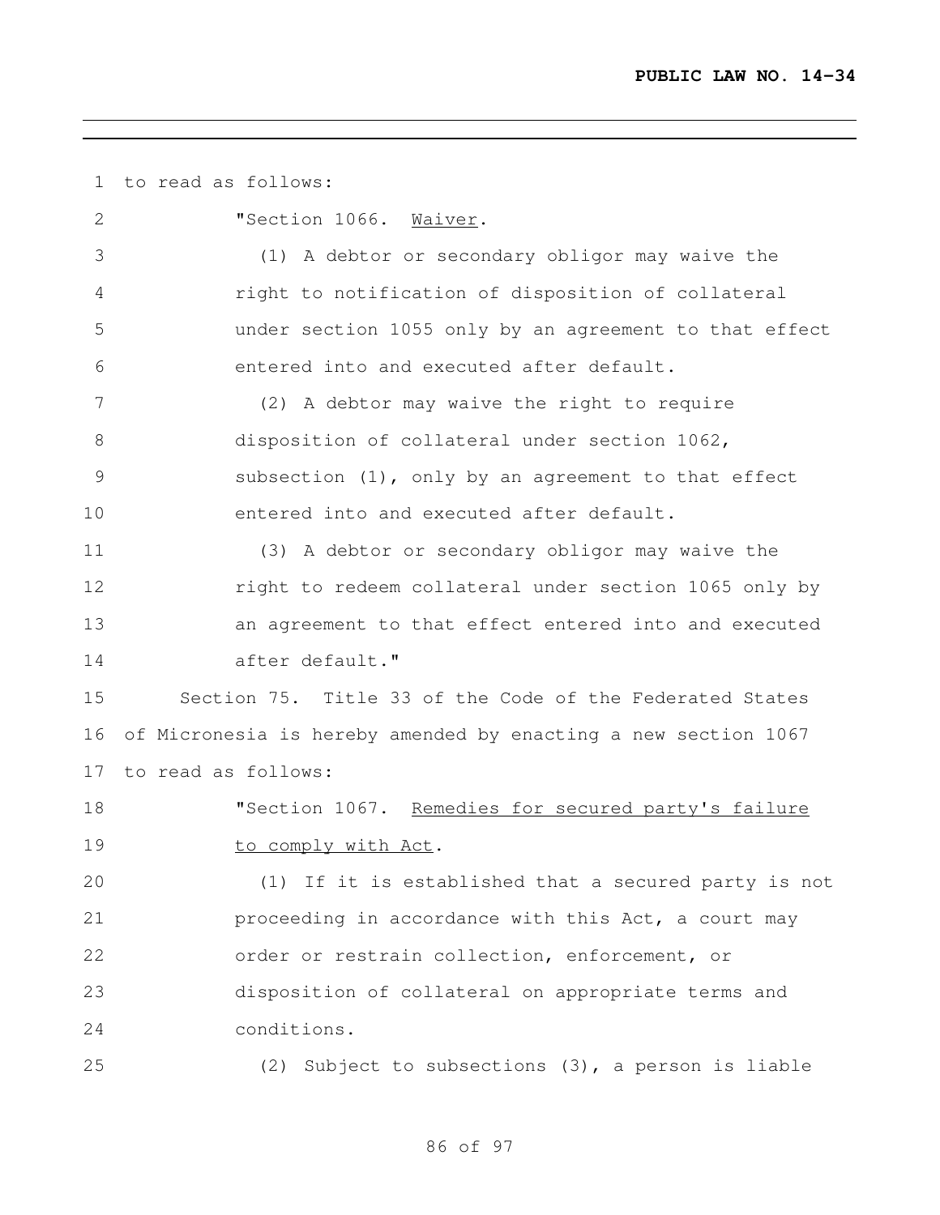to read as follows:

"Section 1066. <u>Waiver</u>.

(1) A debtor or secondary obligor may waive the right to notification of disposition of collateral under section 1055 only by an agreement to that effect entered into and executed after default.

(2) A debtor may waive the right to require disposition of collateral under section 1062, subsection (1), only by an agreement to that effect entered into and executed after default.

(3) A debtor or secondary obligor may waive the right to redeem collateral under section 1065 only by an agreement to that effect entered into and executed after default."

Section 75. Title 33 of the Code of the Federated States of Micronesia is hereby amended by enacting a new section 1067 to read as follows:

"Section 1067. <u>Remedies for secured party's failure to comply with Act</u>.

(1) If it is established that a secured party is not proceeding in accordance with this Act, a court may order or restrain collection, enforcement, or disposition of collateral on appropriate terms and conditions.

(2) Subject to subsections (3), a person is liable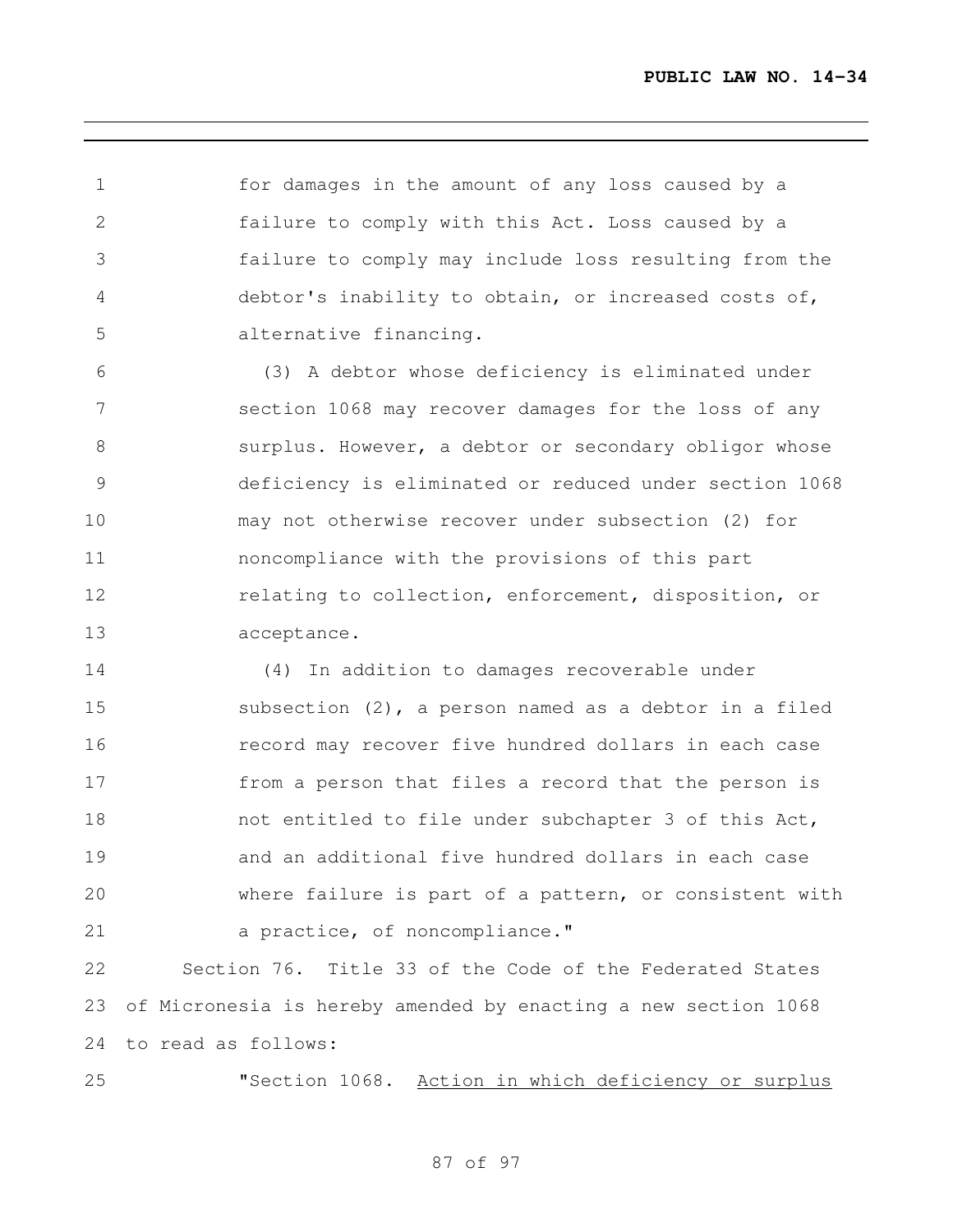for damages in the amount of any loss caused by a failure to comply with this Act. Loss caused by a failure to comply may include loss resulting from the debtor's inability to obtain, or increased costs of, alternative financing.

(3) A debtor whose deficiency is eliminated under section 1068 may recover damages for the loss of any surplus. However, a debtor or secondary obligor whose deficiency is eliminated or reduced under section 1068 may not otherwise recover under subsection (2) for noncompliance with the provisions of this part relating to collection, enforcement, disposition, or acceptance.

(4) In addition to damages recoverable under subsection (2), a person named as a debtor in a filed record may recover five hundred dollars in each case from a person that files a record that the person is not entitled to file under subchapter 3 of this Act, and an additional five hundred dollars in each case where failure is part of a pattern, or consistent with a practice, of noncompliance."

Section 76. Title 33 of the Code of the Federated States of Micronesia is hereby amended by enacting a new section 1068 to read as follows:

"Section 1068. Action in which deficiency or surplus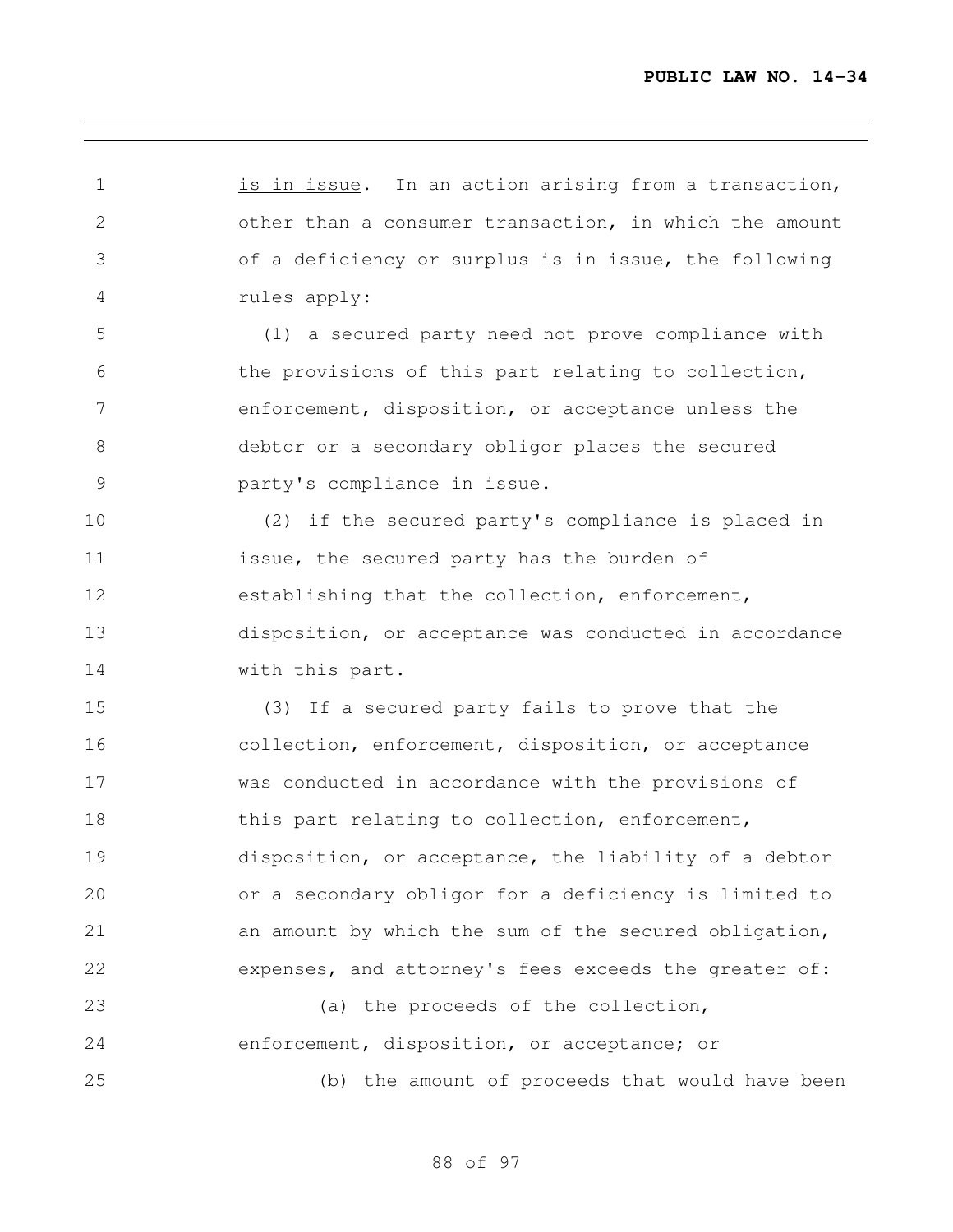is in issue. In an action arising from a transaction, other than a consumer transaction, in which the amount of a deficiency or surplus is in issue, the following rules apply:

(1) a secured party need not prove compliance with the provisions of this part relating to collection, enforcement, disposition, or acceptance unless the debtor or a secondary obligor places the secured party's compliance in issue.

(2) if the secured party's compliance is placed in issue, the secured party has the burden of establishing that the collection, enforcement, disposition, or acceptance was conducted in accordance with this part.

(3) If a secured party fails to prove that the collection, enforcement, disposition, or acceptance was conducted in accordance with the provisions of this part relating to collection, enforcement, disposition, or acceptance, the liability of a debtor or a secondary obligor for a deficiency is limited to an amount by which the sum of the secured obligation, expenses, and attorney's fees exceeds the greater of:

(a) the proceeds of the collection, enforcement, disposition, or acceptance; or

(b) the amount of proceeds that would have been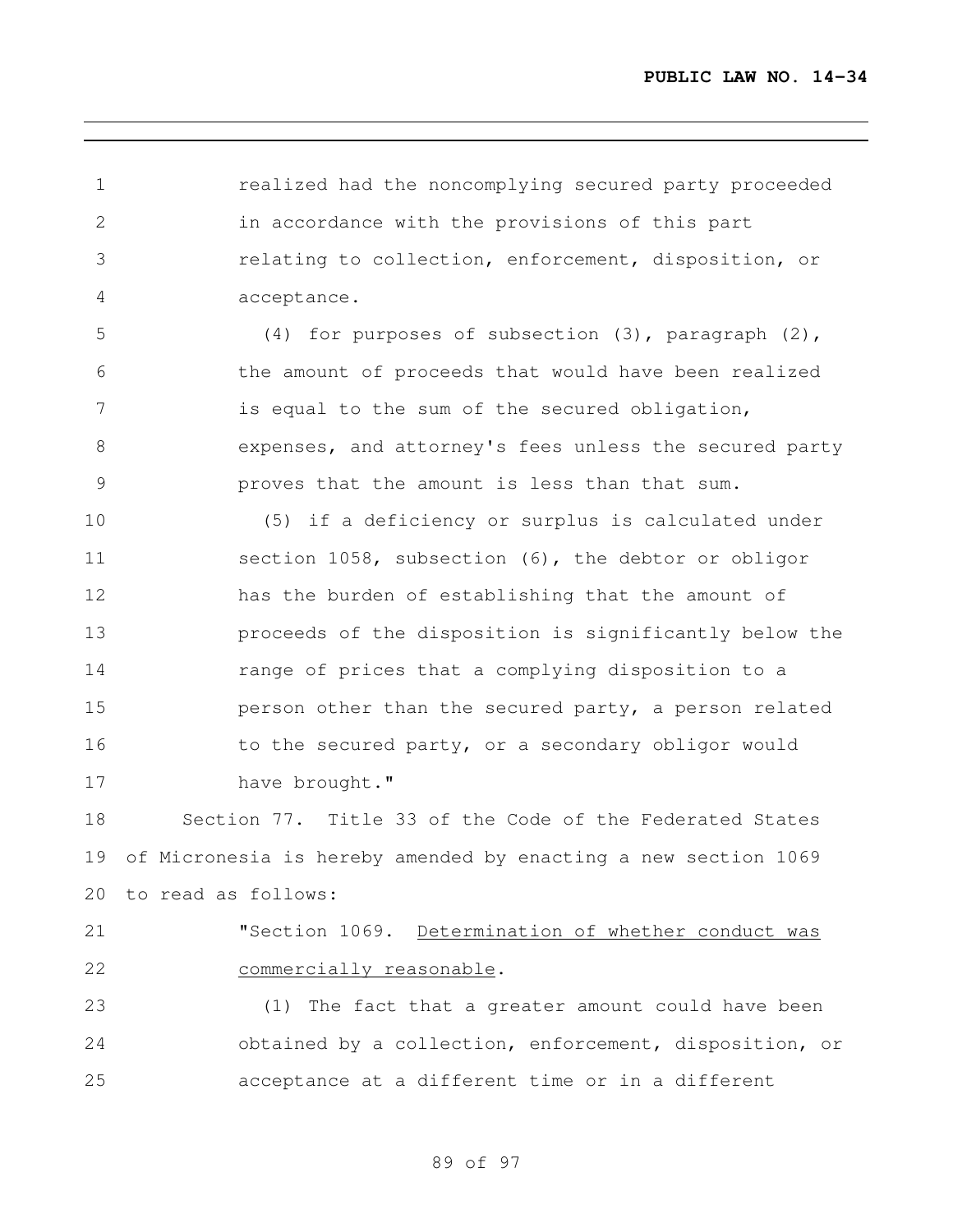realized had the noncomplying secured party proceeded in accordance with the provisions of this part relating to collection, enforcement, disposition, or acceptance.

(4) for purposes of subsection (3), paragraph (2), the amount of proceeds that would have been realized is equal to the sum of the secured obligation, expenses, and attorney's fees unless the secured party proves that the amount is less than that sum.

(5) if a deficiency or surplus is calculated under section 1058, subsection (6), the debtor or obligor has the burden of establishing that the amount of proceeds of the disposition is significantly below the range of prices that a complying disposition to a person other than the secured party, a person related to the secured party, or a secondary obligor would have brought."

Section 77. Title 33 of the Code of the Federated States of Micronesia is hereby amended by enacting a new section 1069 to read as follows:

"Section 1069. Determination of whether conduct was commercially reasonable.

(1) The fact that a greater amount could have been obtained by a collection, enforcement, disposition, or acceptance at a different time or in a different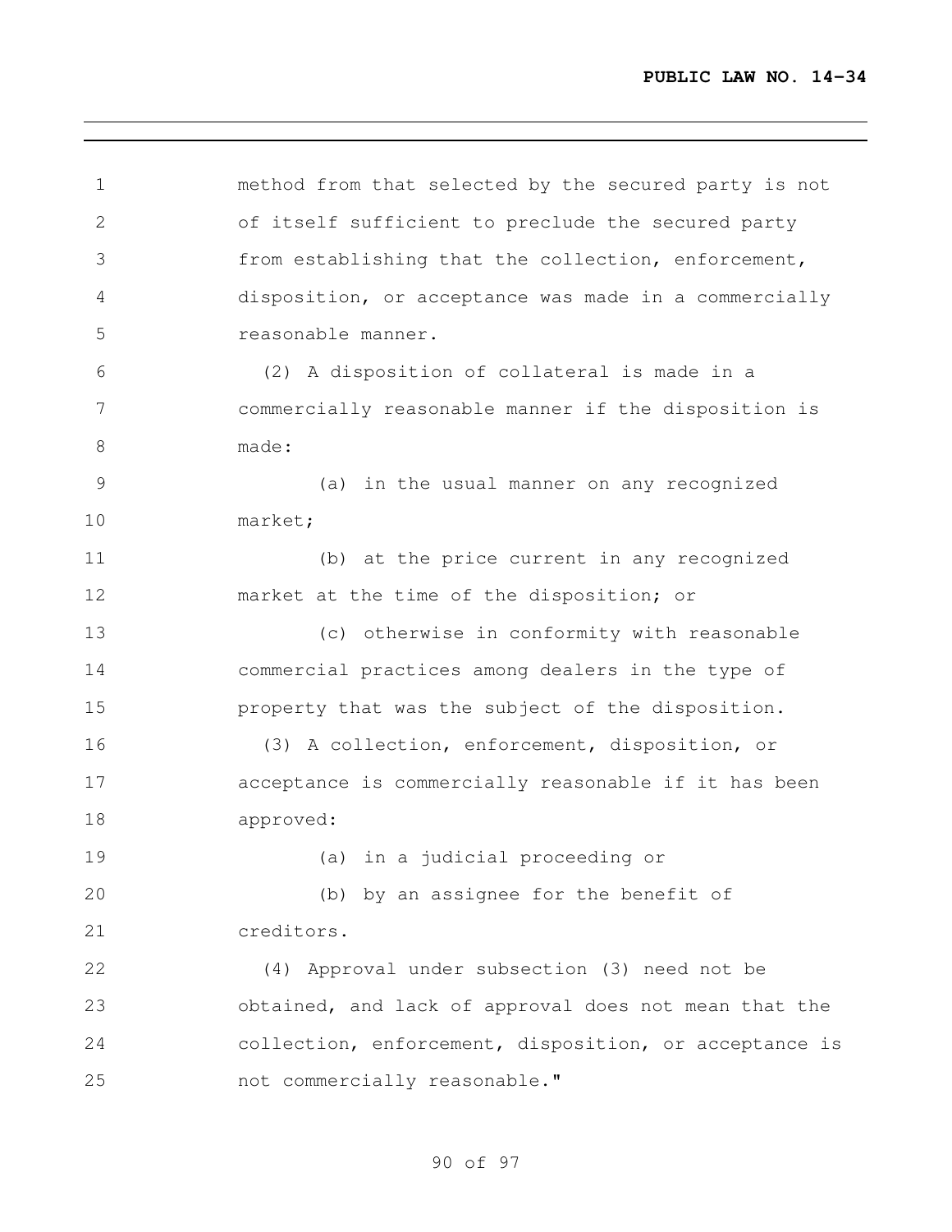method from that selected by the secured party is not of itself sufficient to preclude the secured party from establishing that the collection, enforcement, disposition, or acceptance was made in a commercially reasonable manner.

(2) A disposition of collateral is made in a commercially reasonable manner if the disposition is made:

(a) in the usual manner on any recognized market;

(b) at the price current in any recognized market at the time of the disposition; or

(c) otherwise in conformity with reasonable commercial practices among dealers in the type of property that was the subject of the disposition.

(3) A collection, enforcement, disposition, or acceptance is commercially reasonable if it has been approved:

(a) in a judicial proceeding or

(b) by an assignee for the benefit of creditors.

(4) Approval under subsection (3) need not be obtained, and lack of approval does not mean that the collection, enforcement, disposition, or acceptance is not commercially reasonable."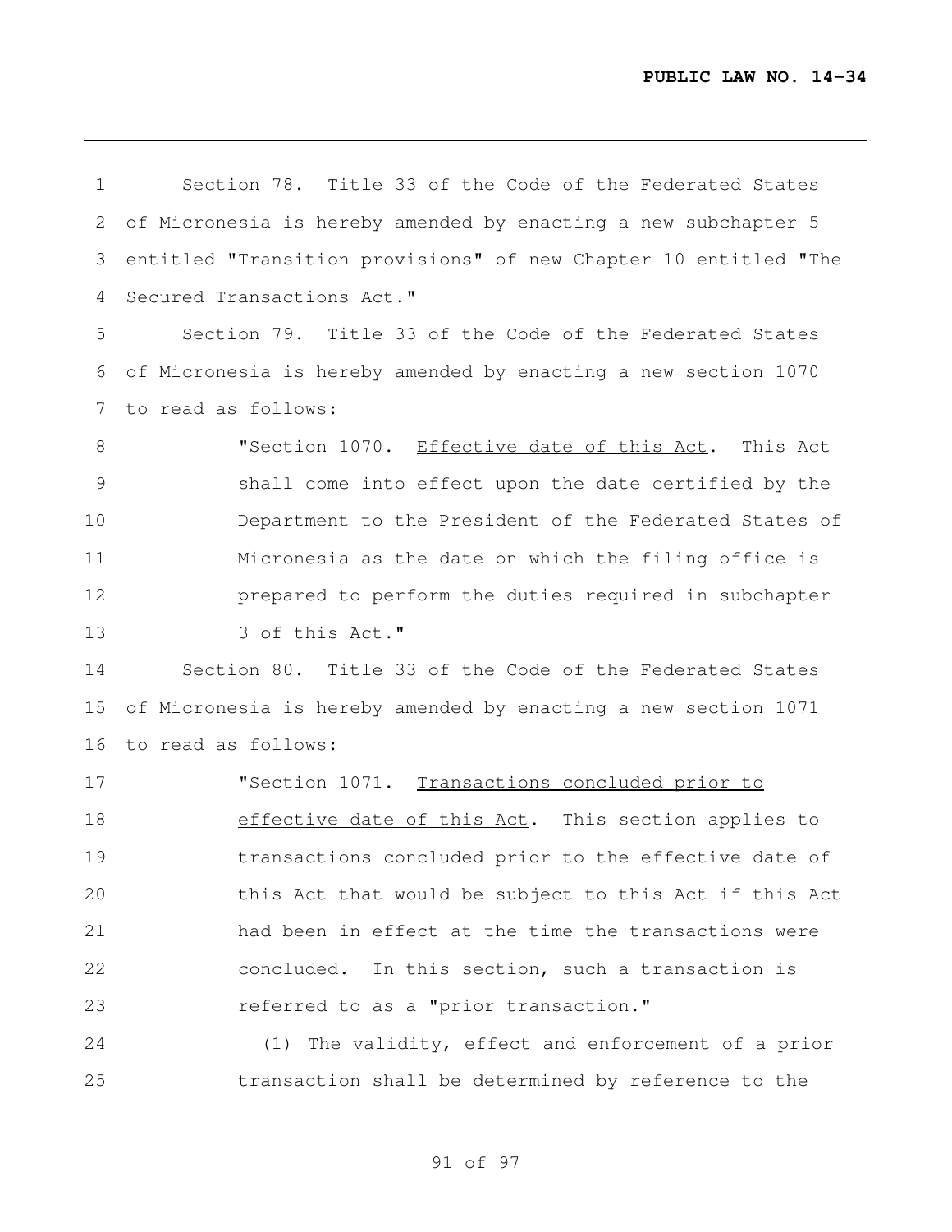Section 78. Title 33 of the Code of the Federated States of Micronesia is hereby amended by enacting a new subchapter 5 entitled "Transition provisions" of new Chapter 10 entitled "The Secured Transactions Act."

Section 79. Title 33 of the Code of the Federated States of Micronesia is hereby amended by enacting a new section 1070 to read as follows:

> "Section 1070. Effective date of this Act. This Act shall come into effect upon the date certified by the Department to the President of the Federated States of Micronesia as the date on which the filing office is prepared to perform the duties required in subchapter 3 of this Act."

Section 80. Title 33 of the Code of the Federated States of Micronesia is hereby amended by enacting a new section 1071 to read as follows:

> "Section 1071. Transactions concluded prior to effective date of this Act. This section applies to transactions concluded prior to the effective date of this Act that would be subject to this Act if this Act had been in effect at the time the transactions were concluded. In this section, such a transaction is referred to as a "prior transaction."
>
> (1) The validity, effect and enforcement of a prior transaction shall be determined by reference to the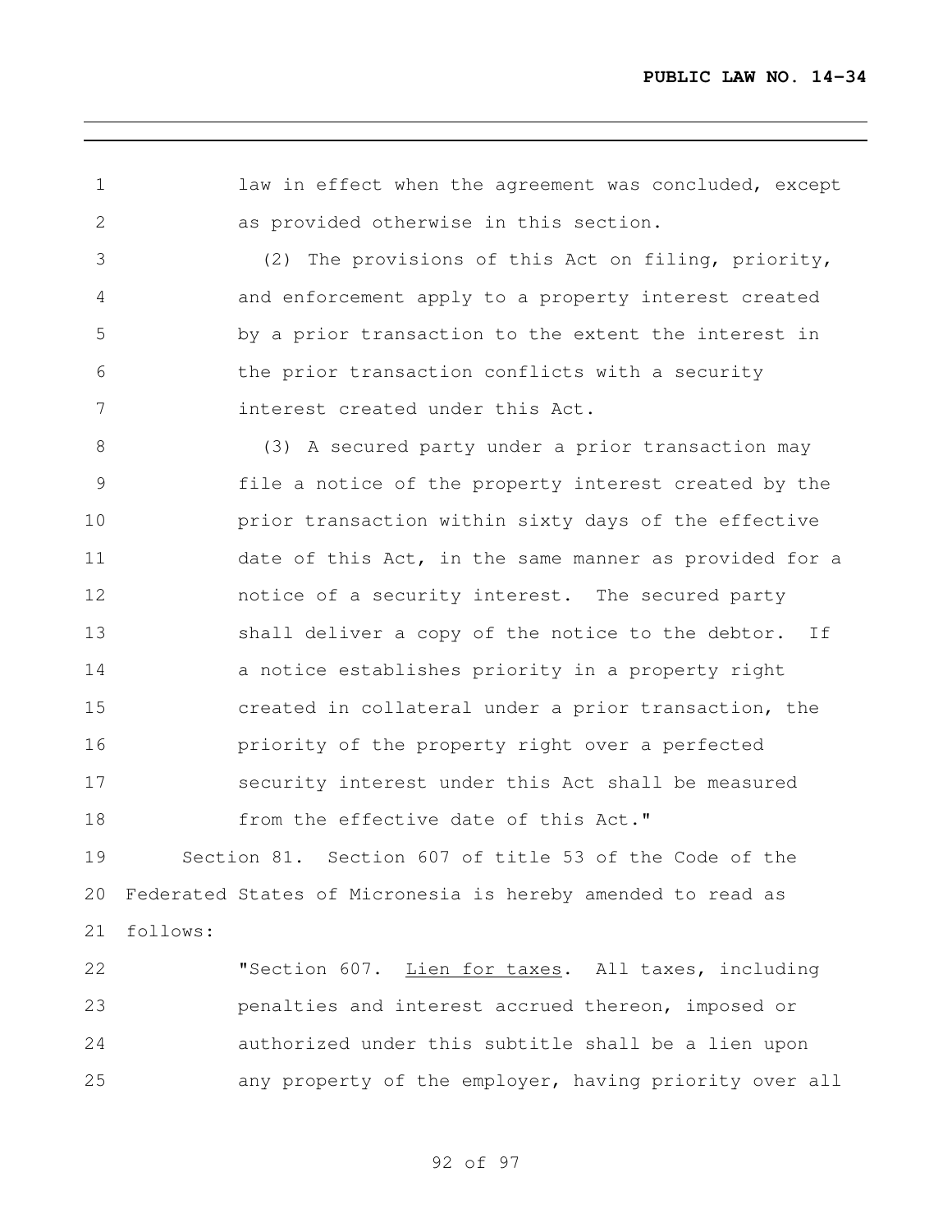law in effect when the agreement was concluded, except as provided otherwise in this section.

(2) The provisions of this Act on filing, priority, and enforcement apply to a property interest created by a prior transaction to the extent the interest in the prior transaction conflicts with a security interest created under this Act.

(3) A secured party under a prior transaction may file a notice of the property interest created by the prior transaction within sixty days of the effective date of this Act, in the same manner as provided for a notice of a security interest. The secured party shall deliver a copy of the notice to the debtor. If a notice establishes priority in a property right created in collateral under a prior transaction, the priority of the property right over a perfected security interest under this Act shall be measured from the effective date of this Act."

Section 81. Section 607 of title 53 of the Code of the Federated States of Micronesia is hereby amended to read as follows:

"Section 607. Lien for taxes. All taxes, including penalties and interest accrued thereon, imposed or authorized under this subtitle shall be a lien upon any property of the employer, having priority over all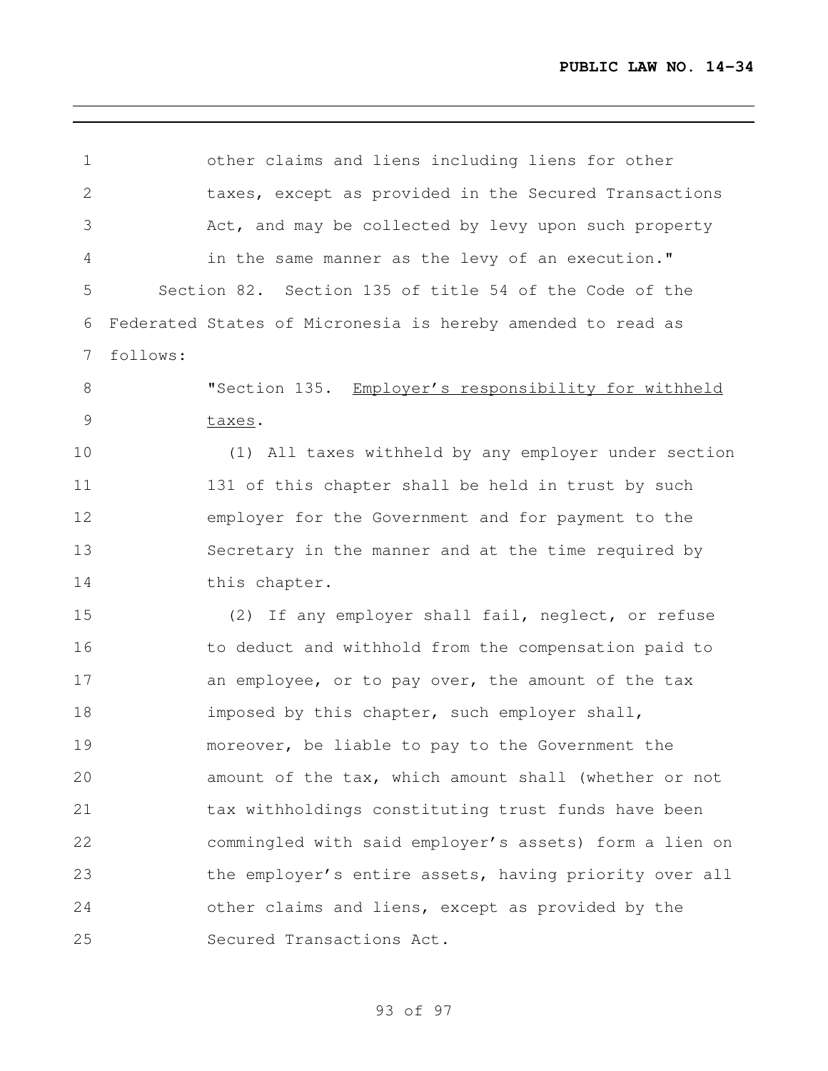other claims and liens including liens for other taxes, except as provided in the Secured Transactions Act, and may be collected by levy upon such property in the same manner as the levy of an execution."

Section 82. Section 135 of title 54 of the Code of the Federated States of Micronesia is hereby amended to read as follows:

"Section 135. Employer's responsibility for withheld taxes.

(1) All taxes withheld by any employer under section 131 of this chapter shall be held in trust by such employer for the Government and for payment to the Secretary in the manner and at the time required by this chapter.

(2) If any employer shall fail, neglect, or refuse to deduct and withhold from the compensation paid to an employee, or to pay over, the amount of the tax imposed by this chapter, such employer shall, moreover, be liable to pay to the Government the amount of the tax, which amount shall (whether or not tax withholdings constituting trust funds have been commingled with said employer's assets) form a lien on the employer's entire assets, having priority over all other claims and liens, except as provided by the Secured Transactions Act.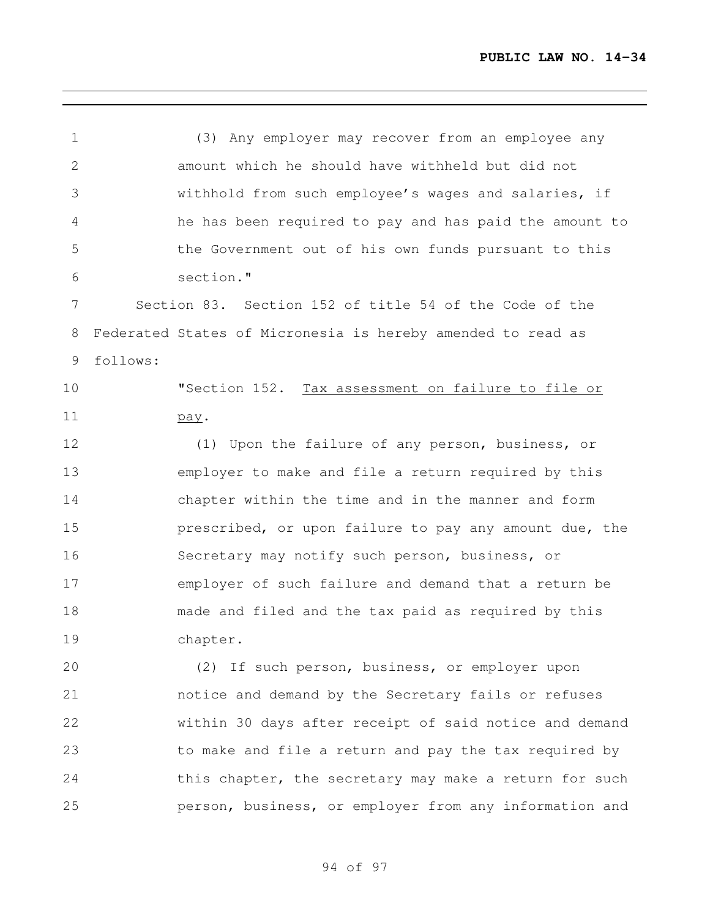(3) Any employer may recover from an employee any amount which he should have withheld but did not withhold from such employee's wages and salaries, if he has been required to pay and has paid the amount to the Government out of his own funds pursuant to this section."

Section 83. Section 152 of title 54 of the Code of the Federated States of Micronesia is hereby amended to read as follows:

"Section 152. Tax assessment on failure to file or pay.

(1) Upon the failure of any person, business, or employer to make and file a return required by this chapter within the time and in the manner and form prescribed, or upon failure to pay any amount due, the Secretary may notify such person, business, or employer of such failure and demand that a return be made and filed and the tax paid as required by this chapter.

(2) If such person, business, or employer upon notice and demand by the Secretary fails or refuses within 30 days after receipt of said notice and demand to make and file a return and pay the tax required by this chapter, the secretary may make a return for such person, business, or employer from any information and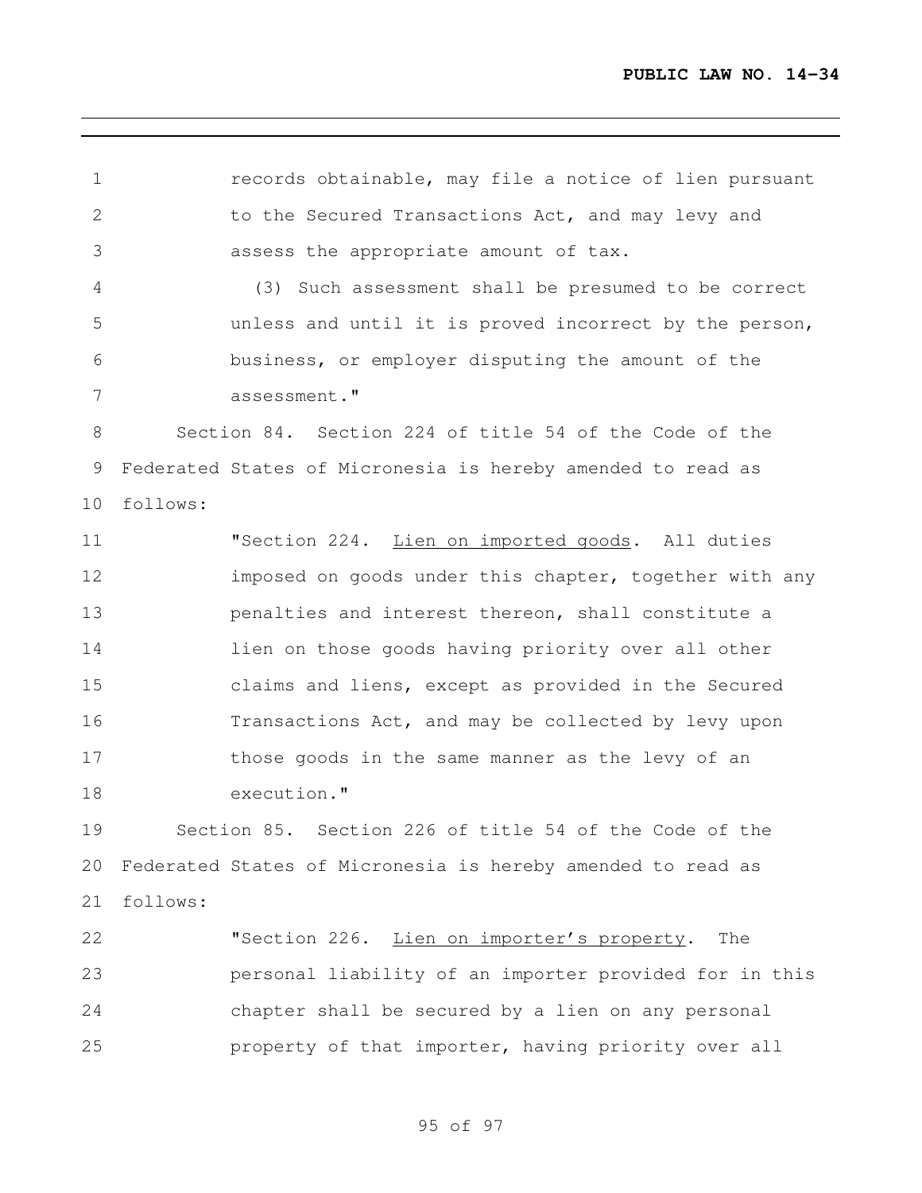records obtainable, may file a notice of lien pursuant to the Secured Transactions Act, and may levy and assess the appropriate amount of tax.

(3) Such assessment shall be presumed to be correct unless and until it is proved incorrect by the person, business, or employer disputing the amount of the assessment."

Section 84. Section 224 of title 54 of the Code of the Federated States of Micronesia is hereby amended to read as follows:

"Section 224. Lien on imported goods. All duties imposed on goods under this chapter, together with any penalties and interest thereon, shall constitute a lien on those goods having priority over all other claims and liens, except as provided in the Secured Transactions Act, and may be collected by levy upon those goods in the same manner as the levy of an execution."

Section 85. Section 226 of title 54 of the Code of the Federated States of Micronesia is hereby amended to read as follows:

"Section 226. Lien on importer's property. The personal liability of an importer provided for in this chapter shall be secured by a lien on any personal property of that importer, having priority over all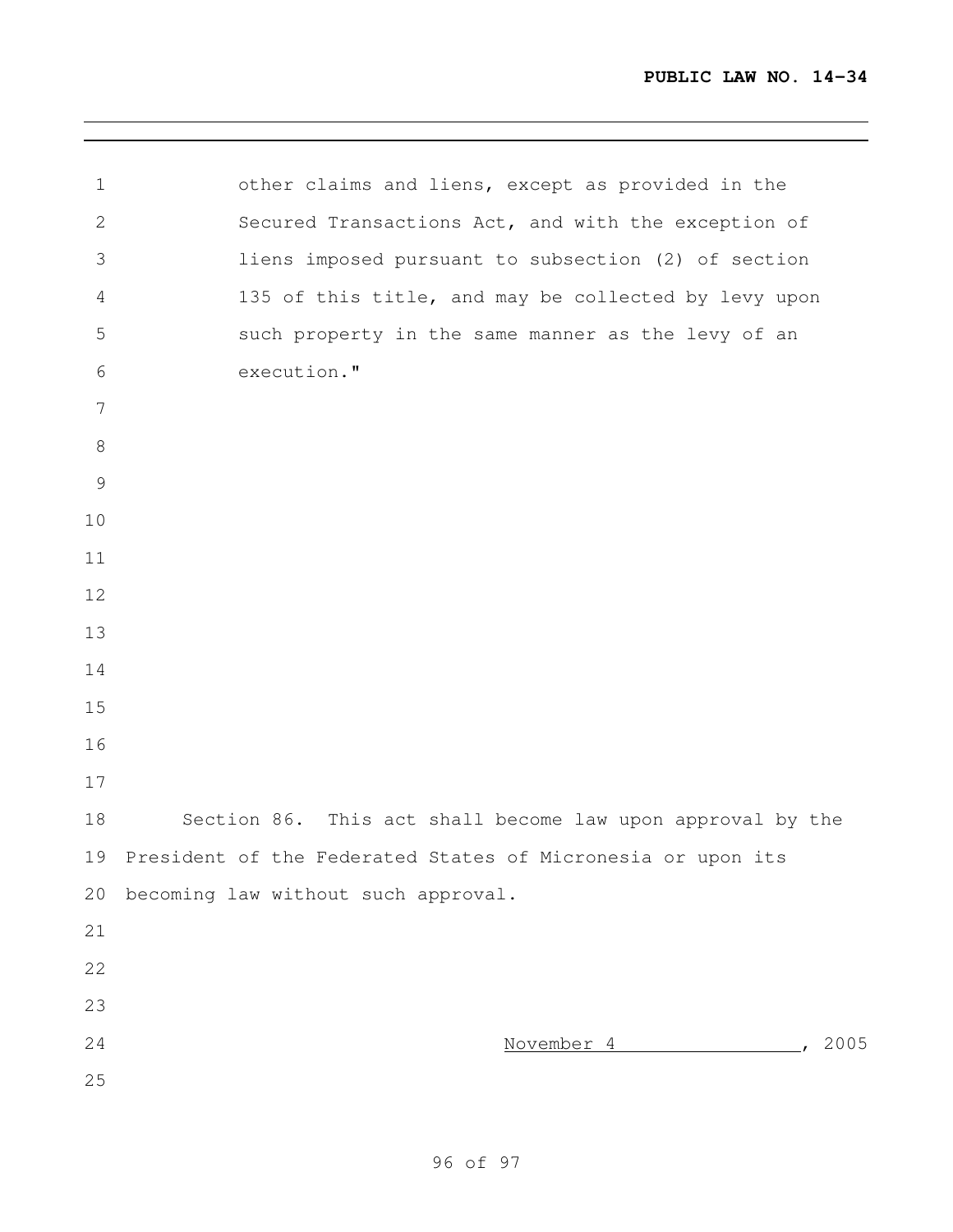other claims and liens, except as provided in the Secured Transactions Act, and with the exception of liens imposed pursuant to subsection (2) of section 135 of this title, and may be collected by levy upon such property in the same manner as the levy of an execution."

Section 86. This act shall become law upon approval by the President of the Federated States of Micronesia or upon its becoming law without such approval.

November 4, 2005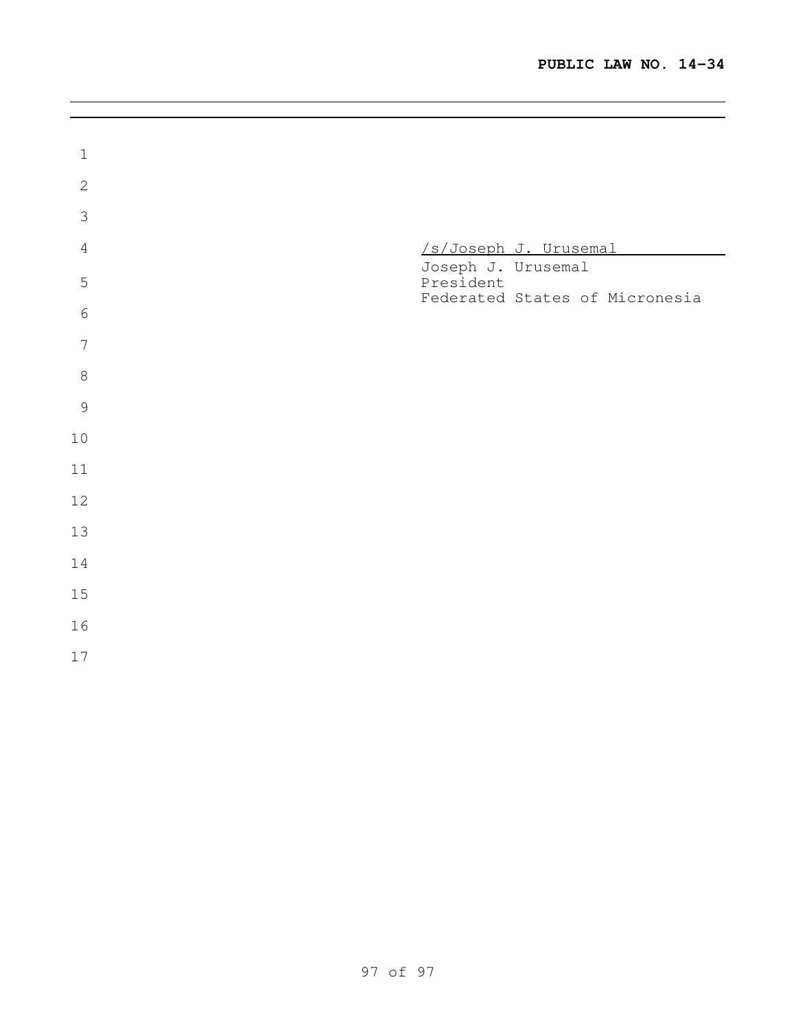/s/Joseph J. Urusemal

Joseph J. Urusemal
President
Federated States of Micronesia